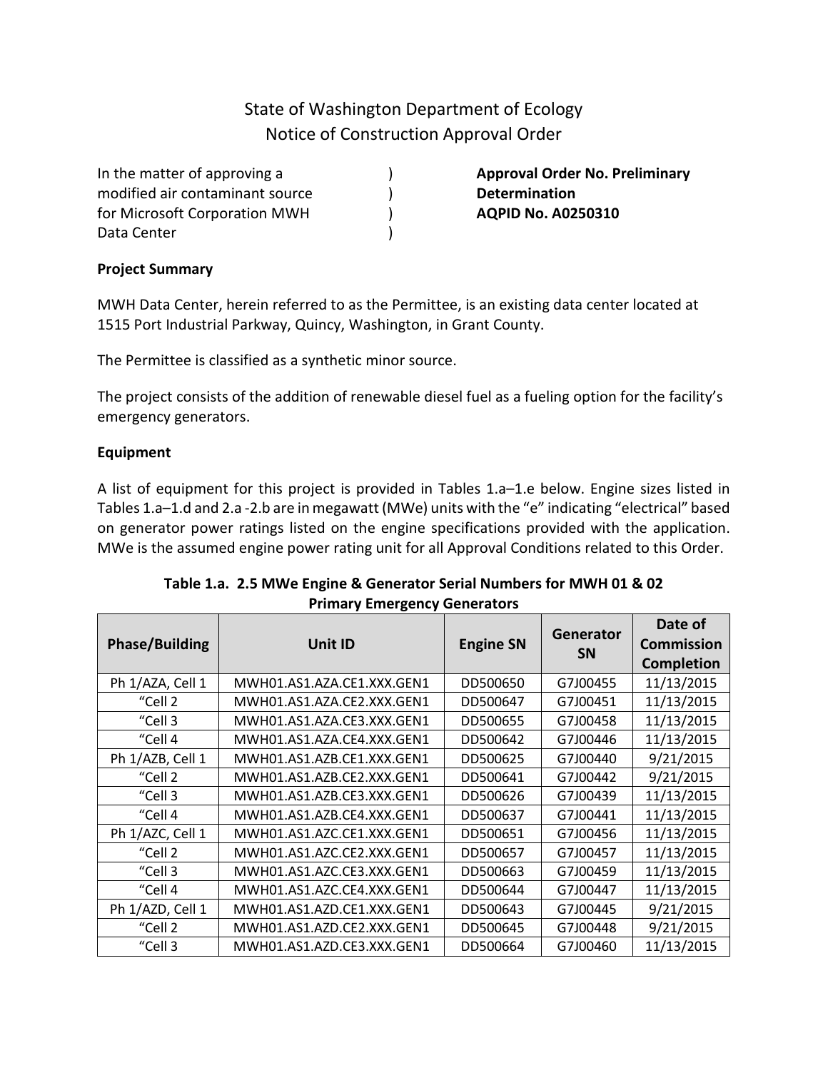# State of Washington Department of Ecology
## Notice of Construction Approval Order

| | | |
|---|---|---|
| In the matter of approving a modified air contaminant source for Microsoft Corporation MWH Data Center | ) | **Approval Order No. Preliminary Determination** **AQPID No. A0250310** |

**Project Summary**

MWH Data Center, herein referred to as the Permittee, is an existing data center located at 1515 Port Industrial Parkway, Quincy, Washington, in Grant County.

The Permittee is classified as a synthetic minor source.

The project consists of the addition of renewable diesel fuel as a fueling option for the facility's emergency generators.

**Equipment**

A list of equipment for this project is provided in Tables 1.a–1.e below. Engine sizes listed in Tables 1.a–1.d and 2.a -2.b are in megawatt (MWe) units with the "e" indicating "electrical" based on generator power ratings listed on the engine specifications provided with the application. MWe is the assumed engine power rating unit for all Approval Conditions related to this Order.

**Table 1.a. 2.5 MWe Engine & Generator Serial Numbers for MWH 01 & 02 Primary Emergency Generators**

| Phase/Building | Unit ID | Engine SN | Generator SN | Date of Commission Completion |
|---|---|---|---|---|
| Ph 1/AZA, Cell 1 | MWH01.AS1.AZA.CE1.XXX.GEN1 | DD500650 | G7J00455 | 11/13/2015 |
| "Cell 2 | MWH01.AS1.AZA.CE2.XXX.GEN1 | DD500647 | G7J00451 | 11/13/2015 |
| "Cell 3 | MWH01.AS1.AZA.CE3.XXX.GEN1 | DD500655 | G7J00458 | 11/13/2015 |
| "Cell 4 | MWH01.AS1.AZA.CE4.XXX.GEN1 | DD500642 | G7J00446 | 11/13/2015 |
| Ph 1/AZB, Cell 1 | MWH01.AS1.AZB.CE1.XXX.GEN1 | DD500625 | G7J00440 | 9/21/2015 |
| "Cell 2 | MWH01.AS1.AZB.CE2.XXX.GEN1 | DD500641 | G7J00442 | 9/21/2015 |
| "Cell 3 | MWH01.AS1.AZB.CE3.XXX.GEN1 | DD500626 | G7J00439 | 11/13/2015 |
| "Cell 4 | MWH01.AS1.AZB.CE4.XXX.GEN1 | DD500637 | G7J00441 | 11/13/2015 |
| Ph 1/AZC, Cell 1 | MWH01.AS1.AZC.CE1.XXX.GEN1 | DD500651 | G7J00456 | 11/13/2015 |
| "Cell 2 | MWH01.AS1.AZC.CE2.XXX.GEN1 | DD500657 | G7J00457 | 11/13/2015 |
| "Cell 3 | MWH01.AS1.AZC.CE3.XXX.GEN1 | DD500663 | G7J00459 | 11/13/2015 |
| "Cell 4 | MWH01.AS1.AZC.CE4.XXX.GEN1 | DD500644 | G7J00447 | 11/13/2015 |
| Ph 1/AZD, Cell 1 | MWH01.AS1.AZD.CE1.XXX.GEN1 | DD500643 | G7J00445 | 9/21/2015 |
| "Cell 2 | MWH01.AS1.AZD.CE2.XXX.GEN1 | DD500645 | G7J00448 | 9/21/2015 |
| "Cell 3 | MWH01.AS1.AZD.CE3.XXX.GEN1 | DD500664 | G7J00460 | 11/13/2015 |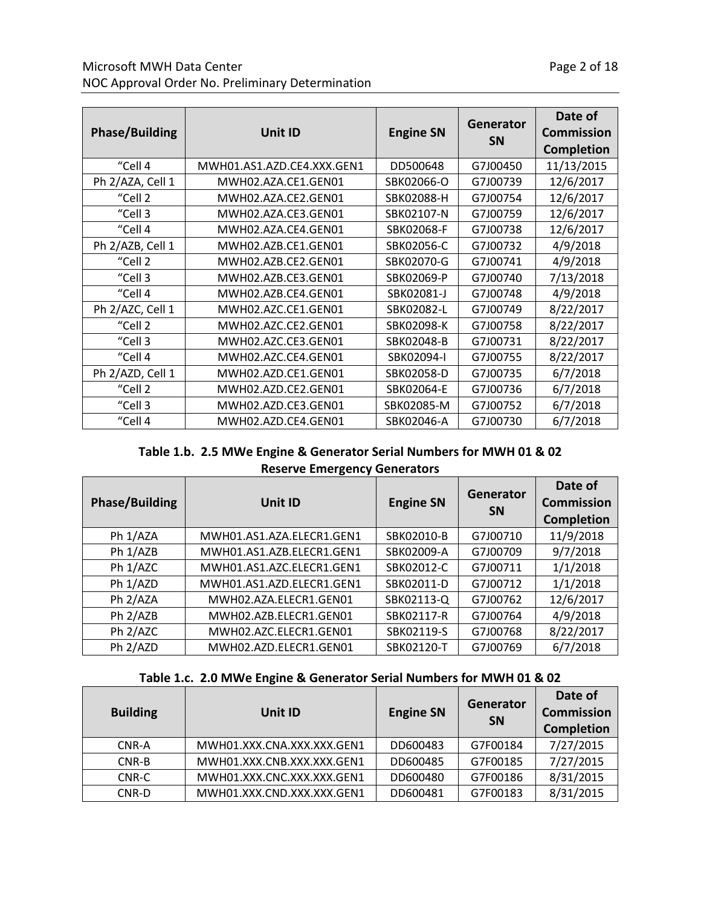| Phase/Building | Unit ID | Engine SN | Generator SN | Date of Commission Completion |
|---|---|---|---|---|
| "Cell 4 | MWH01.AS1.AZD.CE4.XXX.GEN1 | DD500648 | G7J00450 | 11/13/2015 |
| Ph 2/AZA, Cell 1 | MWH02.AZA.CE1.GEN01 | SBK02066-O | G7J00739 | 12/6/2017 |
| "Cell 2 | MWH02.AZA.CE2.GEN01 | SBK02088-H | G7J00754 | 12/6/2017 |
| "Cell 3 | MWH02.AZA.CE3.GEN01 | SBK02107-N | G7J00759 | 12/6/2017 |
| "Cell 4 | MWH02.AZA.CE4.GEN01 | SBK02068-F | G7J00738 | 12/6/2017 |
| Ph 2/AZB, Cell 1 | MWH02.AZB.CE1.GEN01 | SBK02056-C | G7J00732 | 4/9/2018 |
| "Cell 2 | MWH02.AZB.CE2.GEN01 | SBK02070-G | G7J00741 | 4/9/2018 |
| "Cell 3 | MWH02.AZB.CE3.GEN01 | SBK02069-P | G7J00740 | 7/13/2018 |
| "Cell 4 | MWH02.AZB.CE4.GEN01 | SBK02081-J | G7J00748 | 4/9/2018 |
| Ph 2/AZC, Cell 1 | MWH02.AZC.CE1.GEN01 | SBK02082-L | G7J00749 | 8/22/2017 |
| "Cell 2 | MWH02.AZC.CE2.GEN01 | SBK02098-K | G7J00758 | 8/22/2017 |
| "Cell 3 | MWH02.AZC.CE3.GEN01 | SBK02048-B | G7J00731 | 8/22/2017 |
| "Cell 4 | MWH02.AZC.CE4.GEN01 | SBK02094-I | G7J00755 | 8/22/2017 |
| Ph 2/AZD, Cell 1 | MWH02.AZD.CE1.GEN01 | SBK02058-D | G7J00735 | 6/7/2018 |
| "Cell 2 | MWH02.AZD.CE2.GEN01 | SBK02064-E | G7J00736 | 6/7/2018 |
| "Cell 3 | MWH02.AZD.CE3.GEN01 | SBK02085-M | G7J00752 | 6/7/2018 |
| "Cell 4 | MWH02.AZD.CE4.GEN01 | SBK02046-A | G7J00730 | 6/7/2018 |

**Table 1.b. 2.5 MWe Engine & Generator Serial Numbers for MWH 01 & 02 Reserve Emergency Generators**

| Phase/Building | Unit ID | Engine SN | Generator SN | Date of Commission Completion |
|---|---|---|---|---|
| Ph 1/AZA | MWH01.AS1.AZA.ELECR1.GEN1 | SBK02010-B | G7J00710 | 11/9/2018 |
| Ph 1/AZB | MWH01.AS1.AZB.ELECR1.GEN1 | SBK02009-A | G7J00709 | 9/7/2018 |
| Ph 1/AZC | MWH01.AS1.AZC.ELECR1.GEN1 | SBK02012-C | G7J00711 | 1/1/2018 |
| Ph 1/AZD | MWH01.AS1.AZD.ELECR1.GEN1 | SBK02011-D | G7J00712 | 1/1/2018 |
| Ph 2/AZA | MWH02.AZA.ELECR1.GEN01 | SBK02113-Q | G7J00762 | 12/6/2017 |
| Ph 2/AZB | MWH02.AZB.ELECR1.GEN01 | SBK02117-R | G7J00764 | 4/9/2018 |
| Ph 2/AZC | MWH02.AZC.ELECR1.GEN01 | SBK02119-S | G7J00768 | 8/22/2017 |
| Ph 2/AZD | MWH02.AZD.ELECR1.GEN01 | SBK02120-T | G7J00769 | 6/7/2018 |

**Table 1.c. 2.0 MWe Engine & Generator Serial Numbers for MWH 01 & 02**

| Building | Unit ID | Engine SN | Generator SN | Date of Commission Completion |
|---|---|---|---|---|
| CNR-A | MWH01.XXX.CNA.XXX.XXX.GEN1 | DD600483 | G7F00184 | 7/27/2015 |
| CNR-B | MWH01.XXX.CNB.XXX.XXX.GEN1 | DD600485 | G7F00185 | 7/27/2015 |
| CNR-C | MWH01.XXX.CNC.XXX.XXX.GEN1 | DD600480 | G7F00186 | 8/31/2015 |
| CNR-D | MWH01.XXX.CND.XXX.XXX.GEN1 | DD600481 | G7F00183 | 8/31/2015 |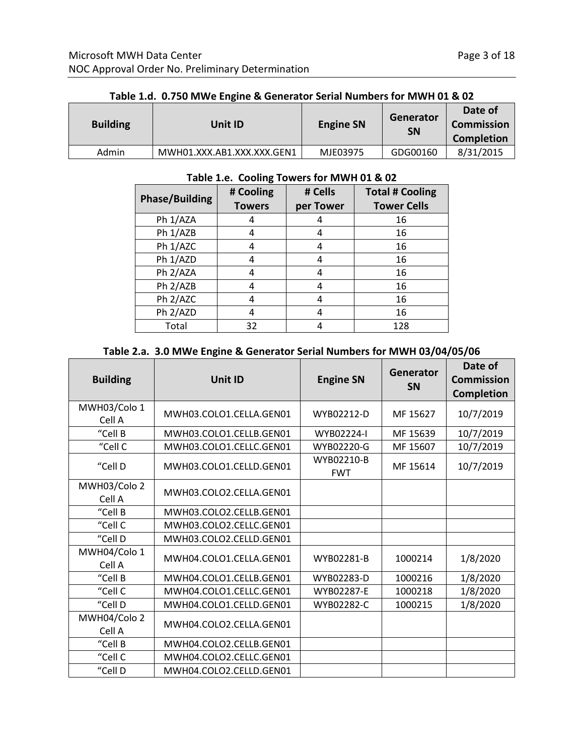**Table 1.d. 0.750 MWe Engine & Generator Serial Numbers for MWH 01 & 02**

| Building | Unit ID | Engine SN | Generator SN | Date of Commission Completion |
|---|---|---|---|---|
| Admin | MWH01.XXX.AB1.XXX.XXX.GEN1 | MJE03975 | GDG00160 | 8/31/2015 |

**Table 1.e. Cooling Towers for MWH 01 & 02**

| Phase/Building | # Cooling Towers | # Cells per Tower | Total # Cooling Tower Cells |
|---|---|---|---|
| Ph 1/AZA | 4 | 4 | 16 |
| Ph 1/AZB | 4 | 4 | 16 |
| Ph 1/AZC | 4 | 4 | 16 |
| Ph 1/AZD | 4 | 4 | 16 |
| Ph 2/AZA | 4 | 4 | 16 |
| Ph 2/AZB | 4 | 4 | 16 |
| Ph 2/AZC | 4 | 4 | 16 |
| Ph 2/AZD | 4 | 4 | 16 |
| Total | 32 | 4 | 128 |

**Table 2.a. 3.0 MWe Engine & Generator Serial Numbers for MWH 03/04/05/06**

| Building | Unit ID | Engine SN | Generator SN | Date of Commission Completion |
|---|---|---|---|---|
| MWH03/Colo 1 Cell A | MWH03.COLO1.CELLA.GEN01 | WYB02212-D | MF 15627 | 10/7/2019 |
| "Cell B | MWH03.COLO1.CELLB.GEN01 | WYB02224-I | MF 15639 | 10/7/2019 |
| "Cell C | MWH03.COLO1.CELLC.GEN01 | WYB02220-G | MF 15607 | 10/7/2019 |
| "Cell D | MWH03.COLO1.CELLD.GEN01 | WYB02210-B FWT | MF 15614 | 10/7/2019 |
| MWH03/Colo 2 Cell A | MWH03.COLO2.CELLA.GEN01 | | | |
| "Cell B | MWH03.COLO2.CELLB.GEN01 | | | |
| "Cell C | MWH03.COLO2.CELLC.GEN01 | | | |
| "Cell D | MWH03.COLO2.CELLD.GEN01 | | | |
| MWH04/Colo 1 Cell A | MWH04.COLO1.CELLA.GEN01 | WYB02281-B | 1000214 | 1/8/2020 |
| "Cell B | MWH04.COLO1.CELLB.GEN01 | WYB02283-D | 1000216 | 1/8/2020 |
| "Cell C | MWH04.COLO1.CELLC.GEN01 | WYB02287-E | 1000218 | 1/8/2020 |
| "Cell D | MWH04.COLO1.CELLD.GEN01 | WYB02282-C | 1000215 | 1/8/2020 |
| MWH04/Colo 2 Cell A | MWH04.COLO2.CELLA.GEN01 | | | |
| "Cell B | MWH04.COLO2.CELLB.GEN01 | | | |
| "Cell C | MWH04.COLO2.CELLC.GEN01 | | | |
| "Cell D | MWH04.COLO2.CELLD.GEN01 | | | |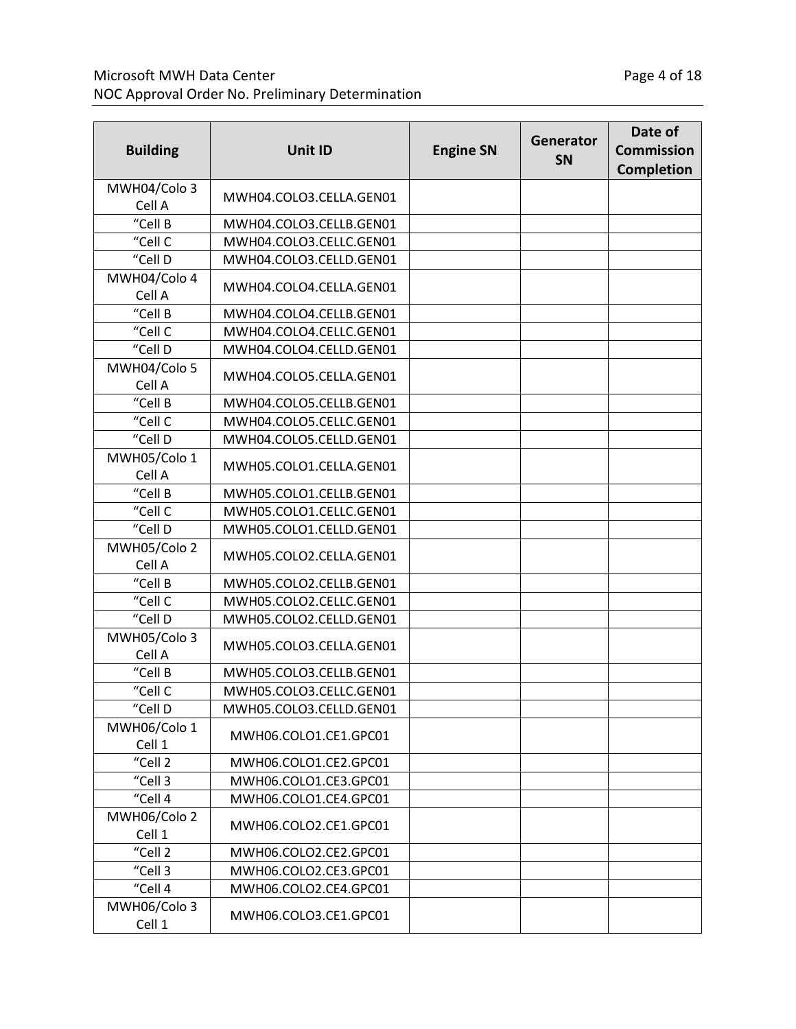| Building | Unit ID | Engine SN | Generator SN | Date of Commission Completion |
|---|---|---|---|---|
| MWH04/Colo 3 Cell A | MWH04.COLO3.CELLA.GEN01 | | | |
| “Cell B | MWH04.COLO3.CELLB.GEN01 | | | |
| “Cell C | MWH04.COLO3.CELLC.GEN01 | | | |
| “Cell D | MWH04.COLO3.CELLD.GEN01 | | | |
| MWH04/Colo 4 Cell A | MWH04.COLO4.CELLA.GEN01 | | | |
| “Cell B | MWH04.COLO4.CELLB.GEN01 | | | |
| “Cell C | MWH04.COLO4.CELLC.GEN01 | | | |
| “Cell D | MWH04.COLO4.CELLD.GEN01 | | | |
| MWH04/Colo 5 Cell A | MWH04.COLO5.CELLA.GEN01 | | | |
| “Cell B | MWH04.COLO5.CELLB.GEN01 | | | |
| “Cell C | MWH04.COLO5.CELLC.GEN01 | | | |
| “Cell D | MWH04.COLO5.CELLD.GEN01 | | | |
| MWH05/Colo 1 Cell A | MWH05.COLO1.CELLA.GEN01 | | | |
| “Cell B | MWH05.COLO1.CELLB.GEN01 | | | |
| “Cell C | MWH05.COLO1.CELLC.GEN01 | | | |
| “Cell D | MWH05.COLO1.CELLD.GEN01 | | | |
| MWH05/Colo 2 Cell A | MWH05.COLO2.CELLA.GEN01 | | | |
| “Cell B | MWH05.COLO2.CELLB.GEN01 | | | |
| “Cell C | MWH05.COLO2.CELLC.GEN01 | | | |
| “Cell D | MWH05.COLO2.CELLD.GEN01 | | | |
| MWH05/Colo 3 Cell A | MWH05.COLO3.CELLA.GEN01 | | | |
| “Cell B | MWH05.COLO3.CELLB.GEN01 | | | |
| “Cell C | MWH05.COLO3.CELLC.GEN01 | | | |
| “Cell D | MWH05.COLO3.CELLD.GEN01 | | | |
| MWH06/Colo 1 Cell 1 | MWH06.COLO1.CE1.GPC01 | | | |
| “Cell 2 | MWH06.COLO1.CE2.GPC01 | | | |
| “Cell 3 | MWH06.COLO1.CE3.GPC01 | | | |
| “Cell 4 | MWH06.COLO1.CE4.GPC01 | | | |
| MWH06/Colo 2 Cell 1 | MWH06.COLO2.CE1.GPC01 | | | |
| “Cell 2 | MWH06.COLO2.CE2.GPC01 | | | |
| “Cell 3 | MWH06.COLO2.CE3.GPC01 | | | |
| “Cell 4 | MWH06.COLO2.CE4.GPC01 | | | |
| MWH06/Colo 3 Cell 1 | MWH06.COLO3.CE1.GPC01 | | | |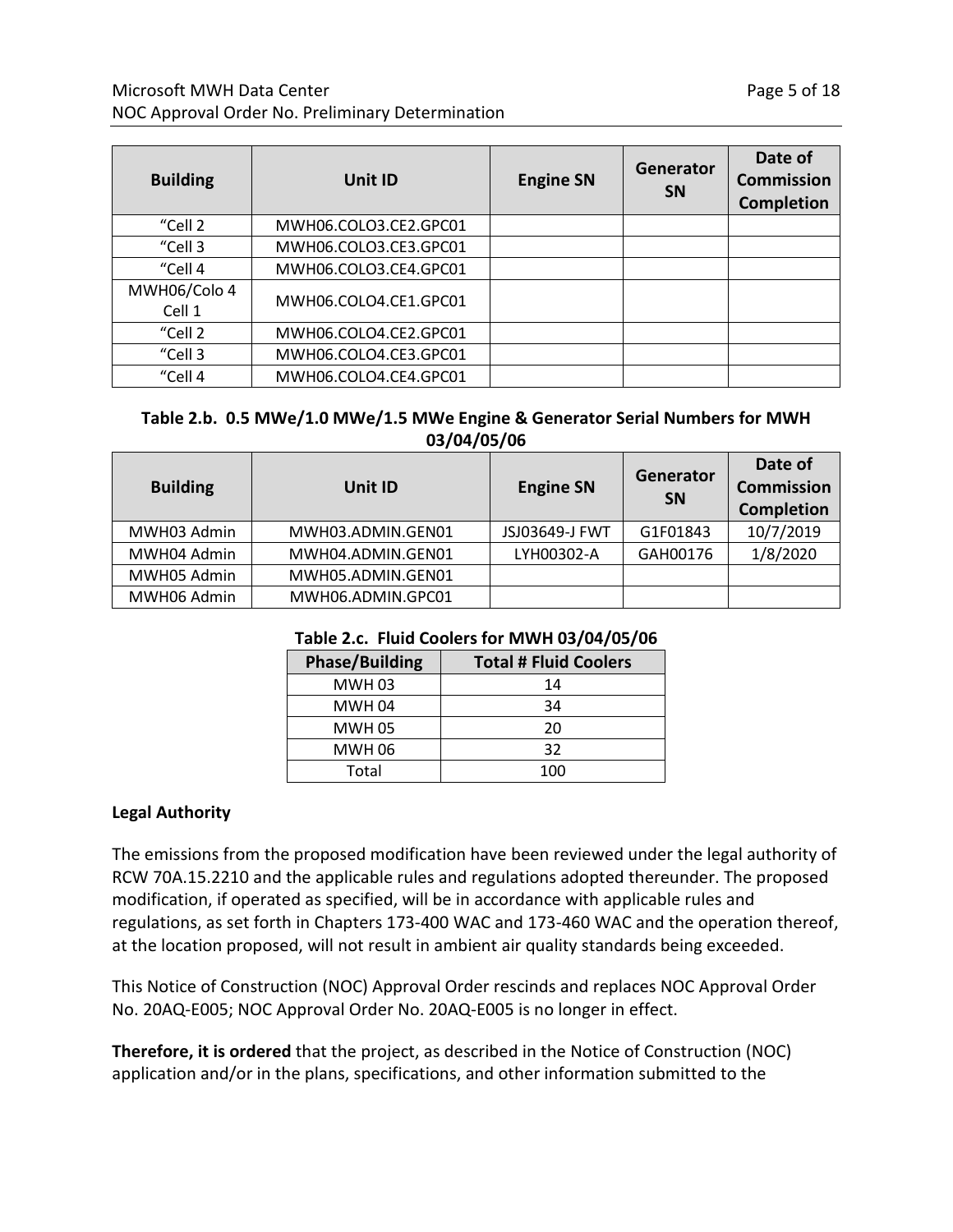| Building | Unit ID | Engine SN | Generator SN | Date of Commission Completion |
|---|---|---|---|---|
| “Cell 2 | MWH06.COLO3.CE2.GPC01 | | | |
| “Cell 3 | MWH06.COLO3.CE3.GPC01 | | | |
| “Cell 4 | MWH06.COLO3.CE4.GPC01 | | | |
| MWH06/Colo 4 Cell 1 | MWH06.COLO4.CE1.GPC01 | | | |
| “Cell 2 | MWH06.COLO4.CE2.GPC01 | | | |
| “Cell 3 | MWH06.COLO4.CE3.GPC01 | | | |
| “Cell 4 | MWH06.COLO4.CE4.GPC01 | | | |

**Table 2.b. 0.5 MWe/1.0 MWe/1.5 MWe Engine & Generator Serial Numbers for MWH 03/04/05/06**

| Building | Unit ID | Engine SN | Generator SN | Date of Commission Completion |
|---|---|---|---|---|
| MWH03 Admin | MWH03.ADMIN.GEN01 | JSJ03649-J FWT | G1F01843 | 10/7/2019 |
| MWH04 Admin | MWH04.ADMIN.GEN01 | LYH00302-A | GAH00176 | 1/8/2020 |
| MWH05 Admin | MWH05.ADMIN.GEN01 | | | |
| MWH06 Admin | MWH06.ADMIN.GPC01 | | | |

**Table 2.c. Fluid Coolers for MWH 03/04/05/06**

| Phase/Building | Total # Fluid Coolers |
|---|---|
| MWH 03 | 14 |
| MWH 04 | 34 |
| MWH 05 | 20 |
| MWH 06 | 32 |
| Total | 100 |

**Legal Authority**

The emissions from the proposed modification have been reviewed under the legal authority of RCW 70A.15.2210 and the applicable rules and regulations adopted thereunder. The proposed modification, if operated as specified, will be in accordance with applicable rules and regulations, as set forth in Chapters 173-400 WAC and 173-460 WAC and the operation thereof, at the location proposed, will not result in ambient air quality standards being exceeded.

This Notice of Construction (NOC) Approval Order rescinds and replaces NOC Approval Order No. 20AQ-E005; NOC Approval Order No. 20AQ-E005 is no longer in effect.

**Therefore, it is ordered** that the project, as described in the Notice of Construction (NOC) application and/or in the plans, specifications, and other information submitted to the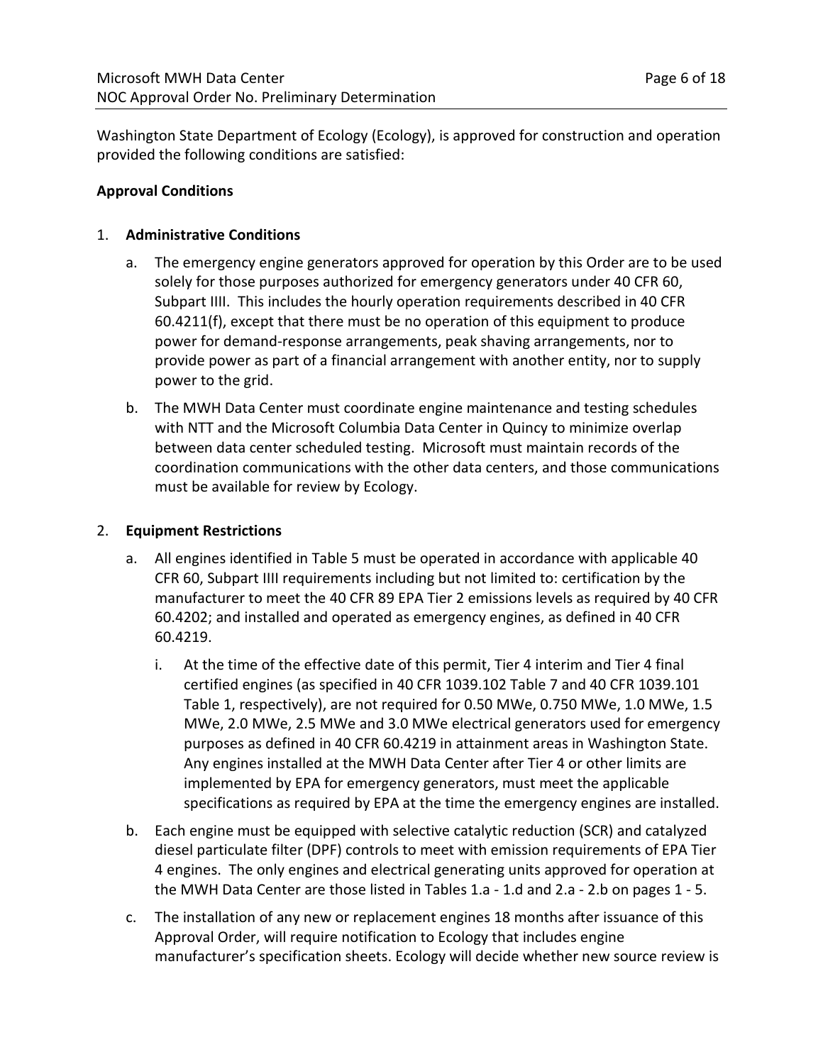Washington State Department of Ecology (Ecology), is approved for construction and operation provided the following conditions are satisfied:

**Approval Conditions**

1. **Administrative Conditions**

   a. The emergency engine generators approved for operation by this Order are to be used solely for those purposes authorized for emergency generators under 40 CFR 60, Subpart IIII. This includes the hourly operation requirements described in 40 CFR 60.4211(f), except that there must be no operation of this equipment to produce power for demand-response arrangements, peak shaving arrangements, nor to provide power as part of a financial arrangement with another entity, nor to supply power to the grid.

   b. The MWH Data Center must coordinate engine maintenance and testing schedules with NTT and the Microsoft Columbia Data Center in Quincy to minimize overlap between data center scheduled testing. Microsoft must maintain records of the coordination communications with the other data centers, and those communications must be available for review by Ecology.

2. **Equipment Restrictions**

   a. All engines identified in Table 5 must be operated in accordance with applicable 40 CFR 60, Subpart IIII requirements including but not limited to: certification by the manufacturer to meet the 40 CFR 89 EPA Tier 2 emissions levels as required by 40 CFR 60.4202; and installed and operated as emergency engines, as defined in 40 CFR 60.4219.

      i. At the time of the effective date of this permit, Tier 4 interim and Tier 4 final certified engines (as specified in 40 CFR 1039.102 Table 7 and 40 CFR 1039.101 Table 1, respectively), are not required for 0.50 MWe, 0.750 MWe, 1.0 MWe, 1.5 MWe, 2.0 MWe, 2.5 MWe and 3.0 MWe electrical generators used for emergency purposes as defined in 40 CFR 60.4219 in attainment areas in Washington State. Any engines installed at the MWH Data Center after Tier 4 or other limits are implemented by EPA for emergency generators, must meet the applicable specifications as required by EPA at the time the emergency engines are installed.

   b. Each engine must be equipped with selective catalytic reduction (SCR) and catalyzed diesel particulate filter (DPF) controls to meet with emission requirements of EPA Tier 4 engines. The only engines and electrical generating units approved for operation at the MWH Data Center are those listed in Tables 1.a - 1.d and 2.a - 2.b on pages 1 - 5.

   c. The installation of any new or replacement engines 18 months after issuance of this Approval Order, will require notification to Ecology that includes engine manufacturer's specification sheets. Ecology will decide whether new source review is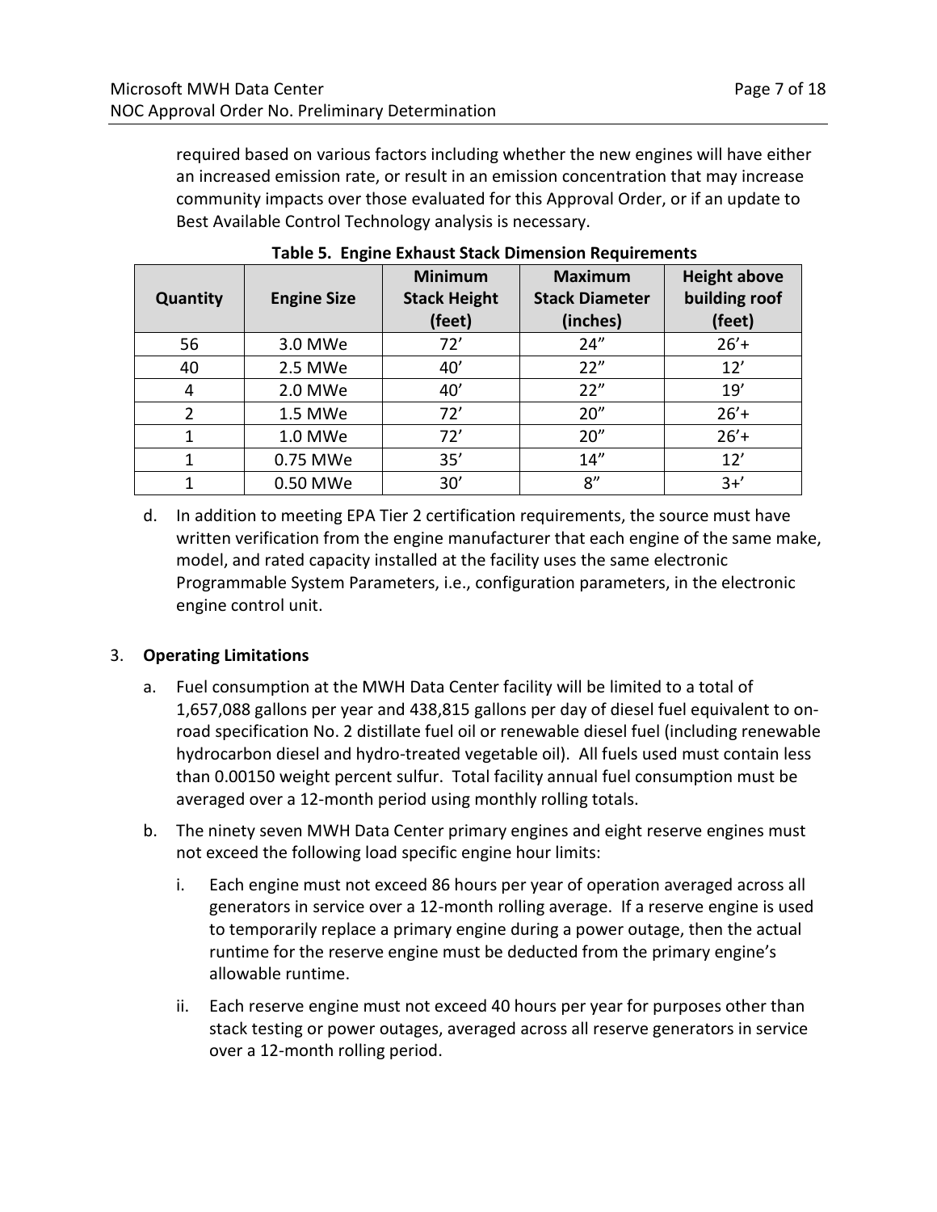required based on various factors including whether the new engines will have either an increased emission rate, or result in an emission concentration that may increase community impacts over those evaluated for this Approval Order, or if an update to Best Available Control Technology analysis is necessary.

**Table 5. Engine Exhaust Stack Dimension Requirements**

| Quantity | Engine Size | Minimum Stack Height (feet) | Maximum Stack Diameter (inches) | Height above building roof (feet) |
|---|---|---|---|---|
| 56 | 3.0 MWe | 72’ | 24” | 26’+ |
| 40 | 2.5 MWe | 40’ | 22” | 12’ |
| 4 | 2.0 MWe | 40’ | 22” | 19’ |
| 2 | 1.5 MWe | 72’ | 20” | 26’+ |
| 1 | 1.0 MWe | 72’ | 20” | 26’+ |
| 1 | 0.75 MWe | 35’ | 14” | 12’ |
| 1 | 0.50 MWe | 30’ | 8” | 3+’ |

d. In addition to meeting EPA Tier 2 certification requirements, the source must have written verification from the engine manufacturer that each engine of the same make, model, and rated capacity installed at the facility uses the same electronic Programmable System Parameters, i.e., configuration parameters, in the electronic engine control unit.

3. **Operating Limitations**

   a. Fuel consumption at the MWH Data Center facility will be limited to a total of 1,657,088 gallons per year and 438,815 gallons per day of diesel fuel equivalent to on-road specification No. 2 distillate fuel oil or renewable diesel fuel (including renewable hydrocarbon diesel and hydro-treated vegetable oil). All fuels used must contain less than 0.00150 weight percent sulfur. Total facility annual fuel consumption must be averaged over a 12-month period using monthly rolling totals.

   b. The ninety seven MWH Data Center primary engines and eight reserve engines must not exceed the following load specific engine hour limits:

      i. Each engine must not exceed 86 hours per year of operation averaged across all generators in service over a 12-month rolling average. If a reserve engine is used to temporarily replace a primary engine during a power outage, then the actual runtime for the reserve engine must be deducted from the primary engine’s allowable runtime.

      ii. Each reserve engine must not exceed 40 hours per year for purposes other than stack testing or power outages, averaged across all reserve generators in service over a 12-month rolling period.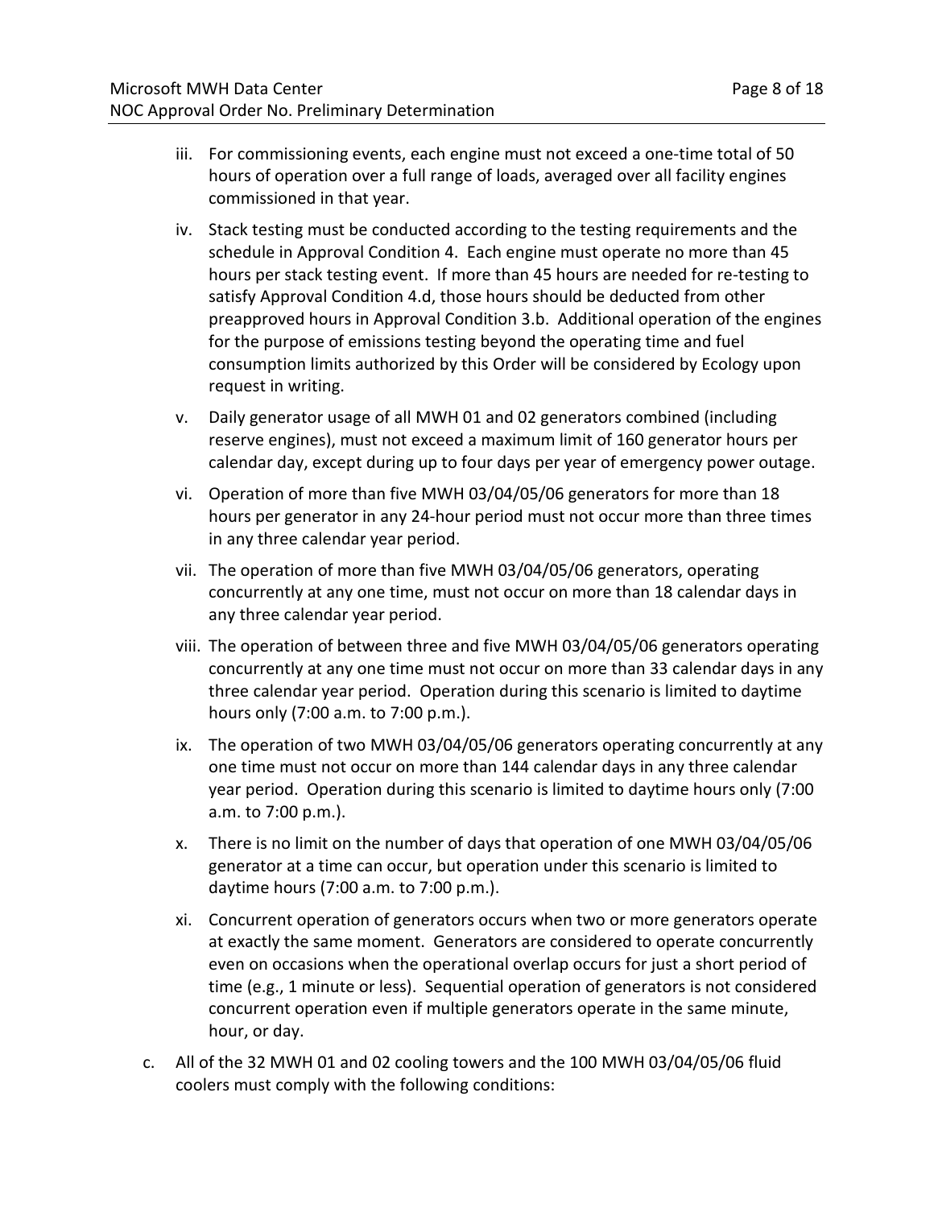iii. For commissioning events, each engine must not exceed a one-time total of 50 hours of operation over a full range of loads, averaged over all facility engines commissioned in that year.

iv. Stack testing must be conducted according to the testing requirements and the schedule in Approval Condition 4. Each engine must operate no more than 45 hours per stack testing event. If more than 45 hours are needed for re-testing to satisfy Approval Condition 4.d, those hours should be deducted from other preapproved hours in Approval Condition 3.b. Additional operation of the engines for the purpose of emissions testing beyond the operating time and fuel consumption limits authorized by this Order will be considered by Ecology upon request in writing.

v. Daily generator usage of all MWH 01 and 02 generators combined (including reserve engines), must not exceed a maximum limit of 160 generator hours per calendar day, except during up to four days per year of emergency power outage.

vi. Operation of more than five MWH 03/04/05/06 generators for more than 18 hours per generator in any 24-hour period must not occur more than three times in any three calendar year period.

vii. The operation of more than five MWH 03/04/05/06 generators, operating concurrently at any one time, must not occur on more than 18 calendar days in any three calendar year period.

viii. The operation of between three and five MWH 03/04/05/06 generators operating concurrently at any one time must not occur on more than 33 calendar days in any three calendar year period. Operation during this scenario is limited to daytime hours only (7:00 a.m. to 7:00 p.m.).

ix. The operation of two MWH 03/04/05/06 generators operating concurrently at any one time must not occur on more than 144 calendar days in any three calendar year period. Operation during this scenario is limited to daytime hours only (7:00 a.m. to 7:00 p.m.).

x. There is no limit on the number of days that operation of one MWH 03/04/05/06 generator at a time can occur, but operation under this scenario is limited to daytime hours (7:00 a.m. to 7:00 p.m.).

xi. Concurrent operation of generators occurs when two or more generators operate at exactly the same moment. Generators are considered to operate concurrently even on occasions when the operational overlap occurs for just a short period of time (e.g., 1 minute or less). Sequential operation of generators is not considered concurrent operation even if multiple generators operate in the same minute, hour, or day.

c. All of the 32 MWH 01 and 02 cooling towers and the 100 MWH 03/04/05/06 fluid coolers must comply with the following conditions: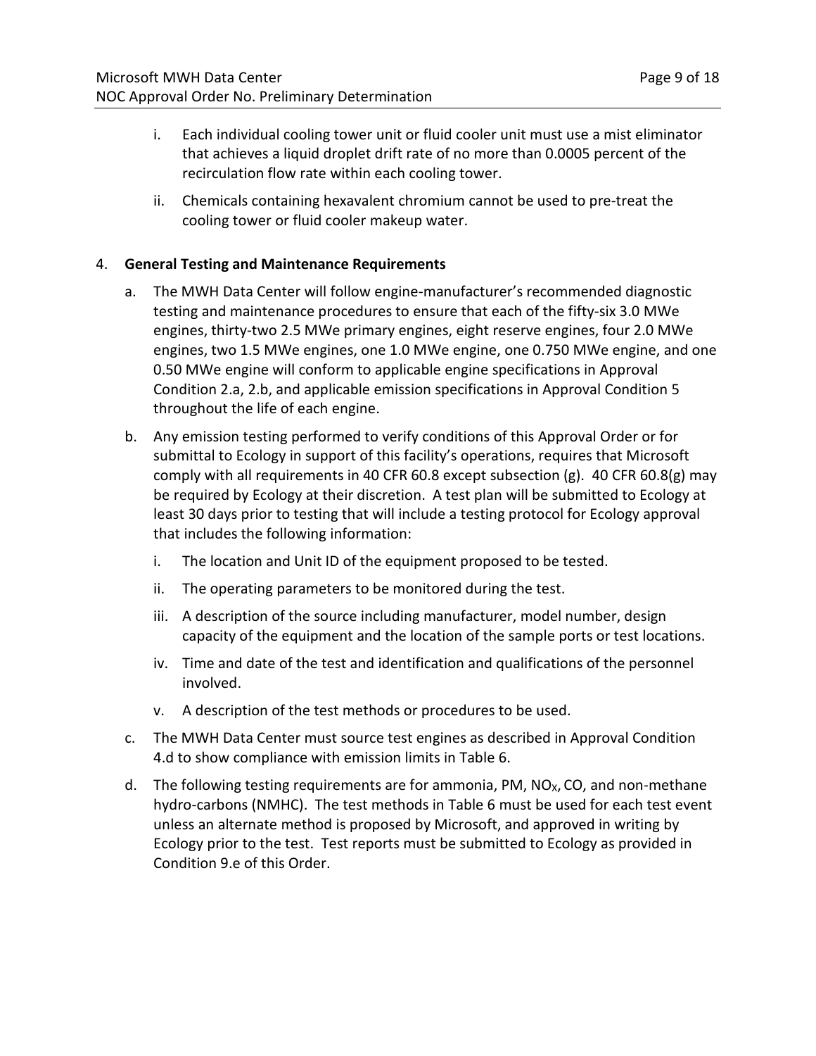i. Each individual cooling tower unit or fluid cooler unit must use a mist eliminator that achieves a liquid droplet drift rate of no more than 0.0005 percent of the recirculation flow rate within each cooling tower.

ii. Chemicals containing hexavalent chromium cannot be used to pre-treat the cooling tower or fluid cooler makeup water.

4. **General Testing and Maintenance Requirements**

   a. The MWH Data Center will follow engine-manufacturer's recommended diagnostic testing and maintenance procedures to ensure that each of the fifty-six 3.0 MWe engines, thirty-two 2.5 MWe primary engines, eight reserve engines, four 2.0 MWe engines, two 1.5 MWe engines, one 1.0 MWe engine, one 0.750 MWe engine, and one 0.50 MWe engine will conform to applicable engine specifications in Approval Condition 2.a, 2.b, and applicable emission specifications in Approval Condition 5 throughout the life of each engine.

   b. Any emission testing performed to verify conditions of this Approval Order or for submittal to Ecology in support of this facility's operations, requires that Microsoft comply with all requirements in 40 CFR 60.8 except subsection (g). 40 CFR 60.8(g) may be required by Ecology at their discretion. A test plan will be submitted to Ecology at least 30 days prior to testing that will include a testing protocol for Ecology approval that includes the following information:

      i. The location and Unit ID of the equipment proposed to be tested.

      ii. The operating parameters to be monitored during the test.

      iii. A description of the source including manufacturer, model number, design capacity of the equipment and the location of the sample ports or test locations.

      iv. Time and date of the test and identification and qualifications of the personnel involved.

      v. A description of the test methods or procedures to be used.

   c. The MWH Data Center must source test engines as described in Approval Condition 4.d to show compliance with emission limits in Table 6.

   d. The following testing requirements are for ammonia, PM, $NO_X$, CO, and non-methane hydro-carbons (NMHC). The test methods in Table 6 must be used for each test event unless an alternate method is proposed by Microsoft, and approved in writing by Ecology prior to the test. Test reports must be submitted to Ecology as provided in Condition 9.e of this Order.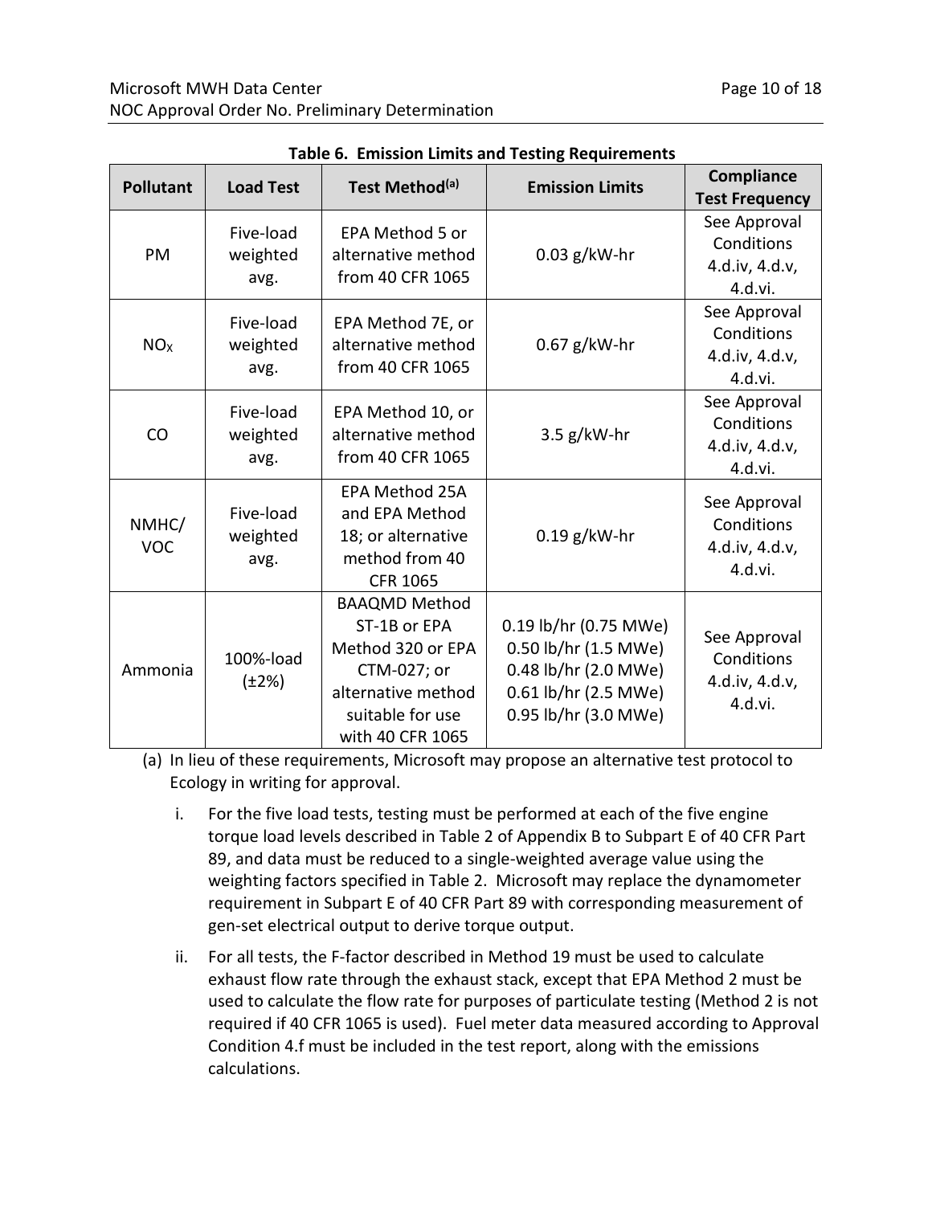**Table 6. Emission Limits and Testing Requirements**

| Pollutant | Load Test | Test Method(a) | Emission Limits | Compliance Test Frequency |
|---|---|---|---|---|
| PM | Five-load weighted avg. | EPA Method 5 or alternative method from 40 CFR 1065 | 0.03 g/kW-hr | See Approval Conditions 4.d.iv, 4.d.v, 4.d.vi. |
| $NO_X$ | Five-load weighted avg. | EPA Method 7E, or alternative method from 40 CFR 1065 | 0.67 g/kW-hr | See Approval Conditions 4.d.iv, 4.d.v, 4.d.vi. |
| CO | Five-load weighted avg. | EPA Method 10, or alternative method from 40 CFR 1065 | 3.5 g/kW-hr | See Approval Conditions 4.d.iv, 4.d.v, 4.d.vi. |
| NMHC/ VOC | Five-load weighted avg. | EPA Method 25A and EPA Method 18; or alternative method from 40 CFR 1065 | 0.19 g/kW-hr | See Approval Conditions 4.d.iv, 4.d.v, 4.d.vi. |
| Ammonia | 100%-load (±2%) | BAAQMD Method ST-1B or EPA Method 320 or EPA CTM-027; or alternative method suitable for use with 40 CFR 1065 | 0.19 lb/hr (0.75 MWe)<br>0.50 lb/hr (1.5 MWe)<br>0.48 lb/hr (2.0 MWe)<br>0.61 lb/hr (2.5 MWe)<br>0.95 lb/hr (3.0 MWe) | See Approval Conditions 4.d.iv, 4.d.v, 4.d.vi. |

(a) In lieu of these requirements, Microsoft may propose an alternative test protocol to Ecology in writing for approval.

i. For the five load tests, testing must be performed at each of the five engine torque load levels described in Table 2 of Appendix B to Subpart E of 40 CFR Part 89, and data must be reduced to a single-weighted average value using the weighting factors specified in Table 2. Microsoft may replace the dynamometer requirement in Subpart E of 40 CFR Part 89 with corresponding measurement of gen-set electrical output to derive torque output.

ii. For all tests, the F-factor described in Method 19 must be used to calculate exhaust flow rate through the exhaust stack, except that EPA Method 2 must be used to calculate the flow rate for purposes of particulate testing (Method 2 is not required if 40 CFR 1065 is used). Fuel meter data measured according to Approval Condition 4.f must be included in the test report, along with the emissions calculations.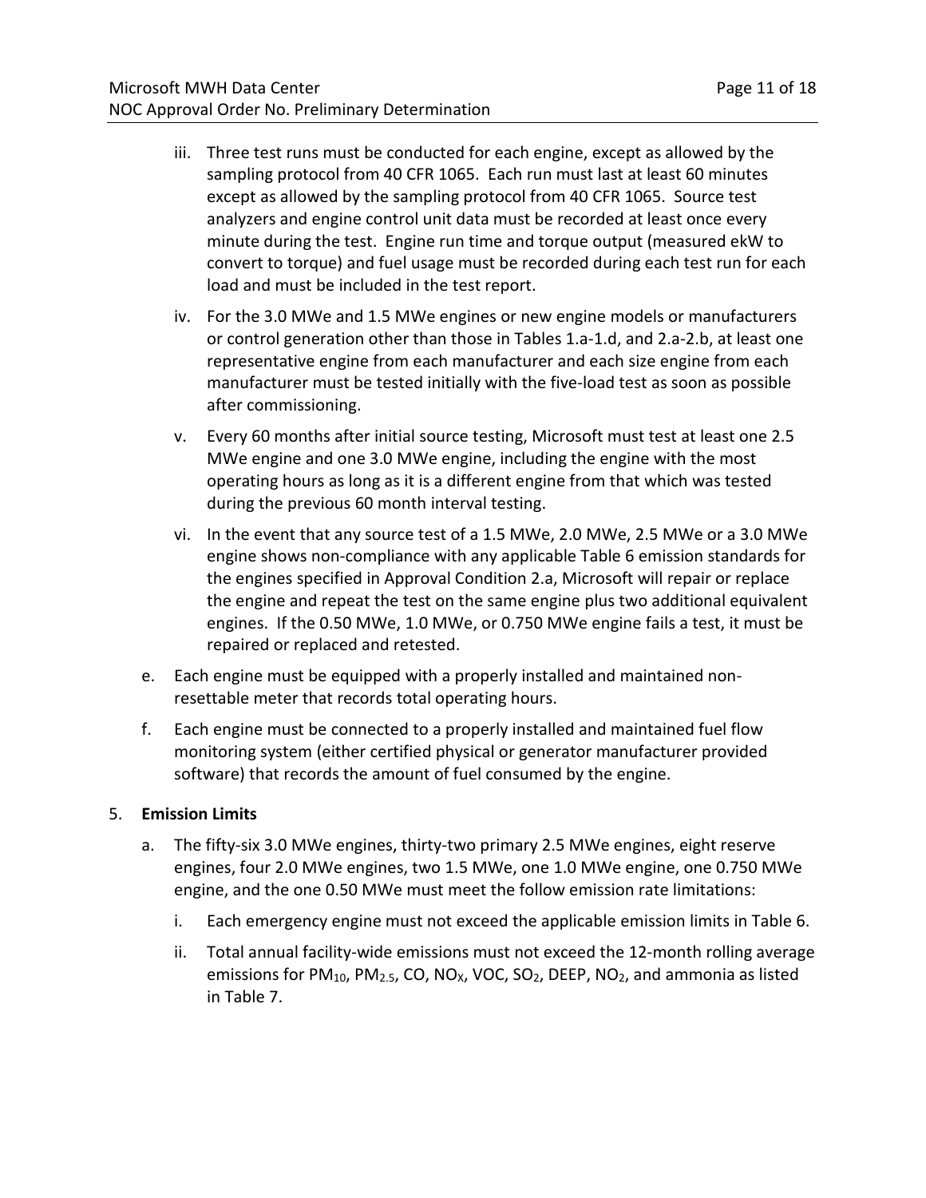iii. Three test runs must be conducted for each engine, except as allowed by the sampling protocol from 40 CFR 1065. Each run must last at least 60 minutes except as allowed by the sampling protocol from 40 CFR 1065. Source test analyzers and engine control unit data must be recorded at least once every minute during the test. Engine run time and torque output (measured ekW to convert to torque) and fuel usage must be recorded during each test run for each load and must be included in the test report.

iv. For the 3.0 MWe and 1.5 MWe engines or new engine models or manufacturers or control generation other than those in Tables 1.a-1.d, and 2.a-2.b, at least one representative engine from each manufacturer and each size engine from each manufacturer must be tested initially with the five-load test as soon as possible after commissioning.

v. Every 60 months after initial source testing, Microsoft must test at least one 2.5 MWe engine and one 3.0 MWe engine, including the engine with the most operating hours as long as it is a different engine from that which was tested during the previous 60 month interval testing.

vi. In the event that any source test of a 1.5 MWe, 2.0 MWe, 2.5 MWe or a 3.0 MWe engine shows non-compliance with any applicable Table 6 emission standards for the engines specified in Approval Condition 2.a, Microsoft will repair or replace the engine and repeat the test on the same engine plus two additional equivalent engines. If the 0.50 MWe, 1.0 MWe, or 0.750 MWe engine fails a test, it must be repaired or replaced and retested.

e. Each engine must be equipped with a properly installed and maintained non-resettable meter that records total operating hours.

f. Each engine must be connected to a properly installed and maintained fuel flow monitoring system (either certified physical or generator manufacturer provided software) that records the amount of fuel consumed by the engine.

5. **Emission Limits**

a. The fifty-six 3.0 MWe engines, thirty-two primary 2.5 MWe engines, eight reserve engines, four 2.0 MWe engines, two 1.5 MWe, one 1.0 MWe engine, one 0.750 MWe engine, and the one 0.50 MWe must meet the follow emission rate limitations:

i. Each emergency engine must not exceed the applicable emission limits in Table 6.

ii. Total annual facility-wide emissions must not exceed the 12-month rolling average emissions for $PM_{10}$, $PM_{2.5}$, CO, $NO_X$, VOC, $SO_2$, DEEP, $NO_2$, and ammonia as listed in Table 7.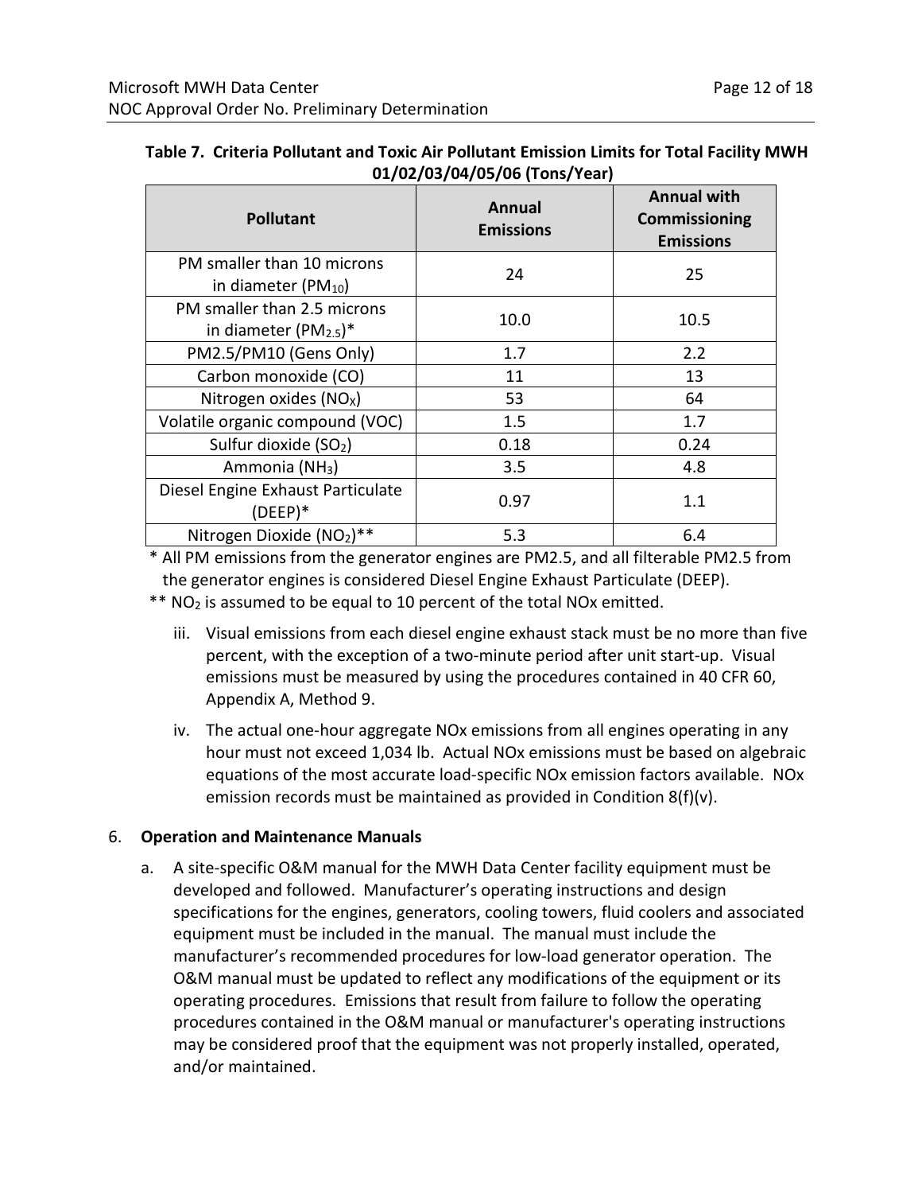**Table 7. Criteria Pollutant and Toxic Air Pollutant Emission Limits for Total Facility MWH 01/02/03/04/05/06 (Tons/Year)**

| Pollutant | Annual Emissions | Annual with Commissioning Emissions |
|---|---|---|
| PM smaller than 10 microns in diameter ($PM_{10}$) | 24 | 25 |
| PM smaller than 2.5 microns in diameter ($PM_{2.5}$)* | 10.0 | 10.5 |
| PM2.5/PM10 (Gens Only) | 1.7 | 2.2 |
| Carbon monoxide (CO) | 11 | 13 |
| Nitrogen oxides ($NO_X$) | 53 | 64 |
| Volatile organic compound (VOC) | 1.5 | 1.7 |
| Sulfur dioxide ($SO_2$) | 0.18 | 0.24 |
| Ammonia ($NH_3$) | 3.5 | 4.8 |
| Diesel Engine Exhaust Particulate (DEEP)* | 0.97 | 1.1 |
| Nitrogen Dioxide ($NO_2$)** | 5.3 | 6.4 |

\* All PM emissions from the generator engines are PM2.5, and all filterable PM2.5 from the generator engines is considered Diesel Engine Exhaust Particulate (DEEP).

** $NO_2$ is assumed to be equal to 10 percent of the total NOx emitted.

iii. Visual emissions from each diesel engine exhaust stack must be no more than five percent, with the exception of a two-minute period after unit start-up. Visual emissions must be measured by using the procedures contained in 40 CFR 60, Appendix A, Method 9.

iv. The actual one-hour aggregate NOx emissions from all engines operating in any hour must not exceed 1,034 lb. Actual NOx emissions must be based on algebraic equations of the most accurate load-specific NOx emission factors available. NOx emission records must be maintained as provided in Condition 8(f)(v).

6. **Operation and Maintenance Manuals**

   a. A site-specific O&M manual for the MWH Data Center facility equipment must be developed and followed. Manufacturer's operating instructions and design specifications for the engines, generators, cooling towers, fluid coolers and associated equipment must be included in the manual. The manual must include the manufacturer's recommended procedures for low-load generator operation. The O&M manual must be updated to reflect any modifications of the equipment or its operating procedures. Emissions that result from failure to follow the operating procedures contained in the O&M manual or manufacturer's operating instructions may be considered proof that the equipment was not properly installed, operated, and/or maintained.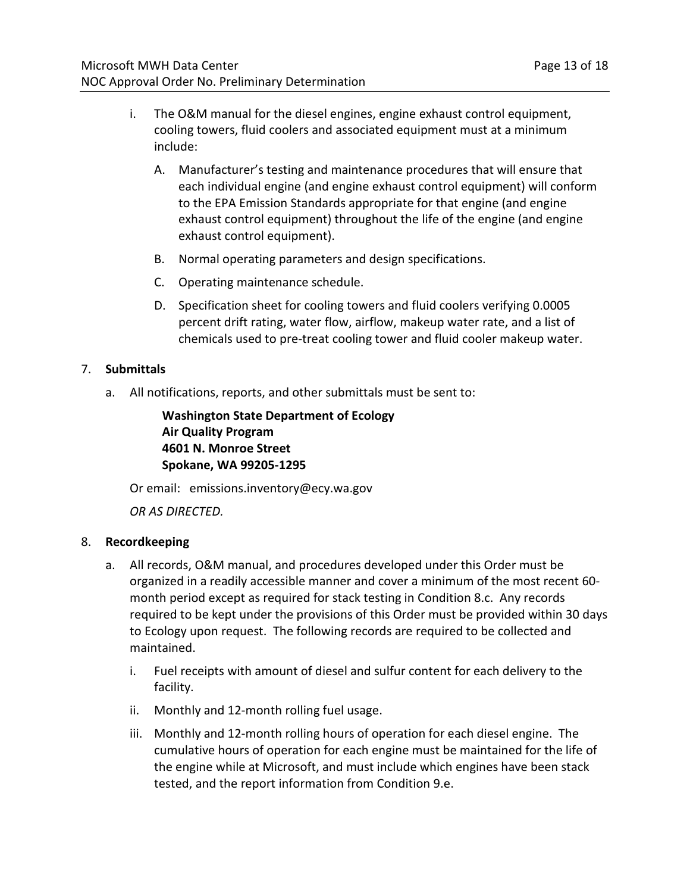i. The O&M manual for the diesel engines, engine exhaust control equipment, cooling towers, fluid coolers and associated equipment must at a minimum include:

   A. Manufacturer's testing and maintenance procedures that will ensure that each individual engine (and engine exhaust control equipment) will conform to the EPA Emission Standards appropriate for that engine (and engine exhaust control equipment) throughout the life of the engine (and engine exhaust control equipment).

   B. Normal operating parameters and design specifications.

   C. Operating maintenance schedule.

   D. Specification sheet for cooling towers and fluid coolers verifying 0.0005 percent drift rating, water flow, airflow, makeup water rate, and a list of chemicals used to pre-treat cooling tower and fluid cooler makeup water.

7. **Submittals**

   a. All notifications, reports, and other submittals must be sent to:

      **Washington State Department of Ecology**
      **Air Quality Program**
      **4601 N. Monroe Street**
      **Spokane, WA 99205-1295**

      Or email: emissions.inventory@ecy.wa.gov

      *OR AS DIRECTED.*

8. **Recordkeeping**

   a. All records, O&M manual, and procedures developed under this Order must be organized in a readily accessible manner and cover a minimum of the most recent 60-month period except as required for stack testing in Condition 8.c. Any records required to be kept under the provisions of this Order must be provided within 30 days to Ecology upon request. The following records are required to be collected and maintained.

      i. Fuel receipts with amount of diesel and sulfur content for each delivery to the facility.

      ii. Monthly and 12-month rolling fuel usage.

      iii. Monthly and 12-month rolling hours of operation for each diesel engine. The cumulative hours of operation for each engine must be maintained for the life of the engine while at Microsoft, and must include which engines have been stack tested, and the report information from Condition 9.e.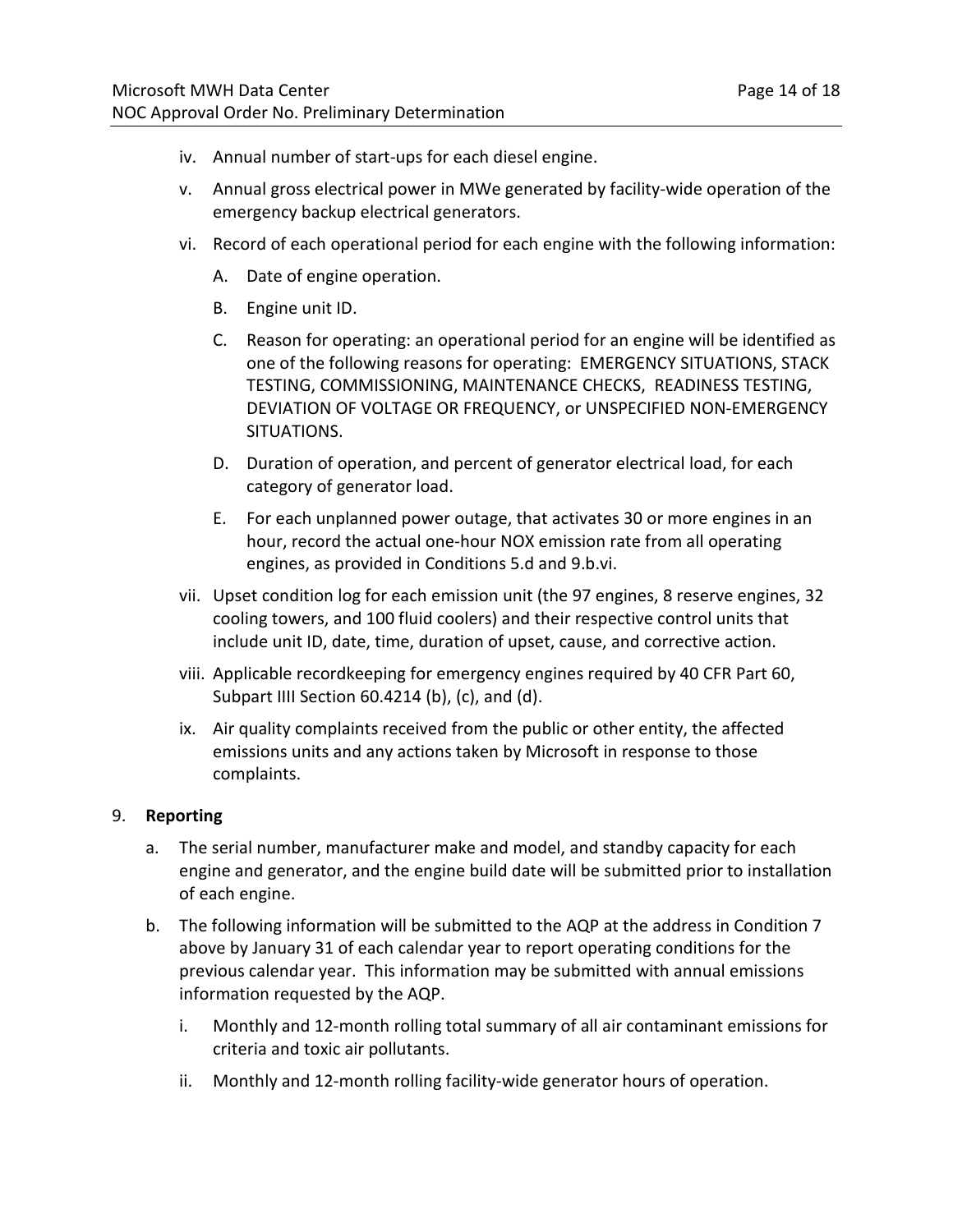iv. Annual number of start-ups for each diesel engine.

v. Annual gross electrical power in MWe generated by facility-wide operation of the emergency backup electrical generators.

vi. Record of each operational period for each engine with the following information:

   A. Date of engine operation.

   B. Engine unit ID.

   C. Reason for operating: an operational period for an engine will be identified as one of the following reasons for operating: EMERGENCY SITUATIONS, STACK TESTING, COMMISSIONING, MAINTENANCE CHECKS, READINESS TESTING, DEVIATION OF VOLTAGE OR FREQUENCY, or UNSPECIFIED NON-EMERGENCY SITUATIONS.

   D. Duration of operation, and percent of generator electrical load, for each category of generator load.

   E. For each unplanned power outage, that activates 30 or more engines in an hour, record the actual one-hour NOX emission rate from all operating engines, as provided in Conditions 5.d and 9.b.vi.

vii. Upset condition log for each emission unit (the 97 engines, 8 reserve engines, 32 cooling towers, and 100 fluid coolers) and their respective control units that include unit ID, date, time, duration of upset, cause, and corrective action.

viii. Applicable recordkeeping for emergency engines required by 40 CFR Part 60, Subpart IIII Section 60.4214 (b), (c), and (d).

ix. Air quality complaints received from the public or other entity, the affected emissions units and any actions taken by Microsoft in response to those complaints.

9. **Reporting**

   a. The serial number, manufacturer make and model, and standby capacity for each engine and generator, and the engine build date will be submitted prior to installation of each engine.

   b. The following information will be submitted to the AQP at the address in Condition 7 above by January 31 of each calendar year to report operating conditions for the previous calendar year. This information may be submitted with annual emissions information requested by the AQP.

      i. Monthly and 12-month rolling total summary of all air contaminant emissions for criteria and toxic air pollutants.

      ii. Monthly and 12-month rolling facility-wide generator hours of operation.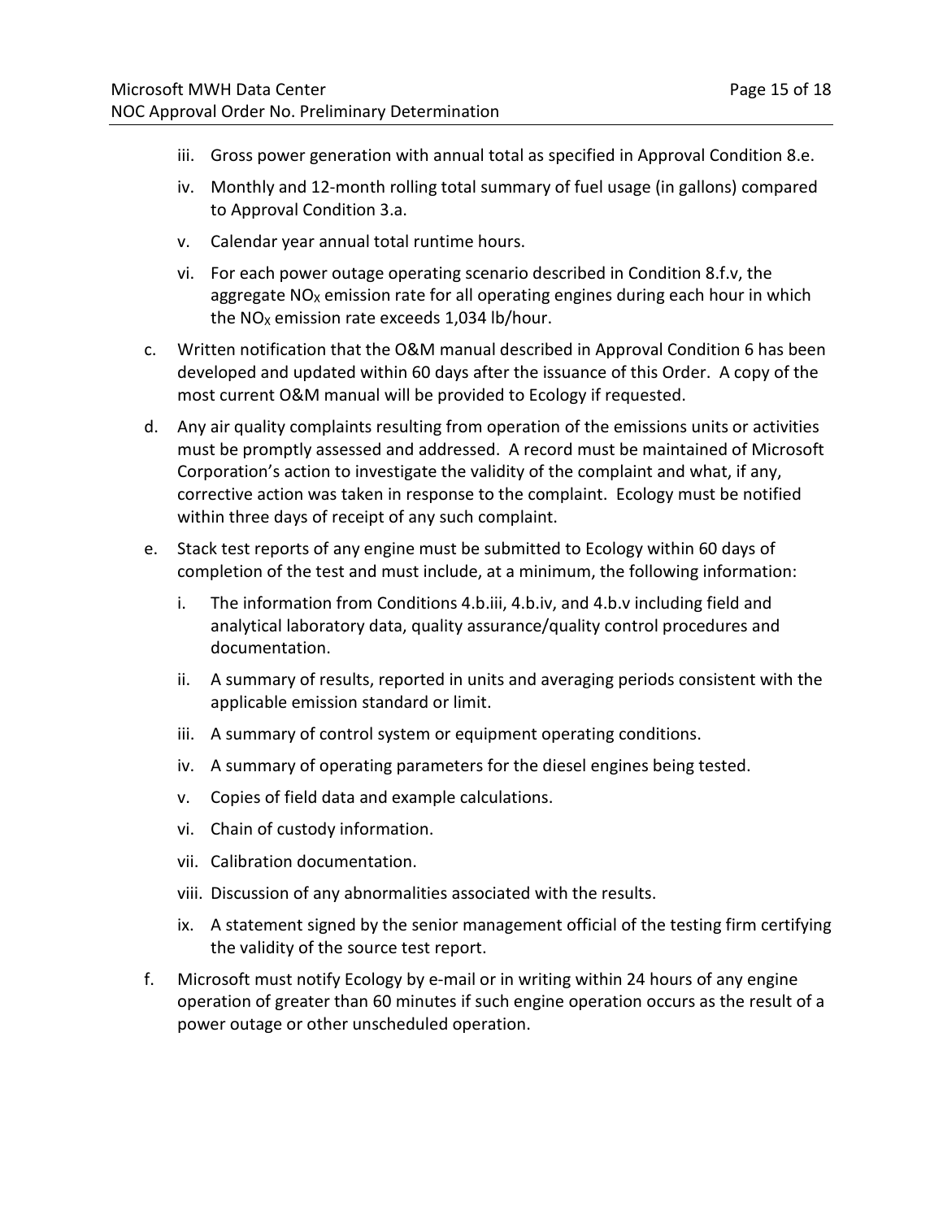iii. Gross power generation with annual total as specified in Approval Condition 8.e.

iv. Monthly and 12-month rolling total summary of fuel usage (in gallons) compared to Approval Condition 3.a.

v. Calendar year annual total runtime hours.

vi. For each power outage operating scenario described in Condition 8.f.v, the aggregate $NO_X$ emission rate for all operating engines during each hour in which the $NO_X$ emission rate exceeds 1,034 lb/hour.

c. Written notification that the O&M manual described in Approval Condition 6 has been developed and updated within 60 days after the issuance of this Order. A copy of the most current O&M manual will be provided to Ecology if requested.

d. Any air quality complaints resulting from operation of the emissions units or activities must be promptly assessed and addressed. A record must be maintained of Microsoft Corporation's action to investigate the validity of the complaint and what, if any, corrective action was taken in response to the complaint. Ecology must be notified within three days of receipt of any such complaint.

e. Stack test reports of any engine must be submitted to Ecology within 60 days of completion of the test and must include, at a minimum, the following information:

   i. The information from Conditions 4.b.iii, 4.b.iv, and 4.b.v including field and analytical laboratory data, quality assurance/quality control procedures and documentation.

   ii. A summary of results, reported in units and averaging periods consistent with the applicable emission standard or limit.

   iii. A summary of control system or equipment operating conditions.

   iv. A summary of operating parameters for the diesel engines being tested.

   v. Copies of field data and example calculations.

   vi. Chain of custody information.

   vii. Calibration documentation.

   viii. Discussion of any abnormalities associated with the results.

   ix. A statement signed by the senior management official of the testing firm certifying the validity of the source test report.

f. Microsoft must notify Ecology by e-mail or in writing within 24 hours of any engine operation of greater than 60 minutes if such engine operation occurs as the result of a power outage or other unscheduled operation.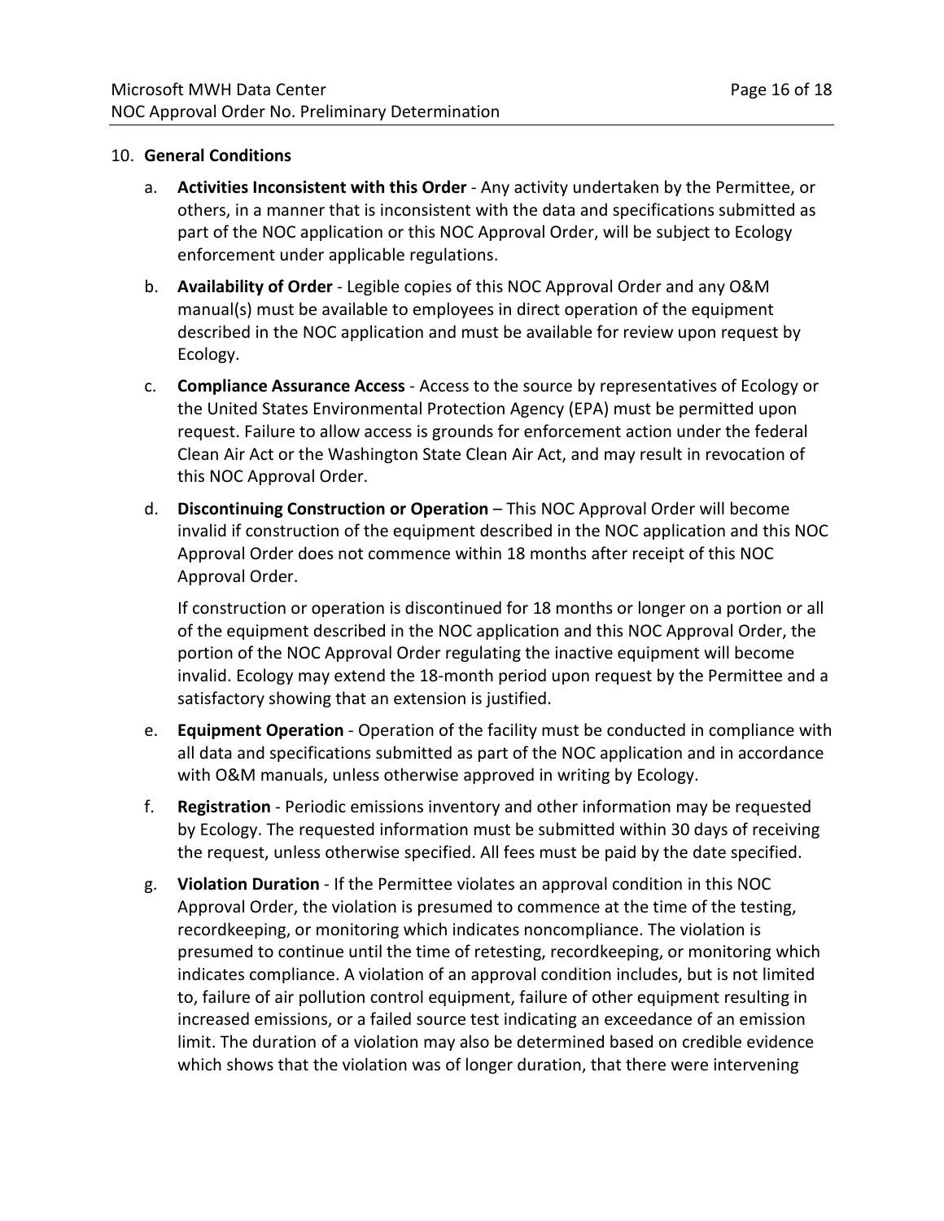10. **General Conditions**

    a. **Activities Inconsistent with this Order** - Any activity undertaken by the Permittee, or others, in a manner that is inconsistent with the data and specifications submitted as part of the NOC application or this NOC Approval Order, will be subject to Ecology enforcement under applicable regulations.

    b. **Availability of Order** - Legible copies of this NOC Approval Order and any O&M manual(s) must be available to employees in direct operation of the equipment described in the NOC application and must be available for review upon request by Ecology.

    c. **Compliance Assurance Access** - Access to the source by representatives of Ecology or the United States Environmental Protection Agency (EPA) must be permitted upon request. Failure to allow access is grounds for enforcement action under the federal Clean Air Act or the Washington State Clean Air Act, and may result in revocation of this NOC Approval Order.

    d. **Discontinuing Construction or Operation** – This NOC Approval Order will become invalid if construction of the equipment described in the NOC application and this NOC Approval Order does not commence within 18 months after receipt of this NOC Approval Order.

       If construction or operation is discontinued for 18 months or longer on a portion or all of the equipment described in the NOC application and this NOC Approval Order, the portion of the NOC Approval Order regulating the inactive equipment will become invalid. Ecology may extend the 18-month period upon request by the Permittee and a satisfactory showing that an extension is justified.

    e. **Equipment Operation** - Operation of the facility must be conducted in compliance with all data and specifications submitted as part of the NOC application and in accordance with O&M manuals, unless otherwise approved in writing by Ecology.

    f. **Registration** - Periodic emissions inventory and other information may be requested by Ecology. The requested information must be submitted within 30 days of receiving the request, unless otherwise specified. All fees must be paid by the date specified.

    g. **Violation Duration** - If the Permittee violates an approval condition in this NOC Approval Order, the violation is presumed to commence at the time of the testing, recordkeeping, or monitoring which indicates noncompliance. The violation is presumed to continue until the time of retesting, recordkeeping, or monitoring which indicates compliance. A violation of an approval condition includes, but is not limited to, failure of air pollution control equipment, failure of other equipment resulting in increased emissions, or a failed source test indicating an exceedance of an emission limit. The duration of a violation may also be determined based on credible evidence which shows that the violation was of longer duration, that there were intervening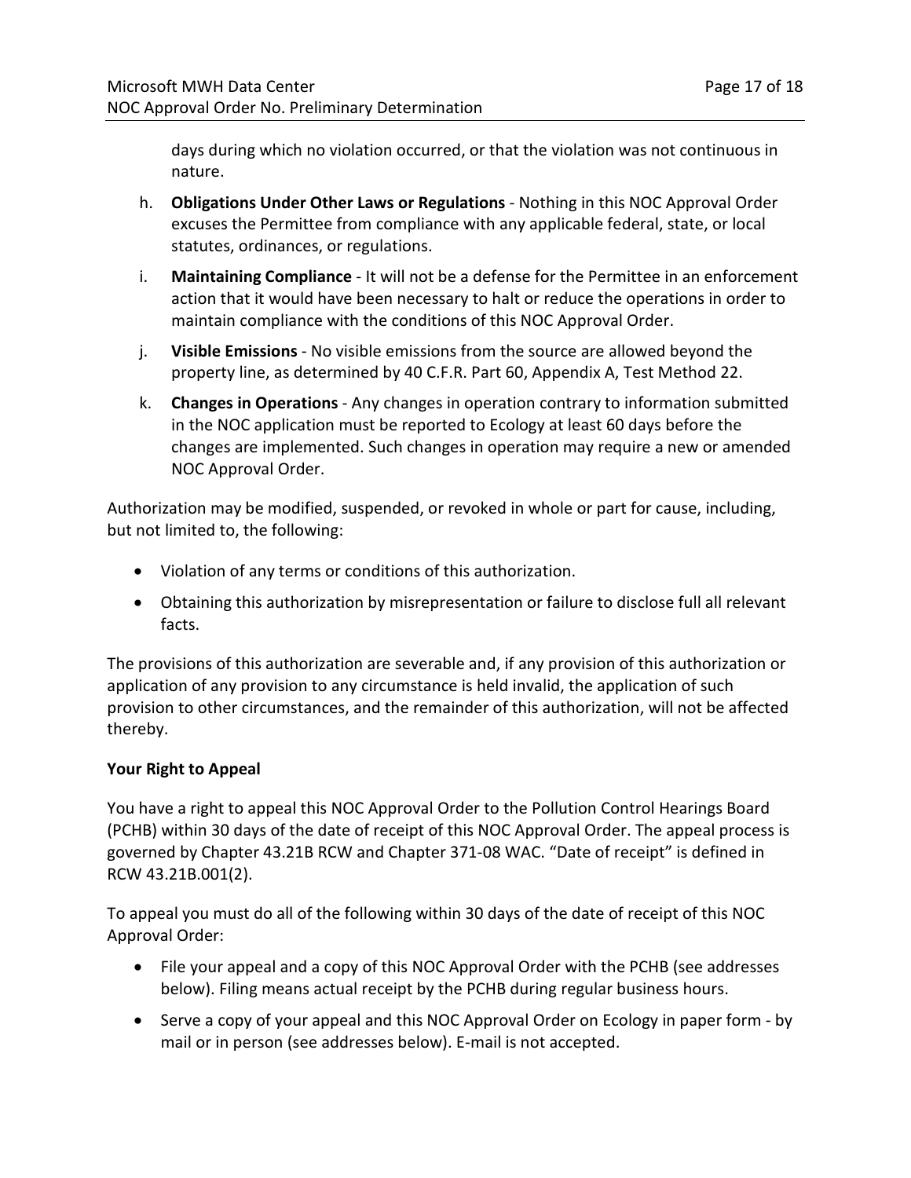days during which no violation occurred, or that the violation was not continuous in nature.

h. **Obligations Under Other Laws or Regulations** - Nothing in this NOC Approval Order excuses the Permittee from compliance with any applicable federal, state, or local statutes, ordinances, or regulations.

i. **Maintaining Compliance** - It will not be a defense for the Permittee in an enforcement action that it would have been necessary to halt or reduce the operations in order to maintain compliance with the conditions of this NOC Approval Order.

j. **Visible Emissions** - No visible emissions from the source are allowed beyond the property line, as determined by 40 C.F.R. Part 60, Appendix A, Test Method 22.

k. **Changes in Operations** - Any changes in operation contrary to information submitted in the NOC application must be reported to Ecology at least 60 days before the changes are implemented. Such changes in operation may require a new or amended NOC Approval Order.

Authorization may be modified, suspended, or revoked in whole or part for cause, including, but not limited to, the following:

- Violation of any terms or conditions of this authorization.
- Obtaining this authorization by misrepresentation or failure to disclose full all relevant facts.

The provisions of this authorization are severable and, if any provision of this authorization or application of any provision to any circumstance is held invalid, the application of such provision to other circumstances, and the remainder of this authorization, will not be affected thereby.

**Your Right to Appeal**

You have a right to appeal this NOC Approval Order to the Pollution Control Hearings Board (PCHB) within 30 days of the date of receipt of this NOC Approval Order. The appeal process is governed by Chapter 43.21B RCW and Chapter 371-08 WAC. "Date of receipt" is defined in RCW 43.21B.001(2).

To appeal you must do all of the following within 30 days of the date of receipt of this NOC Approval Order:

- File your appeal and a copy of this NOC Approval Order with the PCHB (see addresses below). Filing means actual receipt by the PCHB during regular business hours.
- Serve a copy of your appeal and this NOC Approval Order on Ecology in paper form - by mail or in person (see addresses below). E-mail is not accepted.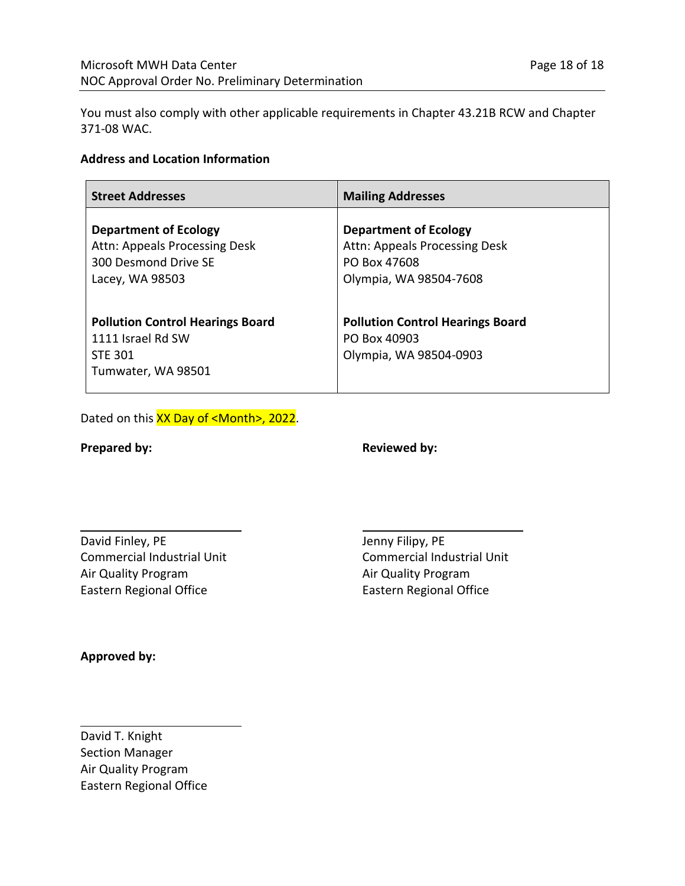You must also comply with other applicable requirements in Chapter 43.21B RCW and Chapter 371-08 WAC.

**Address and Location Information**

| **Street Addresses** | **Mailing Addresses** |
| --- | --- |
| **Department of Ecology**<br>Attn: Appeals Processing Desk<br>300 Desmond Drive SE<br>Lacey, WA 98503 | **Department of Ecology**<br>Attn: Appeals Processing Desk<br>PO Box 47608<br>Olympia, WA 98504-7608 |
| **Pollution Control Hearings Board**<br>1111 Israel Rd SW<br>STE 301<br>Tumwater, WA 98501 | **Pollution Control Hearings Board**<br>PO Box 40903<br>Olympia, WA 98504-0903 |

Dated on this XX Day of <Month>, 2022.

**Prepared by:**

David Finley, PE
Commercial Industrial Unit
Air Quality Program
Eastern Regional Office

**Reviewed by:**

Jenny Filipy, PE
Commercial Industrial Unit
Air Quality Program
Eastern Regional Office

**Approved by:**

David T. Knight
Section Manager
Air Quality Program
Eastern Regional Office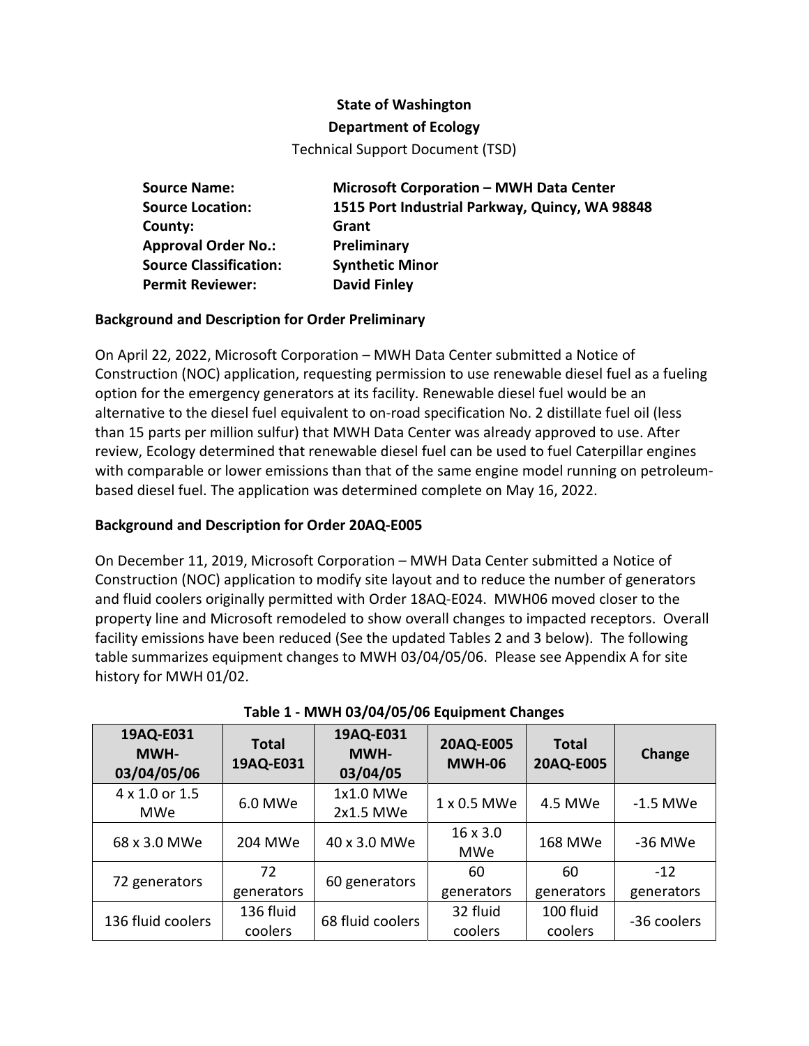**State of Washington**

**Department of Ecology**

Technical Support Document (TSD)

| | |
|---|---|
| **Source Name:** | **Microsoft Corporation – MWH Data Center** |
| **Source Location:** | **1515 Port Industrial Parkway, Quincy, WA 98848** |
| **County:** | **Grant** |
| **Approval Order No.:** | **Preliminary** |
| **Source Classification:** | **Synthetic Minor** |
| **Permit Reviewer:** | **David Finley** |

**Background and Description for Order Preliminary**

On April 22, 2022, Microsoft Corporation – MWH Data Center submitted a Notice of Construction (NOC) application, requesting permission to use renewable diesel fuel as a fueling option for the emergency generators at its facility. Renewable diesel fuel would be an alternative to the diesel fuel equivalent to on-road specification No. 2 distillate fuel oil (less than 15 parts per million sulfur) that MWH Data Center was already approved to use. After review, Ecology determined that renewable diesel fuel can be used to fuel Caterpillar engines with comparable or lower emissions than that of the same engine model running on petroleum-based diesel fuel. The application was determined complete on May 16, 2022.

**Background and Description for Order 20AQ-E005**

On December 11, 2019, Microsoft Corporation – MWH Data Center submitted a Notice of Construction (NOC) application to modify site layout and to reduce the number of generators and fluid coolers originally permitted with Order 18AQ-E024. MWH06 moved closer to the property line and Microsoft remodeled to show overall changes to impacted receptors. Overall facility emissions have been reduced (See the updated Tables 2 and 3 below). The following table summarizes equipment changes to MWH 03/04/05/06. Please see Appendix A for site history for MWH 01/02.

**Table 1 - MWH 03/04/05/06 Equipment Changes**

| 19AQ-E031 MWH-03/04/05/06 | Total 19AQ-E031 | 19AQ-E031 MWH-03/04/05 | 20AQ-E005 MWH-06 | Total 20AQ-E005 | Change |
|---|---|---|---|---|---|
| 4 x 1.0 or 1.5 MWe | 6.0 MWe | 1x1.0 MWe 2x1.5 MWe | 1 x 0.5 MWe | 4.5 MWe | -1.5 MWe |
| 68 x 3.0 MWe | 204 MWe | 40 x 3.0 MWe | 16 x 3.0 MWe | 168 MWe | -36 MWe |
| 72 generators | 72 generators | 60 generators | 60 generators | 60 generators | -12 generators |
| 136 fluid coolers | 136 fluid coolers | 68 fluid coolers | 32 fluid coolers | 100 fluid coolers | -36 coolers |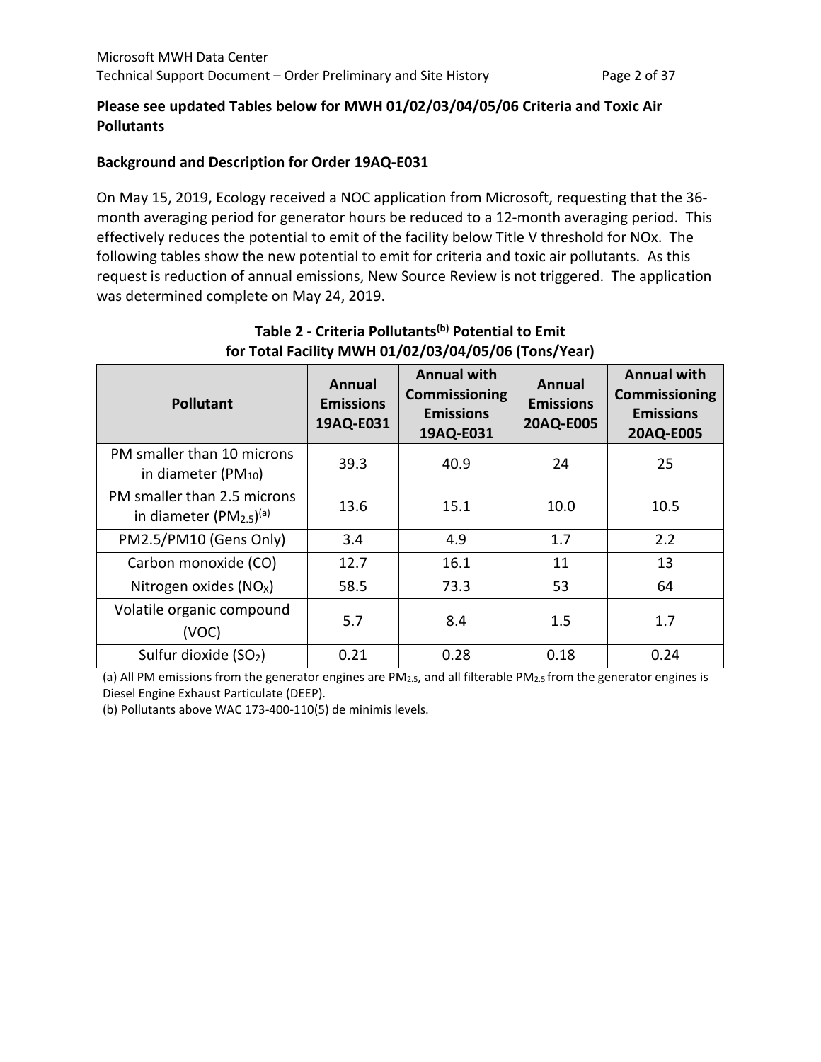**Please see updated Tables below for MWH 01/02/03/04/05/06 Criteria and Toxic Air Pollutants**

**Background and Description for Order 19AQ-E031**

On May 15, 2019, Ecology received a NOC application from Microsoft, requesting that the 36-month averaging period for generator hours be reduced to a 12-month averaging period. This effectively reduces the potential to emit of the facility below Title V threshold for NOx. The following tables show the new potential to emit for criteria and toxic air pollutants. As this request is reduction of annual emissions, New Source Review is not triggered. The application was determined complete on May 24, 2019.

**Table 2 - Criteria Pollutants[b] Potential to Emit for Total Facility MWH 01/02/03/04/05/06 (Tons/Year)**

| Pollutant | Annual Emissions 19AQ-E031 | Annual with Commissioning Emissions 19AQ-E031 | Annual Emissions 20AQ-E005 | Annual with Commissioning Emissions 20AQ-E005 |
|---|---|---|---|---|
| PM smaller than 10 microns in diameter ($PM_{10}$) | 39.3 | 40.9 | 24 | 25 |
| PM smaller than 2.5 microns in diameter ($PM_{2.5}$)[a] | 13.6 | 15.1 | 10.0 | 10.5 |
| PM2.5/PM10 (Gens Only) | 3.4 | 4.9 | 1.7 | 2.2 |
| Carbon monoxide (CO) | 12.7 | 16.1 | 11 | 13 |
| Nitrogen oxides ($NO_X$) | 58.5 | 73.3 | 53 | 64 |
| Volatile organic compound (VOC) | 5.7 | 8.4 | 1.5 | 1.7 |
| Sulfur dioxide ($SO_2$) | 0.21 | 0.28 | 0.18 | 0.24 |

(a) All PM emissions from the generator engines are $PM_{2.5}$, and all filterable $PM_{2.5}$ from the generator engines is Diesel Engine Exhaust Particulate (DEEP).

(b) Pollutants above WAC 173-400-110(5) de minimis levels.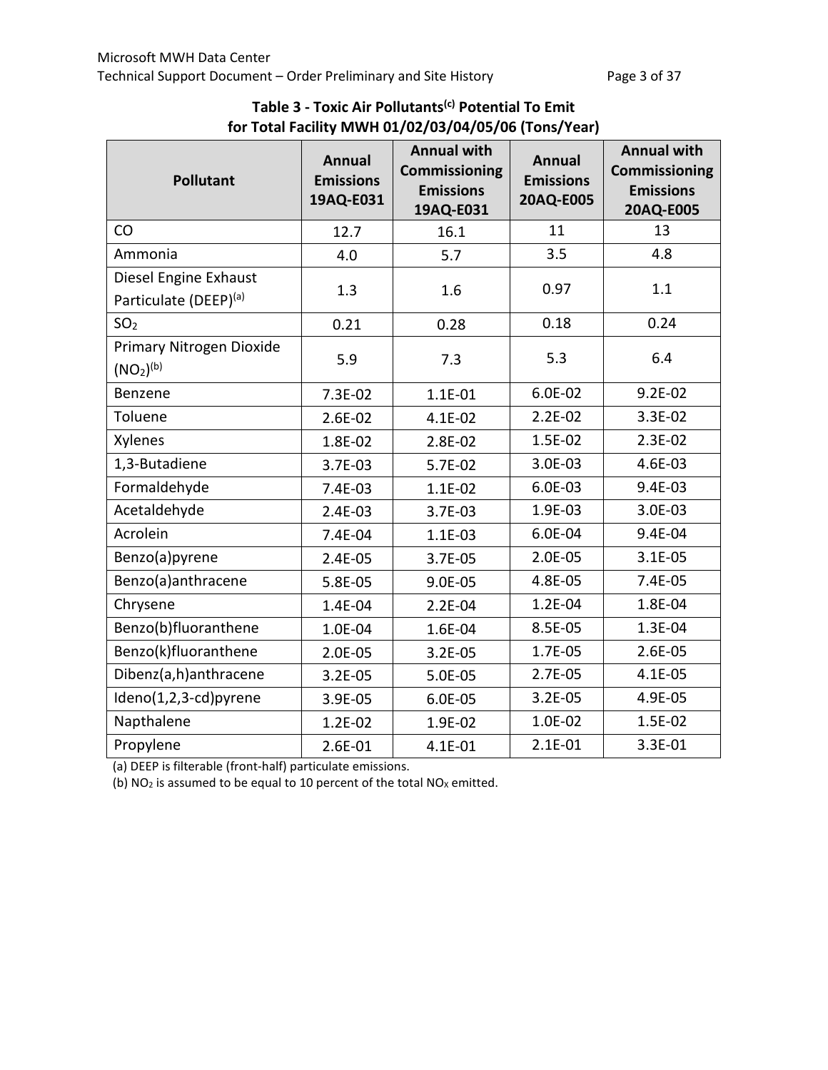**Table 3 - Toxic Air Pollutants[c] Potential To Emit for Total Facility MWH 01/02/03/04/05/06 (Tons/Year)**

| Pollutant | Annual Emissions 19AQ-E031 | Annual with Commissioning Emissions 19AQ-E031 | Annual Emissions 20AQ-E005 | Annual with Commissioning Emissions 20AQ-E005 |
|---|---|---|---|---|
| CO | 12.7 | 16.1 | 11 | 13 |
| Ammonia | 4.0 | 5.7 | 3.5 | 4.8 |
| Diesel Engine Exhaust Particulate (DEEP)[a] | 1.3 | 1.6 | 0.97 | 1.1 |
| $SO_2$ | 0.21 | 0.28 | 0.18 | 0.24 |
| Primary Nitrogen Dioxide ($NO_2$)[b] | 5.9 | 7.3 | 5.3 | 6.4 |
| Benzene | 7.3E-02 | 1.1E-01 | 6.0E-02 | 9.2E-02 |
| Toluene | 2.6E-02 | 4.1E-02 | 2.2E-02 | 3.3E-02 |
| Xylenes | 1.8E-02 | 2.8E-02 | 1.5E-02 | 2.3E-02 |
| 1,3-Butadiene | 3.7E-03 | 5.7E-02 | 3.0E-03 | 4.6E-03 |
| Formaldehyde | 7.4E-03 | 1.1E-02 | 6.0E-03 | 9.4E-03 |
| Acetaldehyde | 2.4E-03 | 3.7E-03 | 1.9E-03 | 3.0E-03 |
| Acrolein | 7.4E-04 | 1.1E-03 | 6.0E-04 | 9.4E-04 |
| Benzo(a)pyrene | 2.4E-05 | 3.7E-05 | 2.0E-05 | 3.1E-05 |
| Benzo(a)anthracene | 5.8E-05 | 9.0E-05 | 4.8E-05 | 7.4E-05 |
| Chrysene | 1.4E-04 | 2.2E-04 | 1.2E-04 | 1.8E-04 |
| Benzo(b)fluoranthene | 1.0E-04 | 1.6E-04 | 8.5E-05 | 1.3E-04 |
| Benzo(k)fluoranthene | 2.0E-05 | 3.2E-05 | 1.7E-05 | 2.6E-05 |
| Dibenz(a,h)anthracene | 3.2E-05 | 5.0E-05 | 2.7E-05 | 4.1E-05 |
| Ideno(1,2,3-cd)pyrene | 3.9E-05 | 6.0E-05 | 3.2E-05 | 4.9E-05 |
| Napthalene | 1.2E-02 | 1.9E-02 | 1.0E-02 | 1.5E-02 |
| Propylene | 2.6E-01 | 4.1E-01 | 2.1E-01 | 3.3E-01 |

(a) DEEP is filterable (front-half) particulate emissions.

(b) $NO_2$ is assumed to be equal to 10 percent of the total $NO_X$ emitted.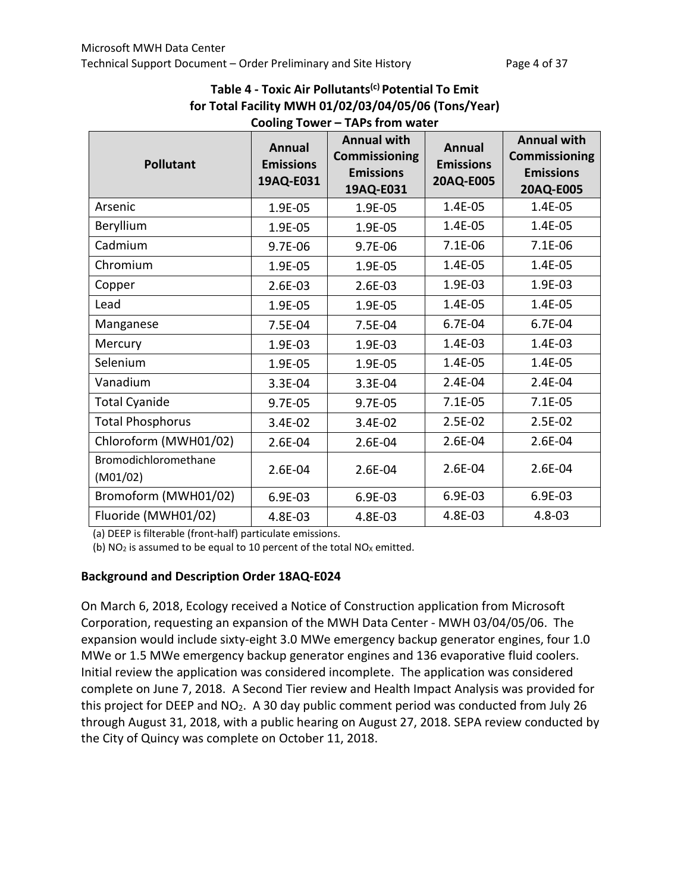**Table 4 - Toxic Air Pollutants[c] Potential To Emit for Total Facility MWH 01/02/03/04/05/06 (Tons/Year) Cooling Tower – TAPs from water**

| Pollutant | Annual Emissions 19AQ-E031 | Annual with Commissioning Emissions 19AQ-E031 | Annual Emissions 20AQ-E005 | Annual with Commissioning Emissions 20AQ-E005 |
|---|---|---|---|---|
| Arsenic | 1.9E-05 | 1.9E-05 | 1.4E-05 | 1.4E-05 |
| Beryllium | 1.9E-05 | 1.9E-05 | 1.4E-05 | 1.4E-05 |
| Cadmium | 9.7E-06 | 9.7E-06 | 7.1E-06 | 7.1E-06 |
| Chromium | 1.9E-05 | 1.9E-05 | 1.4E-05 | 1.4E-05 |
| Copper | 2.6E-03 | 2.6E-03 | 1.9E-03 | 1.9E-03 |
| Lead | 1.9E-05 | 1.9E-05 | 1.4E-05 | 1.4E-05 |
| Manganese | 7.5E-04 | 7.5E-04 | 6.7E-04 | 6.7E-04 |
| Mercury | 1.9E-03 | 1.9E-03 | 1.4E-03 | 1.4E-03 |
| Selenium | 1.9E-05 | 1.9E-05 | 1.4E-05 | 1.4E-05 |
| Vanadium | 3.3E-04 | 3.3E-04 | 2.4E-04 | 2.4E-04 |
| Total Cyanide | 9.7E-05 | 9.7E-05 | 7.1E-05 | 7.1E-05 |
| Total Phosphorus | 3.4E-02 | 3.4E-02 | 2.5E-02 | 2.5E-02 |
| Chloroform (MWH01/02) | 2.6E-04 | 2.6E-04 | 2.6E-04 | 2.6E-04 |
| Bromodichloromethane (M01/02) | 2.6E-04 | 2.6E-04 | 2.6E-04 | 2.6E-04 |
| Bromoform (MWH01/02) | 6.9E-03 | 6.9E-03 | 6.9E-03 | 6.9E-03 |
| Fluoride (MWH01/02) | 4.8E-03 | 4.8E-03 | 4.8E-03 | 4.8-03 |

(a) DEEP is filterable (front-half) particulate emissions.

(b) $NO_2$ is assumed to be equal to 10 percent of the total $NO_X$ emitted.

**Background and Description Order 18AQ-E024**

On March 6, 2018, Ecology received a Notice of Construction application from Microsoft Corporation, requesting an expansion of the MWH Data Center - MWH 03/04/05/06. The expansion would include sixty-eight 3.0 MWe emergency backup generator engines, four 1.0 MWe or 1.5 MWe emergency backup generator engines and 136 evaporative fluid coolers. Initial review the application was considered incomplete. The application was considered complete on June 7, 2018. A Second Tier review and Health Impact Analysis was provided for this project for DEEP and $NO_2$. A 30 day public comment period was conducted from July 26 through August 31, 2018, with a public hearing on August 27, 2018. SEPA review conducted by the City of Quincy was complete on October 11, 2018.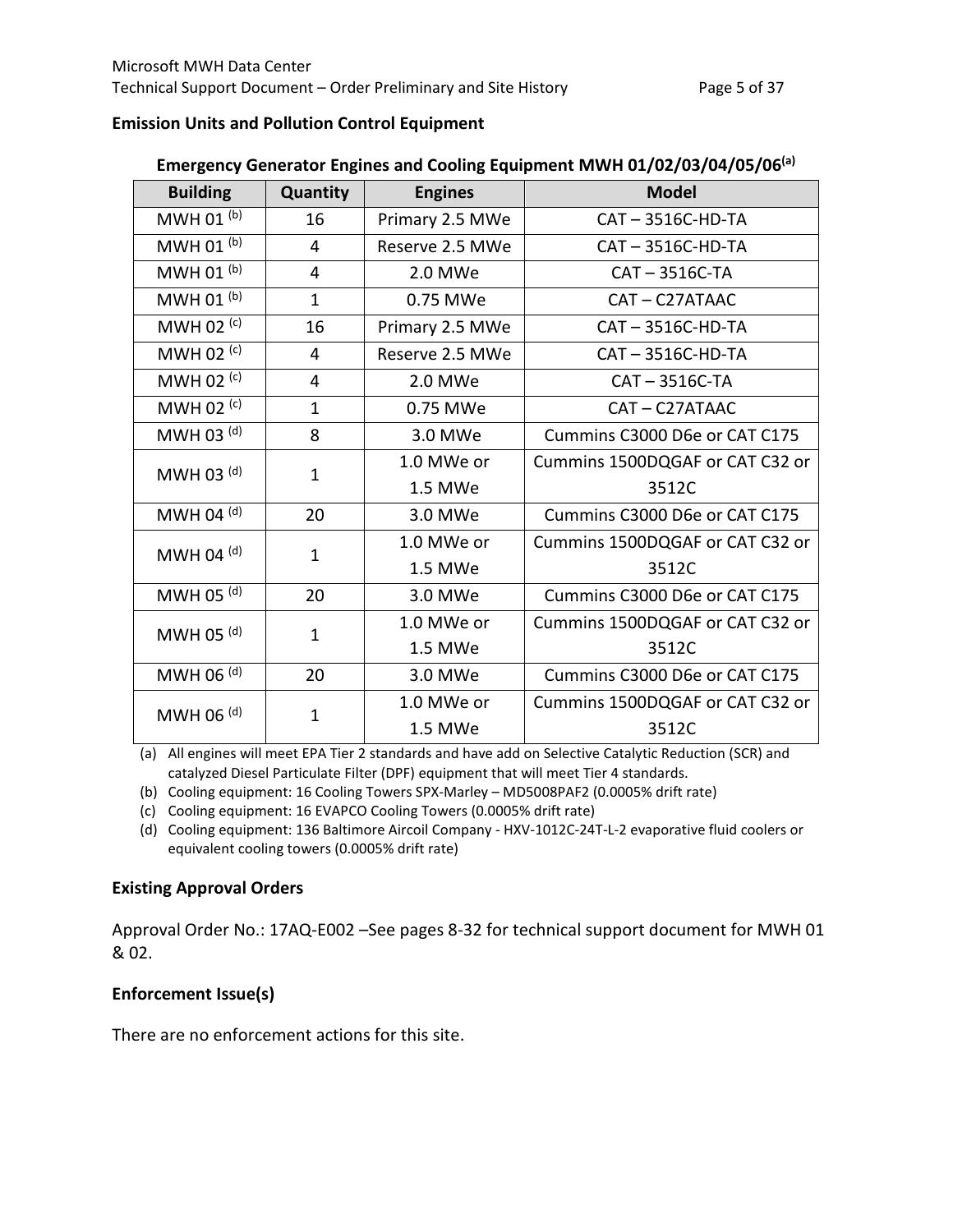**Emission Units and Pollution Control Equipment**

**Emergency Generator Engines and Cooling Equipment MWH 01/02/03/04/05/06[(a)]**

| Building | Quantity | Engines | Model |
|---|---|---|---|
| MWH 01 [(b)] | 16 | Primary 2.5 MWe | CAT – 3516C-HD-TA |
| MWH 01 [(b)] | 4 | Reserve 2.5 MWe | CAT – 3516C-HD-TA |
| MWH 01 [(b)] | 4 | 2.0 MWe | CAT – 3516C-TA |
| MWH 01 [(b)] | 1 | 0.75 MWe | CAT – C27ATAAC |
| MWH 02 [(c)] | 16 | Primary 2.5 MWe | CAT – 3516C-HD-TA |
| MWH 02 [(c)] | 4 | Reserve 2.5 MWe | CAT – 3516C-HD-TA |
| MWH 02 [(c)] | 4 | 2.0 MWe | CAT – 3516C-TA |
| MWH 02 [(c)] | 1 | 0.75 MWe | CAT – C27ATAAC |
| MWH 03 [(d)] | 8 | 3.0 MWe | Cummins C3000 D6e or CAT C175 |
| MWH 03 [(d)] | 1 | 1.0 MWe or 1.5 MWe | Cummins 1500DQGAF or CAT C32 or 3512C |
| MWH 04 [(d)] | 20 | 3.0 MWe | Cummins C3000 D6e or CAT C175 |
| MWH 04 [(d)] | 1 | 1.0 MWe or 1.5 MWe | Cummins 1500DQGAF or CAT C32 or 3512C |
| MWH 05 [(d)] | 20 | 3.0 MWe | Cummins C3000 D6e or CAT C175 |
| MWH 05 [(d)] | 1 | 1.0 MWe or 1.5 MWe | Cummins 1500DQGAF or CAT C32 or 3512C |
| MWH 06 [(d)] | 20 | 3.0 MWe | Cummins C3000 D6e or CAT C175 |
| MWH 06 [(d)] | 1 | 1.0 MWe or 1.5 MWe | Cummins 1500DQGAF or CAT C32 or 3512C |

(a) All engines will meet EPA Tier 2 standards and have add on Selective Catalytic Reduction (SCR) and catalyzed Diesel Particulate Filter (DPF) equipment that will meet Tier 4 standards.

(b) Cooling equipment: 16 Cooling Towers SPX-Marley – MD5008PAF2 (0.0005% drift rate)

(c) Cooling equipment: 16 EVAPCO Cooling Towers (0.0005% drift rate)

(d) Cooling equipment: 136 Baltimore Aircoil Company - HXV-1012C-24T-L-2 evaporative fluid coolers or equivalent cooling towers (0.0005% drift rate)

**Existing Approval Orders**

Approval Order No.: 17AQ-E002 –See pages 8-32 for technical support document for MWH 01 & 02.

**Enforcement Issue(s)**

There are no enforcement actions for this site.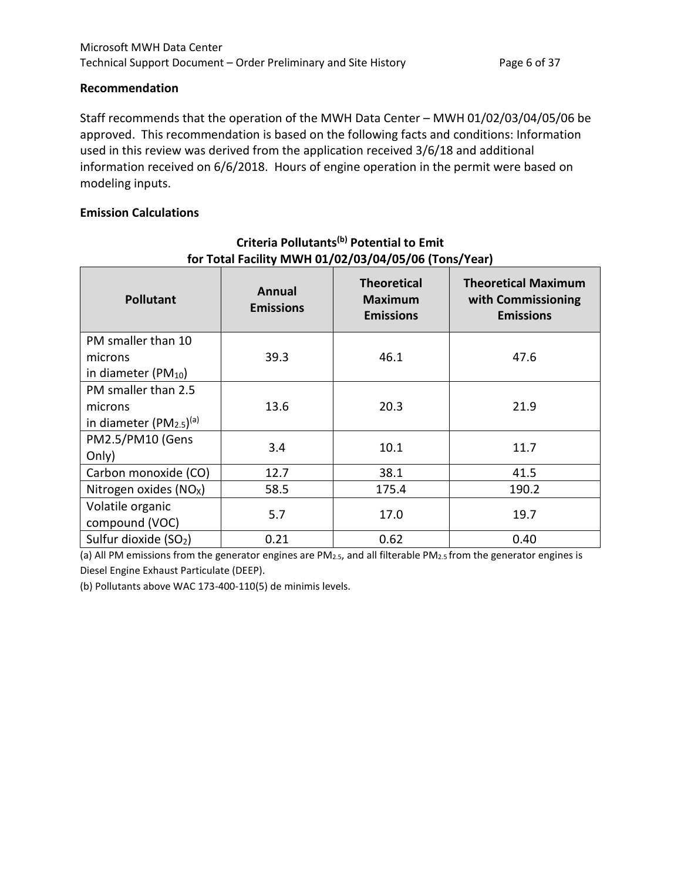**Recommendation**

Staff recommends that the operation of the MWH Data Center – MWH 01/02/03/04/05/06 be approved. This recommendation is based on the following facts and conditions: Information used in this review was derived from the application received 3/6/18 and additional information received on 6/6/2018. Hours of engine operation in the permit were based on modeling inputs.

**Emission Calculations**

**Criteria Pollutants[b] Potential to Emit for Total Facility MWH 01/02/03/04/05/06 (Tons/Year)**

| Pollutant | Annual Emissions | Theoretical Maximum Emissions | Theoretical Maximum with Commissioning Emissions |
|---|---|---|---|
| PM smaller than 10 microns in diameter ($PM_{10}$) | 39.3 | 46.1 | 47.6 |
| PM smaller than 2.5 microns in diameter ($PM_{2.5}$)[a] | 13.6 | 20.3 | 21.9 |
| PM2.5/PM10 (Gens Only) | 3.4 | 10.1 | 11.7 |
| Carbon monoxide (CO) | 12.7 | 38.1 | 41.5 |
| Nitrogen oxides ($NO_X$) | 58.5 | 175.4 | 190.2 |
| Volatile organic compound (VOC) | 5.7 | 17.0 | 19.7 |
| Sulfur dioxide ($SO_2$) | 0.21 | 0.62 | 0.40 |

(a) All PM emissions from the generator engines are $PM_{2.5}$, and all filterable $PM_{2.5}$ from the generator engines is Diesel Engine Exhaust Particulate (DEEP).

(b) Pollutants above WAC 173-400-110(5) de minimis levels.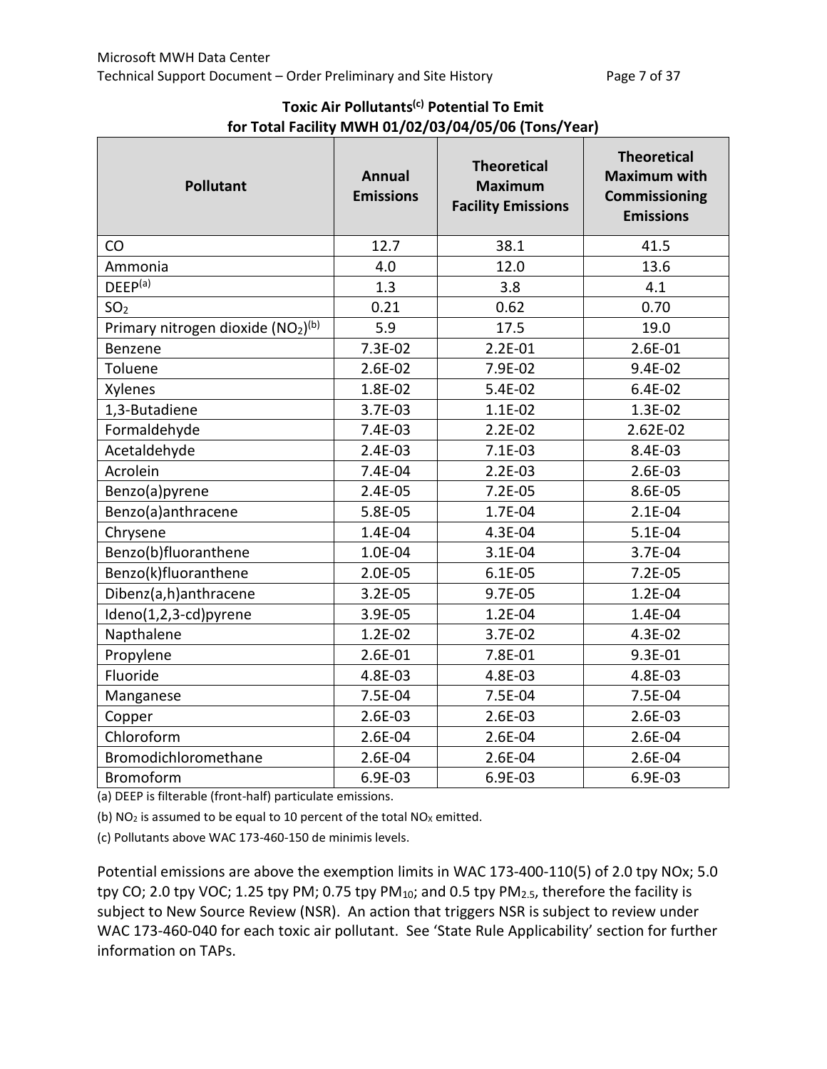**Toxic Air Pollutants[c] Potential To Emit for Total Facility MWH 01/02/03/04/05/06 (Tons/Year)**

| Pollutant | Annual Emissions | Theoretical Maximum Facility Emissions | Theoretical Maximum with Commissioning Emissions |
|---|---|---|---|
| CO | 12.7 | 38.1 | 41.5 |
| Ammonia | 4.0 | 12.0 | 13.6 |
| DEEP[a] | 1.3 | 3.8 | 4.1 |
| $SO_2$ | 0.21 | 0.62 | 0.70 |
| Primary nitrogen dioxide ($NO_2$)[b] | 5.9 | 17.5 | 19.0 |
| Benzene | 7.3E-02 | 2.2E-01 | 2.6E-01 |
| Toluene | 2.6E-02 | 7.9E-02 | 9.4E-02 |
| Xylenes | 1.8E-02 | 5.4E-02 | 6.4E-02 |
| 1,3-Butadiene | 3.7E-03 | 1.1E-02 | 1.3E-02 |
| Formaldehyde | 7.4E-03 | 2.2E-02 | 2.62E-02 |
| Acetaldehyde | 2.4E-03 | 7.1E-03 | 8.4E-03 |
| Acrolein | 7.4E-04 | 2.2E-03 | 2.6E-03 |
| Benzo(a)pyrene | 2.4E-05 | 7.2E-05 | 8.6E-05 |
| Benzo(a)anthracene | 5.8E-05 | 1.7E-04 | 2.1E-04 |
| Chrysene | 1.4E-04 | 4.3E-04 | 5.1E-04 |
| Benzo(b)fluoranthene | 1.0E-04 | 3.1E-04 | 3.7E-04 |
| Benzo(k)fluoranthene | 2.0E-05 | 6.1E-05 | 7.2E-05 |
| Dibenz(a,h)anthracene | 3.2E-05 | 9.7E-05 | 1.2E-04 |
| Ideno(1,2,3-cd)pyrene | 3.9E-05 | 1.2E-04 | 1.4E-04 |
| Napthalene | 1.2E-02 | 3.7E-02 | 4.3E-02 |
| Propylene | 2.6E-01 | 7.8E-01 | 9.3E-01 |
| Fluoride | 4.8E-03 | 4.8E-03 | 4.8E-03 |
| Manganese | 7.5E-04 | 7.5E-04 | 7.5E-04 |
| Copper | 2.6E-03 | 2.6E-03 | 2.6E-03 |
| Chloroform | 2.6E-04 | 2.6E-04 | 2.6E-04 |
| Bromodichloromethane | 2.6E-04 | 2.6E-04 | 2.6E-04 |
| Bromoform | 6.9E-03 | 6.9E-03 | 6.9E-03 |

(a) DEEP is filterable (front-half) particulate emissions.

(b) $NO_2$ is assumed to be equal to 10 percent of the total $NO_X$ emitted.

(c) Pollutants above WAC 173-460-150 de minimis levels.

Potential emissions are above the exemption limits in WAC 173-400-110(5) of 2.0 tpy NOx; 5.0 tpy CO; 2.0 tpy VOC; 1.25 tpy PM; 0.75 tpy $PM_{10}$; and 0.5 tpy $PM_{2.5}$, therefore the facility is subject to New Source Review (NSR). An action that triggers NSR is subject to review under WAC 173-460-040 for each toxic air pollutant. See 'State Rule Applicability' section for further information on TAPs.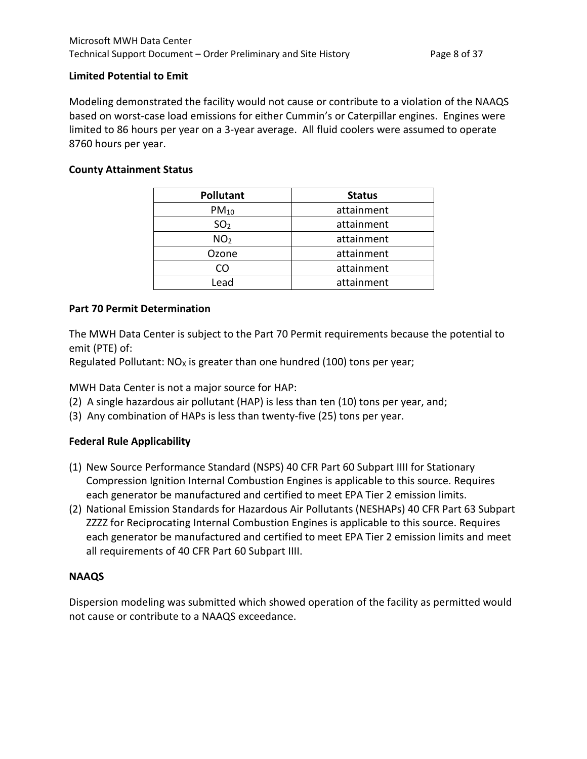**Limited Potential to Emit**

Modeling demonstrated the facility would not cause or contribute to a violation of the NAAQS based on worst-case load emissions for either Cummin's or Caterpillar engines. Engines were limited to 86 hours per year on a 3-year average. All fluid coolers were assumed to operate 8760 hours per year.

**County Attainment Status**

| Pollutant | Status |
|---|---|
| $PM_{10}$ | attainment |
| $SO_2$ | attainment |
| $NO_2$ | attainment |
| Ozone | attainment |
| CO | attainment |
| Lead | attainment |

**Part 70 Permit Determination**

The MWH Data Center is subject to the Part 70 Permit requirements because the potential to emit (PTE) of:
Regulated Pollutant: $NO_X$ is greater than one hundred (100) tons per year;

MWH Data Center is not a major source for HAP:
(2) A single hazardous air pollutant (HAP) is less than ten (10) tons per year, and;
(3) Any combination of HAPs is less than twenty-five (25) tons per year.

**Federal Rule Applicability**

(1) New Source Performance Standard (NSPS) 40 CFR Part 60 Subpart IIII for Stationary Compression Ignition Internal Combustion Engines is applicable to this source. Requires each generator be manufactured and certified to meet EPA Tier 2 emission limits.
(2) National Emission Standards for Hazardous Air Pollutants (NESHAPs) 40 CFR Part 63 Subpart ZZZZ for Reciprocating Internal Combustion Engines is applicable to this source. Requires each generator be manufactured and certified to meet EPA Tier 2 emission limits and meet all requirements of 40 CFR Part 60 Subpart IIII.

**NAAQS**

Dispersion modeling was submitted which showed operation of the facility as permitted would not cause or contribute to a NAAQS exceedance.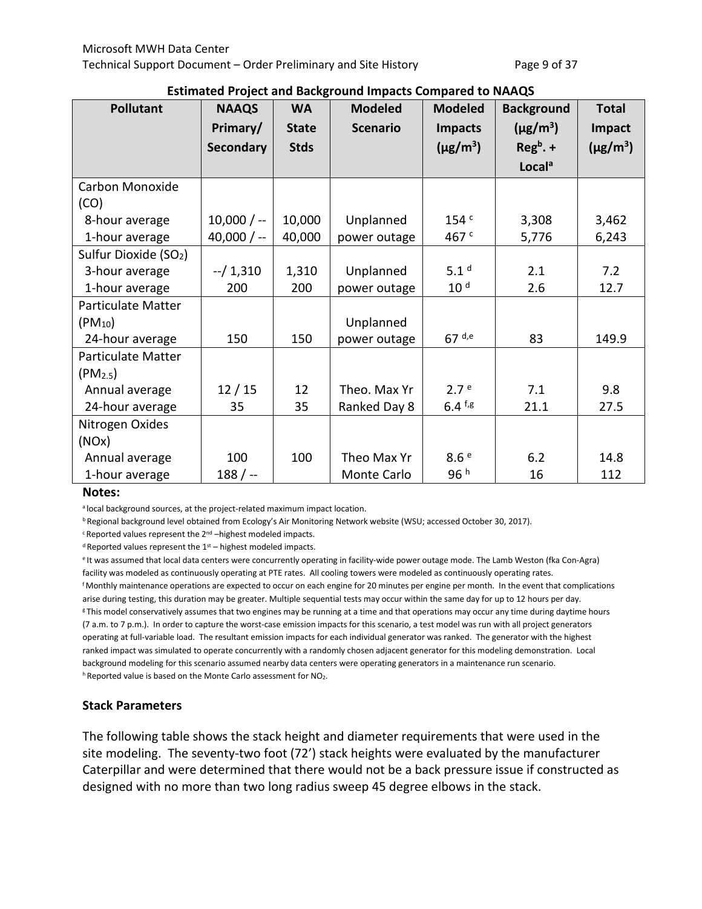**Estimated Project and Background Impacts Compared to NAAQS**

| Pollutant | NAAQS Primary/ Secondary | WA State Stds | Modeled Scenario | Modeled Impacts ($\mu g/m^3$) | Background ($\mu g/m^3$) Reg[b]. + Local[a] | Total Impact ($\mu g/m^3$) |
|---|---|---|---|---|---|---|
| Carbon Monoxide (CO) | | | | | | |
| 8-hour average | 10,000 / -- | 10,000 | Unplanned | 154 [c] | 3,308 | 3,462 |
| 1-hour average | 40,000 / -- | 40,000 | power outage | 467 [c] | 5,776 | 6,243 |
| Sulfur Dioxide ($SO_2$) | | | | | | |
| 3-hour average | --/ 1,310 | 1,310 | Unplanned | 5.1 [d] | 2.1 | 7.2 |
| 1-hour average | 200 | 200 | power outage | 10 [d] | 2.6 | 12.7 |
| Particulate Matter ($PM_{10}$) | | | Unplanned | | | |
| 24-hour average | 150 | 150 | power outage | 67 [d,e] | 83 | 149.9 |
| Particulate Matter ($PM_{2.5}$) | | | | | | |
| Annual average | 12 / 15 | 12 | Theo. Max Yr | 2.7 [e] | 7.1 | 9.8 |
| 24-hour average | 35 | 35 | Ranked Day 8 | 6.4 [f,g] | 21.1 | 27.5 |
| Nitrogen Oxides (NOx) | | | | | | |
| Annual average | 100 | 100 | Theo Max Yr | 8.6 [e] | 6.2 | 14.8 |
| 1-hour average | 188 / -- | | Monte Carlo | 96 [h] | 16 | 112 |

**Notes:**

[a] local background sources, at the project-related maximum impact location.

[b] Regional background level obtained from Ecology's Air Monitoring Network website (WSU; accessed October 30, 2017).

[c] Reported values represent the 2nd –highest modeled impacts.

[d] Reported values represent the 1st – highest modeled impacts.

[e] It was assumed that local data centers were concurrently operating in facility-wide power outage mode. The Lamb Weston (fka Con-Agra) facility was modeled as continuously operating at PTE rates. All cooling towers were modeled as continuously operating rates.

[f] Monthly maintenance operations are expected to occur on each engine for 20 minutes per engine per month. In the event that complications arise during testing, this duration may be greater. Multiple sequential tests may occur within the same day for up to 12 hours per day.

[g] This model conservatively assumes that two engines may be running at a time and that operations may occur any time during daytime hours (7 a.m. to 7 p.m.). In order to capture the worst-case emission impacts for this scenario, a test model was run with all project generators operating at full-variable load. The resultant emission impacts for each individual generator was ranked. The generator with the highest ranked impact was simulated to operate concurrently with a randomly chosen adjacent generator for this modeling demonstration. Local background modeling for this scenario assumed nearby data centers were operating generators in a maintenance run scenario.

[h] Reported value is based on the Monte Carlo assessment for $NO_2$.

### Stack Parameters

The following table shows the stack height and diameter requirements that were used in the site modeling. The seventy-two foot (72') stack heights were evaluated by the manufacturer Caterpillar and were determined that there would not be a back pressure issue if constructed as designed with no more than two long radius sweep 45 degree elbows in the stack.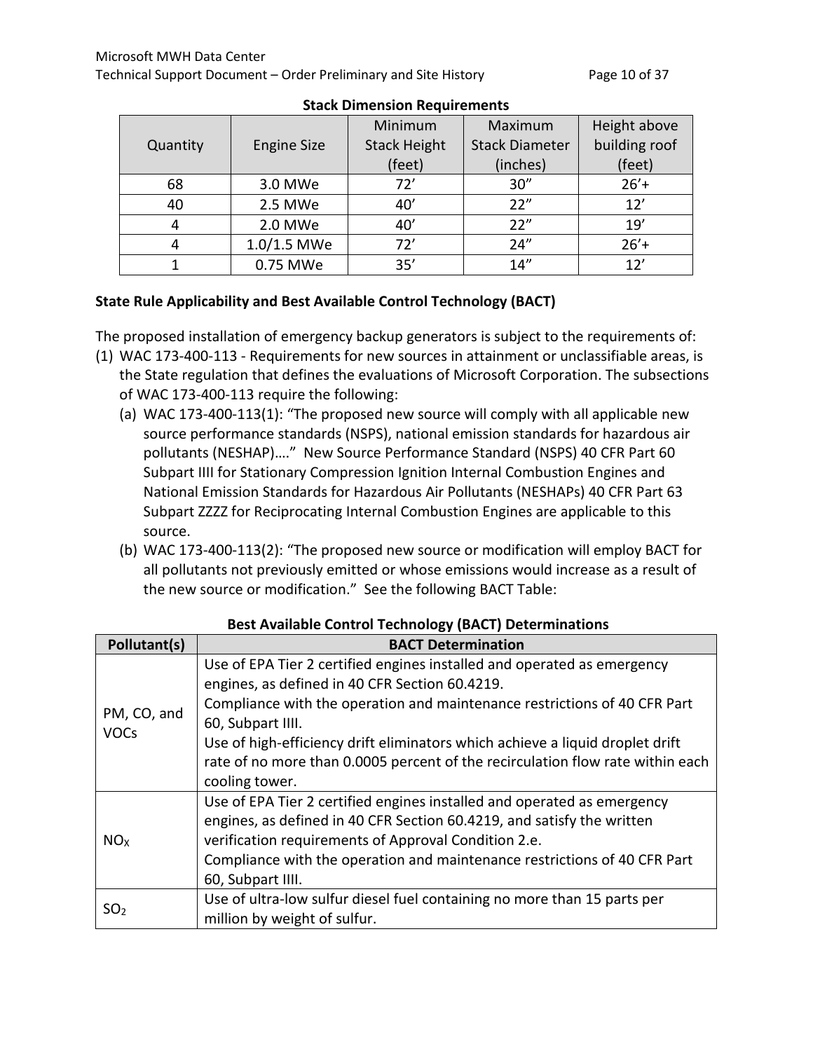**Stack Dimension Requirements**

| Quantity | Engine Size | Minimum Stack Height (feet) | Maximum Stack Diameter (inches) | Height above building roof (feet) |
|---|---|---|---|---|
| 68 | 3.0 MWe | 72’ | 30” | 26’+ |
| 40 | 2.5 MWe | 40’ | 22” | 12’ |
| 4 | 2.0 MWe | 40’ | 22” | 19’ |
| 4 | 1.0/1.5 MWe | 72’ | 24” | 26’+ |
| 1 | 0.75 MWe | 35’ | 14” | 12’ |

**State Rule Applicability and Best Available Control Technology (BACT)**

The proposed installation of emergency backup generators is subject to the requirements of:

(1) WAC 173-400-113 - Requirements for new sources in attainment or unclassifiable areas, is the State regulation that defines the evaluations of Microsoft Corporation. The subsections of WAC 173-400-113 require the following:

   (a) WAC 173-400-113(1): “The proposed new source will comply with all applicable new source performance standards (NSPS), national emission standards for hazardous air pollutants (NESHAP)….” New Source Performance Standard (NSPS) 40 CFR Part 60 Subpart IIII for Stationary Compression Ignition Internal Combustion Engines and National Emission Standards for Hazardous Air Pollutants (NESHAPs) 40 CFR Part 63 Subpart ZZZZ for Reciprocating Internal Combustion Engines are applicable to this source.

   (b) WAC 173-400-113(2): “The proposed new source or modification will employ BACT for all pollutants not previously emitted or whose emissions would increase as a result of the new source or modification.” See the following BACT Table:

**Best Available Control Technology (BACT) Determinations**

| Pollutant(s) | BACT Determination |
|---|---|
| PM, CO, and VOCs | Use of EPA Tier 2 certified engines installed and operated as emergency engines, as defined in 40 CFR Section 60.4219. Compliance with the operation and maintenance restrictions of 40 CFR Part 60, Subpart IIII. Use of high-efficiency drift eliminators which achieve a liquid droplet drift rate of no more than 0.0005 percent of the recirculation flow rate within each cooling tower. |
| $NO_X$ | Use of EPA Tier 2 certified engines installed and operated as emergency engines, as defined in 40 CFR Section 60.4219, and satisfy the written verification requirements of Approval Condition 2.e. Compliance with the operation and maintenance restrictions of 40 CFR Part 60, Subpart IIII. |
| $SO_2$ | Use of ultra-low sulfur diesel fuel containing no more than 15 parts per million by weight of sulfur. |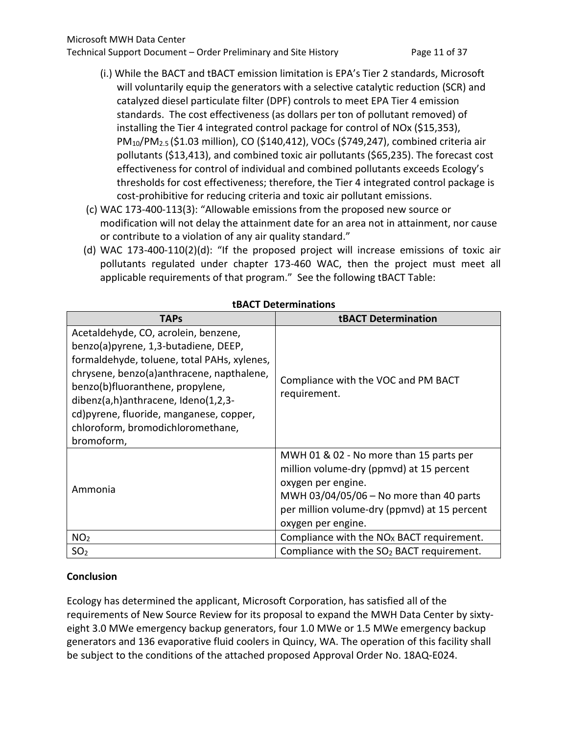(i.) While the BACT and tBACT emission limitation is EPA's Tier 2 standards, Microsoft will voluntarily equip the generators with a selective catalytic reduction (SCR) and catalyzed diesel particulate filter (DPF) controls to meet EPA Tier 4 emission standards. The cost effectiveness (as dollars per ton of pollutant removed) of installing the Tier 4 integrated control package for control of NOx ($15,353), $PM_{10}$/$PM_{2.5}$ ($1.03 million), CO ($140,412), VOCs ($749,247), combined criteria air pollutants ($13,413), and combined toxic air pollutants ($65,235). The forecast cost effectiveness for control of individual and combined pollutants exceeds Ecology's thresholds for cost effectiveness; therefore, the Tier 4 integrated control package is cost-prohibitive for reducing criteria and toxic air pollutant emissions.

(c) WAC 173-400-113(3): "Allowable emissions from the proposed new source or modification will not delay the attainment date for an area not in attainment, nor cause or contribute to a violation of any air quality standard."

(d) WAC 173-400-110(2)(d): "If the proposed project will increase emissions of toxic air pollutants regulated under chapter 173-460 WAC, then the project must meet all applicable requirements of that program." See the following tBACT Table:

**tBACT Determinations**

| TAPs | tBACT Determination |
| --- | --- |
| Acetaldehyde, CO, acrolein, benzene, benzo(a)pyrene, 1,3-butadiene, DEEP, formaldehyde, toluene, total PAHs, xylenes, chrysene, benzo(a)anthracene, napthalene, benzo(b)fluoranthene, propylene, dibenz(a,h)anthracene, Ideno(1,2,3-cd)pyrene, fluoride, manganese, copper, chloroform, bromodichloromethane, bromoform, | Compliance with the VOC and PM BACT requirement. |
| Ammonia | MWH 01 & 02 - No more than 15 parts per million volume-dry (ppmvd) at 15 percent oxygen per engine. MWH 03/04/05/06 – No more than 40 parts per million volume-dry (ppmvd) at 15 percent oxygen per engine. |
| $NO_2$ | Compliance with the $NO_X$ BACT requirement. |
| $SO_2$ | Compliance with the $SO_2$ BACT requirement. |

**Conclusion**

Ecology has determined the applicant, Microsoft Corporation, has satisfied all of the requirements of New Source Review for its proposal to expand the MWH Data Center by sixty-eight 3.0 MWe emergency backup generators, four 1.0 MWe or 1.5 MWe emergency backup generators and 136 evaporative fluid coolers in Quincy, WA. The operation of this facility shall be subject to the conditions of the attached proposed Approval Order No. 18AQ-E024.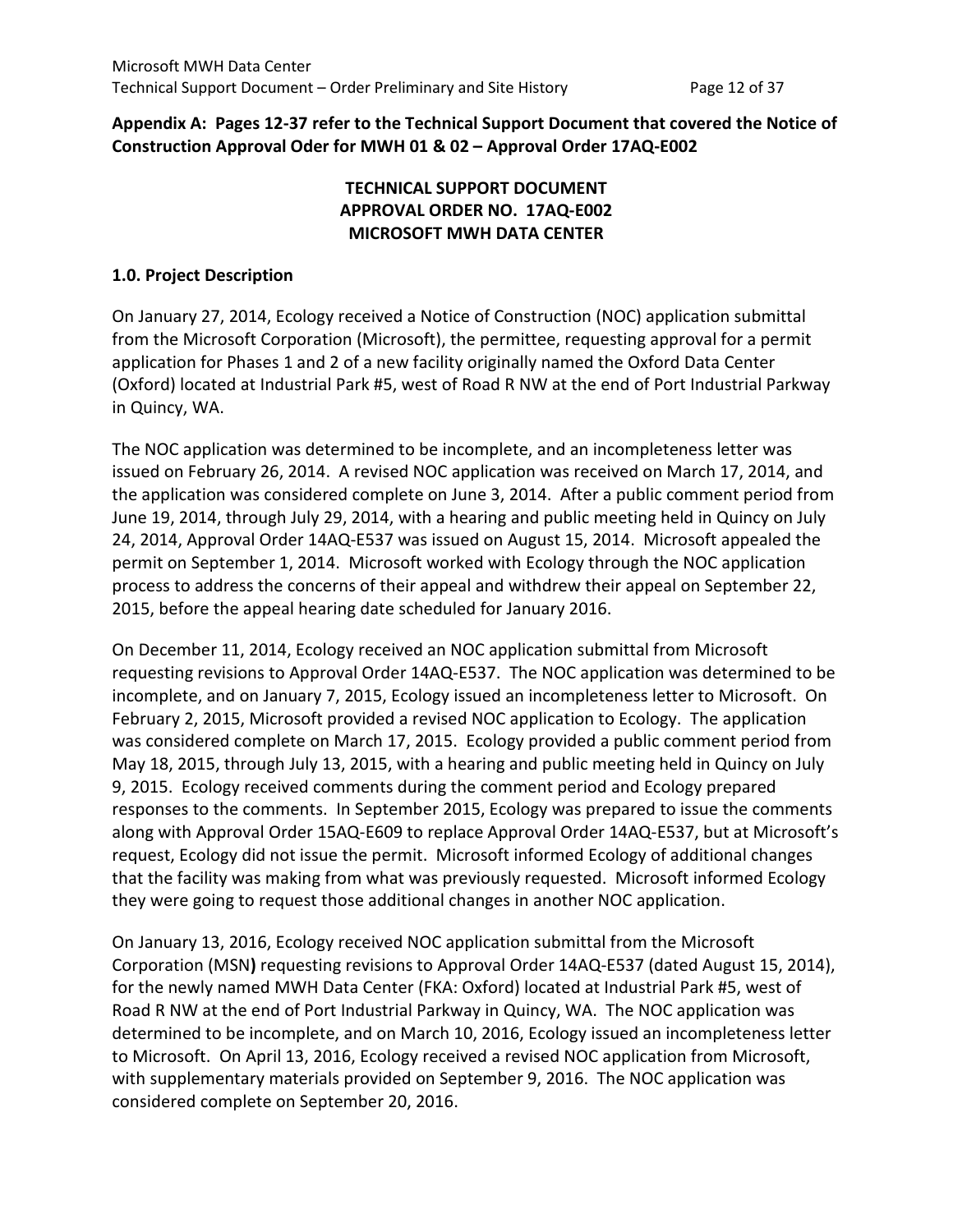**Appendix A: Pages 12-37 refer to the Technical Support Document that covered the Notice of Construction Approval Oder for MWH 01 & 02 – Approval Order 17AQ-E002**

**TECHNICAL SUPPORT DOCUMENT**
**APPROVAL ORDER NO. 17AQ-E002**
**MICROSOFT MWH DATA CENTER**

## 1.0. Project Description

On January 27, 2014, Ecology received a Notice of Construction (NOC) application submittal from the Microsoft Corporation (Microsoft), the permittee, requesting approval for a permit application for Phases 1 and 2 of a new facility originally named the Oxford Data Center (Oxford) located at Industrial Park #5, west of Road R NW at the end of Port Industrial Parkway in Quincy, WA.

The NOC application was determined to be incomplete, and an incompleteness letter was issued on February 26, 2014. A revised NOC application was received on March 17, 2014, and the application was considered complete on June 3, 2014. After a public comment period from June 19, 2014, through July 29, 2014, with a hearing and public meeting held in Quincy on July 24, 2014, Approval Order 14AQ-E537 was issued on August 15, 2014. Microsoft appealed the permit on September 1, 2014. Microsoft worked with Ecology through the NOC application process to address the concerns of their appeal and withdrew their appeal on September 22, 2015, before the appeal hearing date scheduled for January 2016.

On December 11, 2014, Ecology received an NOC application submittal from Microsoft requesting revisions to Approval Order 14AQ-E537. The NOC application was determined to be incomplete, and on January 7, 2015, Ecology issued an incompleteness letter to Microsoft. On February 2, 2015, Microsoft provided a revised NOC application to Ecology. The application was considered complete on March 17, 2015. Ecology provided a public comment period from May 18, 2015, through July 13, 2015, with a hearing and public meeting held in Quincy on July 9, 2015. Ecology received comments during the comment period and Ecology prepared responses to the comments. In September 2015, Ecology was prepared to issue the comments along with Approval Order 15AQ-E609 to replace Approval Order 14AQ-E537, but at Microsoft's request, Ecology did not issue the permit. Microsoft informed Ecology of additional changes that the facility was making from what was previously requested. Microsoft informed Ecology they were going to request those additional changes in another NOC application.

On January 13, 2016, Ecology received NOC application submittal from the Microsoft Corporation (MSN**)** requesting revisions to Approval Order 14AQ-E537 (dated August 15, 2014), for the newly named MWH Data Center (FKA: Oxford) located at Industrial Park #5, west of Road R NW at the end of Port Industrial Parkway in Quincy, WA. The NOC application was determined to be incomplete, and on March 10, 2016, Ecology issued an incompleteness letter to Microsoft. On April 13, 2016, Ecology received a revised NOC application from Microsoft, with supplementary materials provided on September 9, 2016. The NOC application was considered complete on September 20, 2016.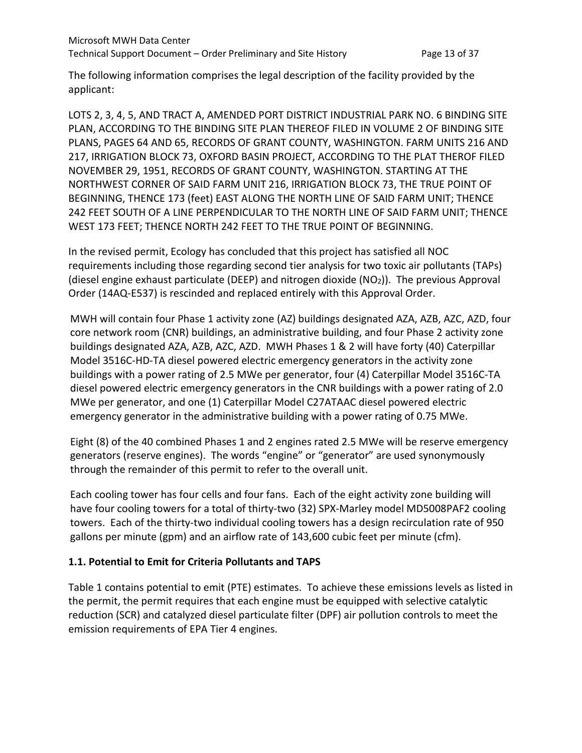The following information comprises the legal description of the facility provided by the applicant:

LOTS 2, 3, 4, 5, AND TRACT A, AMENDED PORT DISTRICT INDUSTRIAL PARK NO. 6 BINDING SITE PLAN, ACCORDING TO THE BINDING SITE PLAN THEREOF FILED IN VOLUME 2 OF BINDING SITE PLANS, PAGES 64 AND 65, RECORDS OF GRANT COUNTY, WASHINGTON. FARM UNITS 216 AND 217, IRRIGATION BLOCK 73, OXFORD BASIN PROJECT, ACCORDING TO THE PLAT THEROF FILED NOVEMBER 29, 1951, RECORDS OF GRANT COUNTY, WASHINGTON. STARTING AT THE NORTHWEST CORNER OF SAID FARM UNIT 216, IRRIGATION BLOCK 73, THE TRUE POINT OF BEGINNING, THENCE 173 (feet) EAST ALONG THE NORTH LINE OF SAID FARM UNIT; THENCE 242 FEET SOUTH OF A LINE PERPENDICULAR TO THE NORTH LINE OF SAID FARM UNIT; THENCE WEST 173 FEET; THENCE NORTH 242 FEET TO THE TRUE POINT OF BEGINNING.

In the revised permit, Ecology has concluded that this project has satisfied all NOC requirements including those regarding second tier analysis for two toxic air pollutants (TAPs) (diesel engine exhaust particulate (DEEP) and nitrogen dioxide ($NO_2$)). The previous Approval Order (14AQ-E537) is rescinded and replaced entirely with this Approval Order.

MWH will contain four Phase 1 activity zone (AZ) buildings designated AZA, AZB, AZC, AZD, four core network room (CNR) buildings, an administrative building, and four Phase 2 activity zone buildings designated AZA, AZB, AZC, AZD. MWH Phases 1 & 2 will have forty (40) Caterpillar Model 3516C-HD-TA diesel powered electric emergency generators in the activity zone buildings with a power rating of 2.5 MWe per generator, four (4) Caterpillar Model 3516C-TA diesel powered electric emergency generators in the CNR buildings with a power rating of 2.0 MWe per generator, and one (1) Caterpillar Model C27ATAAC diesel powered electric emergency generator in the administrative building with a power rating of 0.75 MWe.

Eight (8) of the 40 combined Phases 1 and 2 engines rated 2.5 MWe will be reserve emergency generators (reserve engines). The words "engine" or "generator" are used synonymously through the remainder of this permit to refer to the overall unit.

Each cooling tower has four cells and four fans. Each of the eight activity zone building will have four cooling towers for a total of thirty-two (32) SPX-Marley model MD5008PAF2 cooling towers. Each of the thirty-two individual cooling towers has a design recirculation rate of 950 gallons per minute (gpm) and an airflow rate of 143,600 cubic feet per minute (cfm).

### 1.1. Potential to Emit for Criteria Pollutants and TAPS

Table 1 contains potential to emit (PTE) estimates. To achieve these emissions levels as listed in the permit, the permit requires that each engine must be equipped with selective catalytic reduction (SCR) and catalyzed diesel particulate filter (DPF) air pollution controls to meet the emission requirements of EPA Tier 4 engines.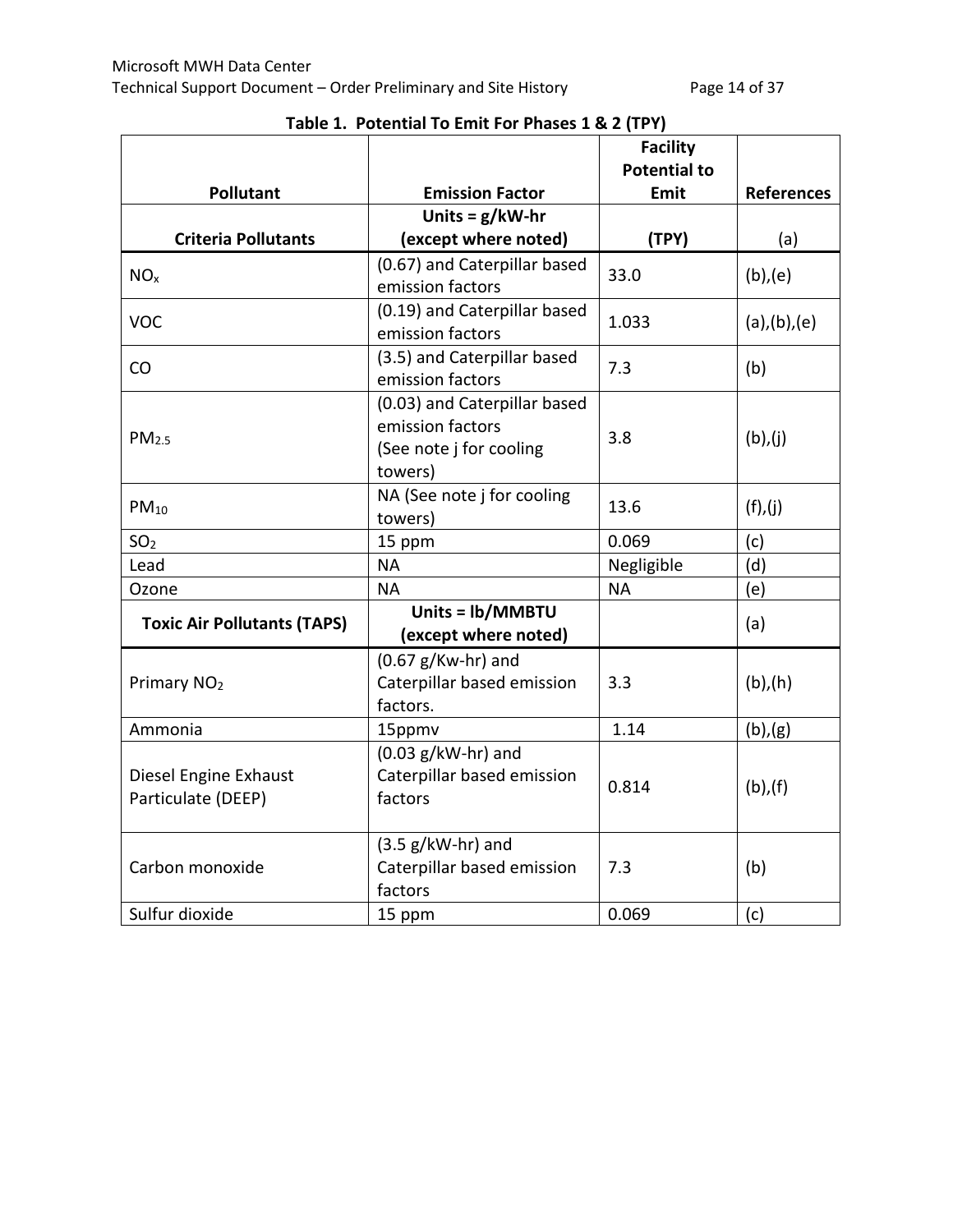**Table 1. Potential To Emit For Phases 1 & 2 (TPY)**

| Pollutant | Emission Factor | Facility Potential to Emit | References |
|---|---|---|---|
| **Criteria Pollutants** | **Units = g/kW-hr (except where noted)** | **(TPY)** | (a) |
| $NO_x$ | (0.67) and Caterpillar based emission factors | 33.0 | (b),(e) |
| VOC | (0.19) and Caterpillar based emission factors | 1.033 | (a),(b),(e) |
| CO | (3.5) and Caterpillar based emission factors | 7.3 | (b) |
| $PM_{2.5}$ | (0.03) and Caterpillar based emission factors (See note j for cooling towers) | 3.8 | (b),(j) |
| $PM_{10}$ | NA (See note j for cooling towers) | 13.6 | (f),(j) |
| $SO_2$ | 15 ppm | 0.069 | (c) |
| Lead | NA | Negligible | (d) |
| Ozone | NA | NA | (e) |
| **Toxic Air Pollutants (TAPS)** | **Units = lb/MMBTU (except where noted)** | | (a) |
| Primary $NO_2$ | (0.67 g/Kw-hr) and Caterpillar based emission factors. | 3.3 | (b),(h) |
| Ammonia | 15ppmv | 1.14 | (b),(g) |
| Diesel Engine Exhaust Particulate (DEEP) | (0.03 g/kW-hr) and Caterpillar based emission factors | 0.814 | (b),(f) |
| Carbon monoxide | (3.5 g/kW-hr) and Caterpillar based emission factors | 7.3 | (b) |
| Sulfur dioxide | 15 ppm | 0.069 | (c) |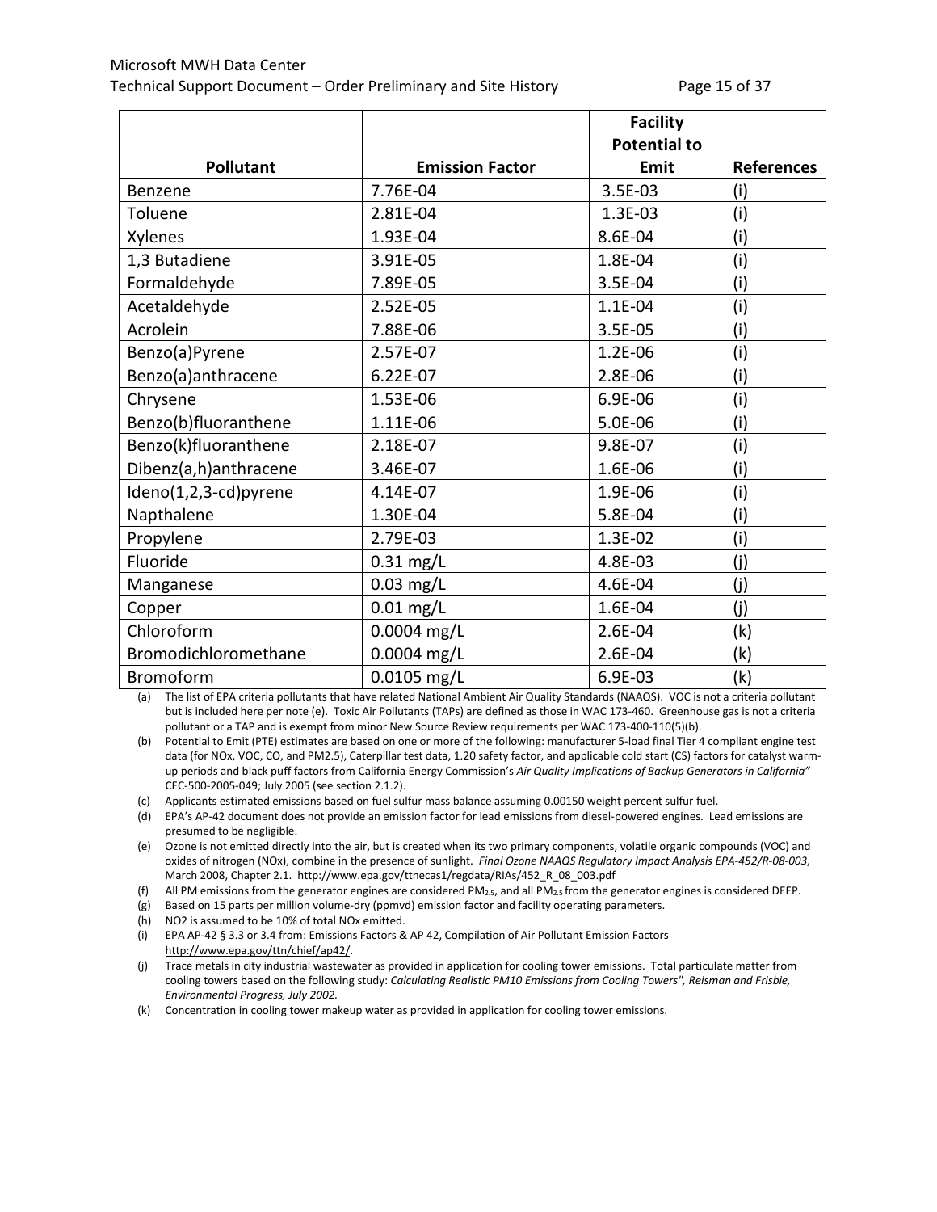| Pollutant | Emission Factor | Facility Potential to Emit | References |
|---|---|---|---|
| Benzene | 7.76E-04 | 3.5E-03 | (i) |
| Toluene | 2.81E-04 | 1.3E-03 | (i) |
| Xylenes | 1.93E-04 | 8.6E-04 | (i) |
| 1,3 Butadiene | 3.91E-05 | 1.8E-04 | (i) |
| Formaldehyde | 7.89E-05 | 3.5E-04 | (i) |
| Acetaldehyde | 2.52E-05 | 1.1E-04 | (i) |
| Acrolein | 7.88E-06 | 3.5E-05 | (i) |
| Benzo(a)Pyrene | 2.57E-07 | 1.2E-06 | (i) |
| Benzo(a)anthracene | 6.22E-07 | 2.8E-06 | (i) |
| Chrysene | 1.53E-06 | 6.9E-06 | (i) |
| Benzo(b)fluoranthene | 1.11E-06 | 5.0E-06 | (i) |
| Benzo(k)fluoranthene | 2.18E-07 | 9.8E-07 | (i) |
| Dibenz(a,h)anthracene | 3.46E-07 | 1.6E-06 | (i) |
| Ideno(1,2,3-cd)pyrene | 4.14E-07 | 1.9E-06 | (i) |
| Napthalene | 1.30E-04 | 5.8E-04 | (i) |
| Propylene | 2.79E-03 | 1.3E-02 | (i) |
| Fluoride | 0.31 mg/L | 4.8E-03 | (j) |
| Manganese | 0.03 mg/L | 4.6E-04 | (j) |
| Copper | 0.01 mg/L | 1.6E-04 | (j) |
| Chloroform | 0.0004 mg/L | 2.6E-04 | (k) |
| Bromodichloromethane | 0.0004 mg/L | 2.6E-04 | (k) |
| Bromoform | 0.0105 mg/L | 6.9E-03 | (k) |

(a) The list of EPA criteria pollutants that have related National Ambient Air Quality Standards (NAAQS). VOC is not a criteria pollutant but is included here per note (e). Toxic Air Pollutants (TAPs) are defined as those in WAC 173-460. Greenhouse gas is not a criteria pollutant or a TAP and is exempt from minor New Source Review requirements per WAC 173-400-110(5)(b).

(b) Potential to Emit (PTE) estimates are based on one or more of the following: manufacturer 5-load final Tier 4 compliant engine test data (for NOx, VOC, CO, and PM2.5), Caterpillar test data, 1.20 safety factor, and applicable cold start (CS) factors for catalyst warm-up periods and black puff factors from California Energy Commission's *Air Quality Implications of Backup Generators in California"* CEC-500-2005-049; July 2005 (see section 2.1.2).

(c) Applicants estimated emissions based on fuel sulfur mass balance assuming 0.00150 weight percent sulfur fuel.

(d) EPA's AP-42 document does not provide an emission factor for lead emissions from diesel-powered engines. Lead emissions are presumed to be negligible.

(e) Ozone is not emitted directly into the air, but is created when its two primary components, volatile organic compounds (VOC) and oxides of nitrogen (NOx), combine in the presence of sunlight. *Final Ozone NAAQS Regulatory Impact Analysis EPA-452/R-08-003*, March 2008, Chapter 2.1. http://www.epa.gov/ttnecas1/regdata/RIAs/452_R_08_003.pdf

(f) All PM emissions from the generator engines are considered $PM_{2.5}$, and all $PM_{2.5}$ from the generator engines is considered DEEP.

(g) Based on 15 parts per million volume-dry (ppmvd) emission factor and facility operating parameters.

(h) NO2 is assumed to be 10% of total NOx emitted.

(i) EPA AP-42 § 3.3 or 3.4 from: Emissions Factors & AP 42, Compilation of Air Pollutant Emission Factors http://www.epa.gov/ttn/chief/ap42/.

(j) Trace metals in city industrial wastewater as provided in application for cooling tower emissions. Total particulate matter from cooling towers based on the following study: *Calculating Realistic PM10 Emissions from Cooling Towers", Reisman and Frisbie, Environmental Progress, July 2002.*

(k) Concentration in cooling tower makeup water as provided in application for cooling tower emissions.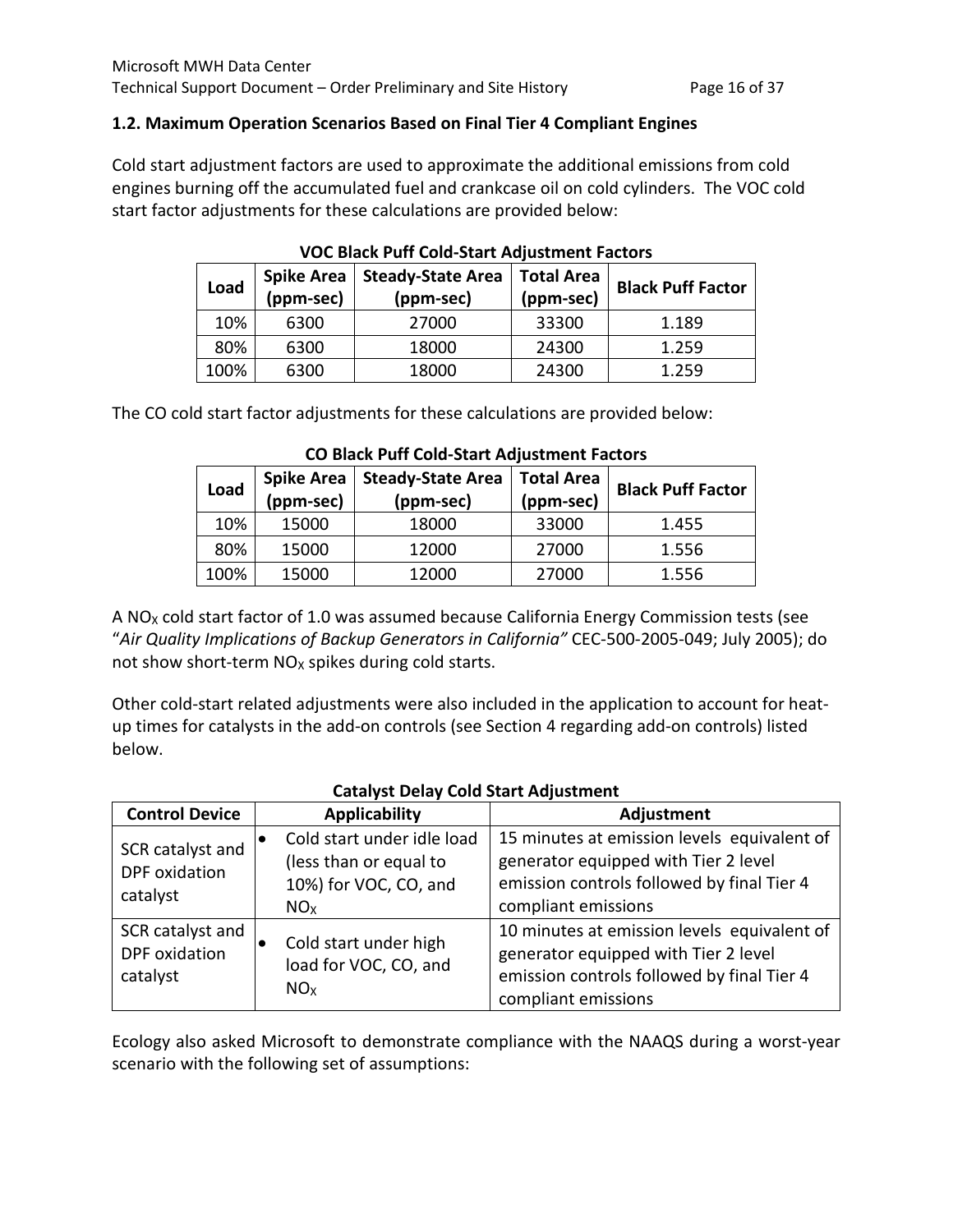### 1.2. Maximum Operation Scenarios Based on Final Tier 4 Compliant Engines

Cold start adjustment factors are used to approximate the additional emissions from cold engines burning off the accumulated fuel and crankcase oil on cold cylinders. The VOC cold start factor adjustments for these calculations are provided below:

**VOC Black Puff Cold-Start Adjustment Factors**

| Load | Spike Area (ppm-sec) | Steady-State Area (ppm-sec) | Total Area (ppm-sec) | Black Puff Factor |
|---|---|---|---|---|
| 10% | 6300 | 27000 | 33300 | 1.189 |
| 80% | 6300 | 18000 | 24300 | 1.259 |
| 100% | 6300 | 18000 | 24300 | 1.259 |

The CO cold start factor adjustments for these calculations are provided below:

**CO Black Puff Cold-Start Adjustment Factors**

| Load | Spike Area (ppm-sec) | Steady-State Area (ppm-sec) | Total Area (ppm-sec) | Black Puff Factor |
|---|---|---|---|---|
| 10% | 15000 | 18000 | 33000 | 1.455 |
| 80% | 15000 | 12000 | 27000 | 1.556 |
| 100% | 15000 | 12000 | 27000 | 1.556 |

A $NO_X$ cold start factor of 1.0 was assumed because California Energy Commission tests (see "*Air Quality Implications of Backup Generators in California"* CEC-500-2005-049; July 2005); do not show short-term $NO_X$ spikes during cold starts.

Other cold-start related adjustments were also included in the application to account for heat-up times for catalysts in the add-on controls (see Section 4 regarding add-on controls) listed below.

**Catalyst Delay Cold Start Adjustment**

| Control Device | Applicability | Adjustment |
|---|---|---|
| SCR catalyst and DPF oxidation catalyst | • Cold start under idle load (less than or equal to 10%) for VOC, CO, and $NO_X$ | 15 minutes at emission levels equivalent of generator equipped with Tier 2 level emission controls followed by final Tier 4 compliant emissions |
| SCR catalyst and DPF oxidation catalyst | • Cold start under high load for VOC, CO, and $NO_X$ | 10 minutes at emission levels equivalent of generator equipped with Tier 2 level emission controls followed by final Tier 4 compliant emissions |

Ecology also asked Microsoft to demonstrate compliance with the NAAQS during a worst-year scenario with the following set of assumptions: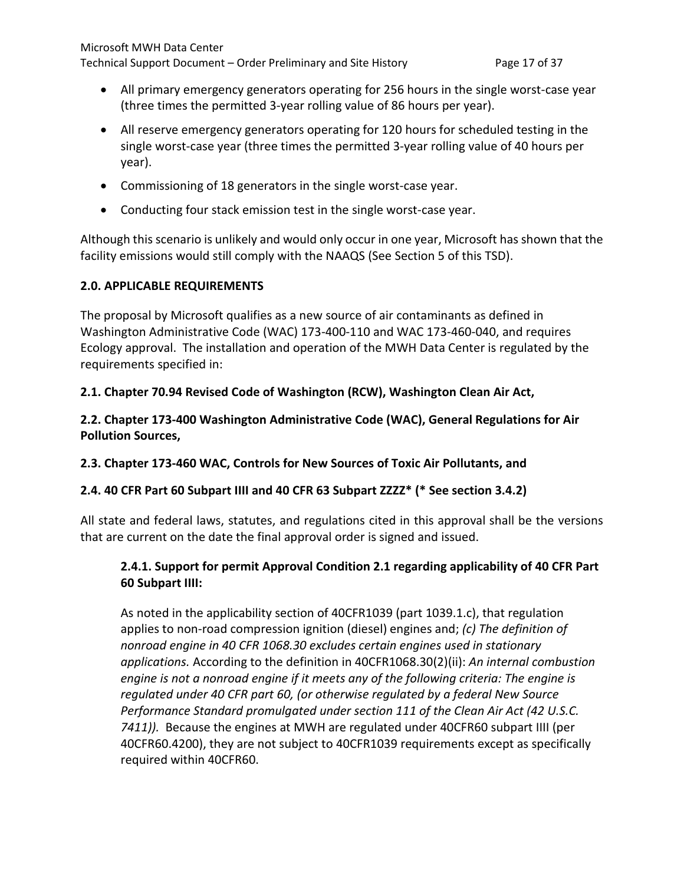- All primary emergency generators operating for 256 hours in the single worst-case year (three times the permitted 3-year rolling value of 86 hours per year).
- All reserve emergency generators operating for 120 hours for scheduled testing in the single worst-case year (three times the permitted 3-year rolling value of 40 hours per year).
- Commissioning of 18 generators in the single worst-case year.
- Conducting four stack emission test in the single worst-case year.

Although this scenario is unlikely and would only occur in one year, Microsoft has shown that the facility emissions would still comply with the NAAQS (See Section 5 of this TSD).

## 2.0. APPLICABLE REQUIREMENTS

The proposal by Microsoft qualifies as a new source of air contaminants as defined in Washington Administrative Code (WAC) 173-400-110 and WAC 173-460-040, and requires Ecology approval. The installation and operation of the MWH Data Center is regulated by the requirements specified in:

### 2.1. Chapter 70.94 Revised Code of Washington (RCW), Washington Clean Air Act,

### 2.2. Chapter 173-400 Washington Administrative Code (WAC), General Regulations for Air Pollution Sources,

### 2.3. Chapter 173-460 WAC, Controls for New Sources of Toxic Air Pollutants, and

### 2.4. 40 CFR Part 60 Subpart IIII and 40 CFR 63 Subpart ZZZZ* (* See section 3.4.2)

All state and federal laws, statutes, and regulations cited in this approval shall be the versions that are current on the date the final approval order is signed and issued.

#### 2.4.1. Support for permit Approval Condition 2.1 regarding applicability of 40 CFR Part 60 Subpart IIII:

As noted in the applicability section of 40CFR1039 (part 1039.1.c), that regulation applies to non-road compression ignition (diesel) engines and; *(c) The definition of nonroad engine in 40 CFR 1068.30 excludes certain engines used in stationary applications.* According to the definition in 40CFR1068.30(2)(ii): *An internal combustion engine is not a nonroad engine if it meets any of the following criteria: The engine is regulated under 40 CFR part 60, (or otherwise regulated by a federal New Source Performance Standard promulgated under section 111 of the Clean Air Act (42 U.S.C. 7411)).* Because the engines at MWH are regulated under 40CFR60 subpart IIII (per 40CFR60.4200), they are not subject to 40CFR1039 requirements except as specifically required within 40CFR60.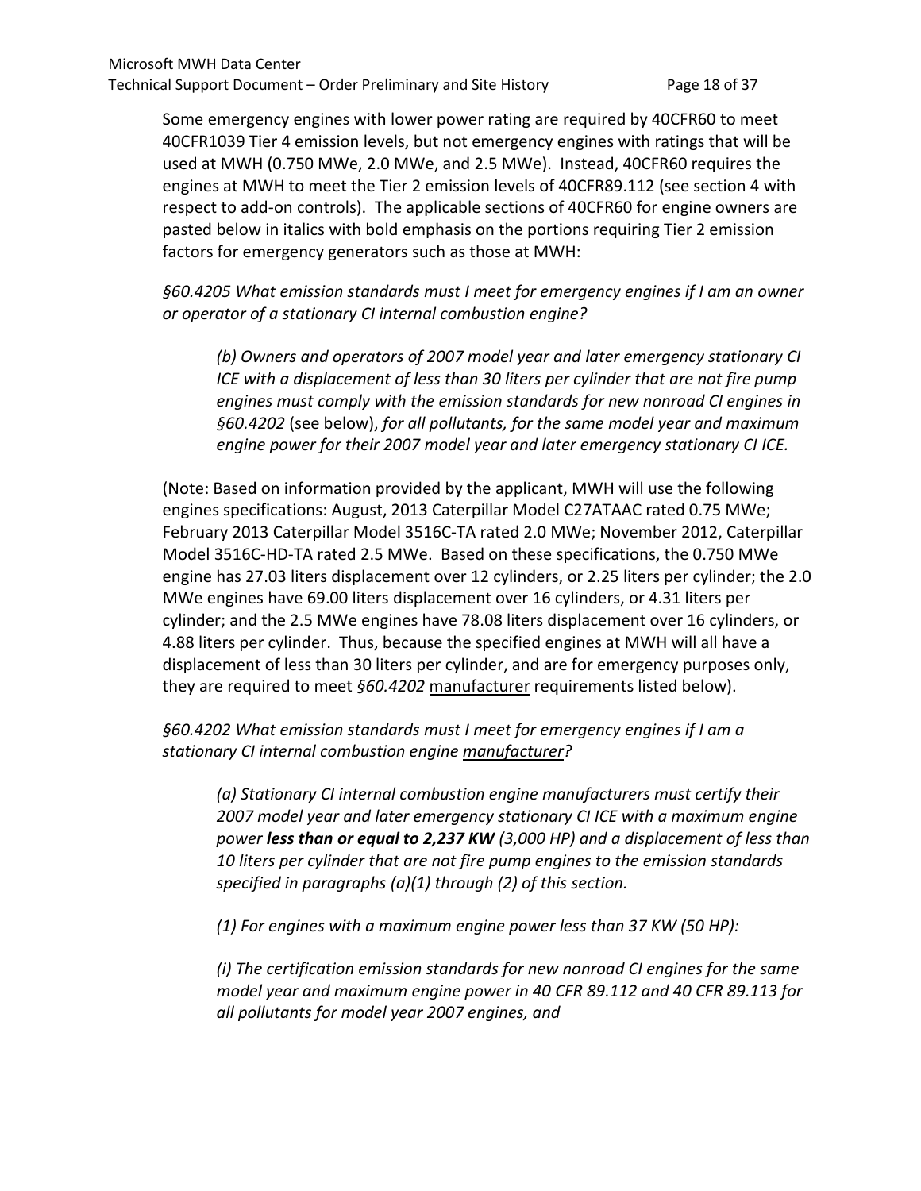Some emergency engines with lower power rating are required by 40CFR60 to meet 40CFR1039 Tier 4 emission levels, but not emergency engines with ratings that will be used at MWH (0.750 MWe, 2.0 MWe, and 2.5 MWe). Instead, 40CFR60 requires the engines at MWH to meet the Tier 2 emission levels of 40CFR89.112 (see section 4 with respect to add-on controls). The applicable sections of 40CFR60 for engine owners are pasted below in italics with bold emphasis on the portions requiring Tier 2 emission factors for emergency generators such as those at MWH:

*§60.4205 What emission standards must I meet for emergency engines if I am an owner or operator of a stationary CI internal combustion engine?*

> *(b) Owners and operators of 2007 model year and later emergency stationary CI ICE with a displacement of less than 30 liters per cylinder that are not fire pump engines must comply with the emission standards for new nonroad CI engines in §60.4202* (see below), *for all pollutants, for the same model year and maximum engine power for their 2007 model year and later emergency stationary CI ICE.*

(Note: Based on information provided by the applicant, MWH will use the following engines specifications: August, 2013 Caterpillar Model C27ATAAC rated 0.75 MWe; February 2013 Caterpillar Model 3516C-TA rated 2.0 MWe; November 2012, Caterpillar Model 3516C-HD-TA rated 2.5 MWe. Based on these specifications, the 0.750 MWe engine has 27.03 liters displacement over 12 cylinders, or 2.25 liters per cylinder; the 2.0 MWe engines have 69.00 liters displacement over 16 cylinders, or 4.31 liters per cylinder; and the 2.5 MWe engines have 78.08 liters displacement over 16 cylinders, or 4.88 liters per cylinder. Thus, because the specified engines at MWH will all have a displacement of less than 30 liters per cylinder, and are for emergency purposes only, they are required to meet *§60.4202* <u>manufacturer</u> requirements listed below).

*§60.4202 What emission standards must I meet for emergency engines if I am a stationary CI internal combustion engine <u>manufacturer</u>?*

> *(a) Stationary CI internal combustion engine manufacturers must certify their 2007 model year and later emergency stationary CI ICE with a maximum engine power **less than or equal to 2,237 KW** (3,000 HP) and a displacement of less than 10 liters per cylinder that are not fire pump engines to the emission standards specified in paragraphs (a)(1) through (2) of this section.*
>
> *(1) For engines with a maximum engine power less than 37 KW (50 HP):*
>
> *(i) The certification emission standards for new nonroad CI engines for the same model year and maximum engine power in 40 CFR 89.112 and 40 CFR 89.113 for all pollutants for model year 2007 engines, and*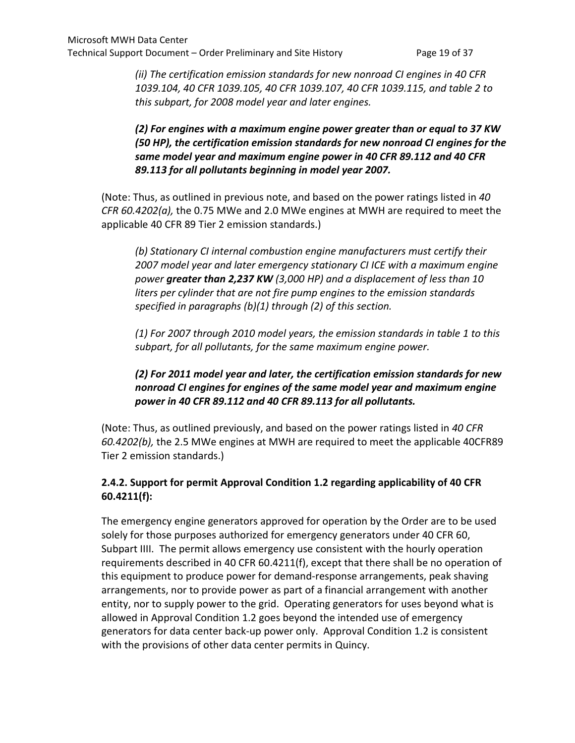*(ii) The certification emission standards for new nonroad CI engines in 40 CFR 1039.104, 40 CFR 1039.105, 40 CFR 1039.107, 40 CFR 1039.115, and table 2 to this subpart, for 2008 model year and later engines.*

***(2) For engines with a maximum engine power greater than or equal to 37 KW (50 HP), the certification emission standards for new nonroad CI engines for the same model year and maximum engine power in 40 CFR 89.112 and 40 CFR 89.113 for all pollutants beginning in model year 2007.***

(Note: Thus, as outlined in previous note, and based on the power ratings listed in *40 CFR 60.4202(a),* the 0.75 MWe and 2.0 MWe engines at MWH are required to meet the applicable 40 CFR 89 Tier 2 emission standards.)

*(b) Stationary CI internal combustion engine manufacturers must certify their 2007 model year and later emergency stationary CI ICE with a maximum engine power **greater than 2,237 KW** (3,000 HP) and a displacement of less than 10 liters per cylinder that are not fire pump engines to the emission standards specified in paragraphs (b)(1) through (2) of this section.*

*(1) For 2007 through 2010 model years, the emission standards in table 1 to this subpart, for all pollutants, for the same maximum engine power.*

***(2) For 2011 model year and later, the certification emission standards for new nonroad CI engines for engines of the same model year and maximum engine power in 40 CFR 89.112 and 40 CFR 89.113 for all pollutants.***

(Note: Thus, as outlined previously, and based on the power ratings listed in *40 CFR 60.4202(b),* the 2.5 MWe engines at MWH are required to meet the applicable 40CFR89 Tier 2 emission standards.)

### 2.4.2. Support for permit Approval Condition 1.2 regarding applicability of 40 CFR 60.4211(f):

The emergency engine generators approved for operation by the Order are to be used solely for those purposes authorized for emergency generators under 40 CFR 60, Subpart IIII. The permit allows emergency use consistent with the hourly operation requirements described in 40 CFR 60.4211(f), except that there shall be no operation of this equipment to produce power for demand-response arrangements, peak shaving arrangements, nor to provide power as part of a financial arrangement with another entity, nor to supply power to the grid. Operating generators for uses beyond what is allowed in Approval Condition 1.2 goes beyond the intended use of emergency generators for data center back-up power only. Approval Condition 1.2 is consistent with the provisions of other data center permits in Quincy.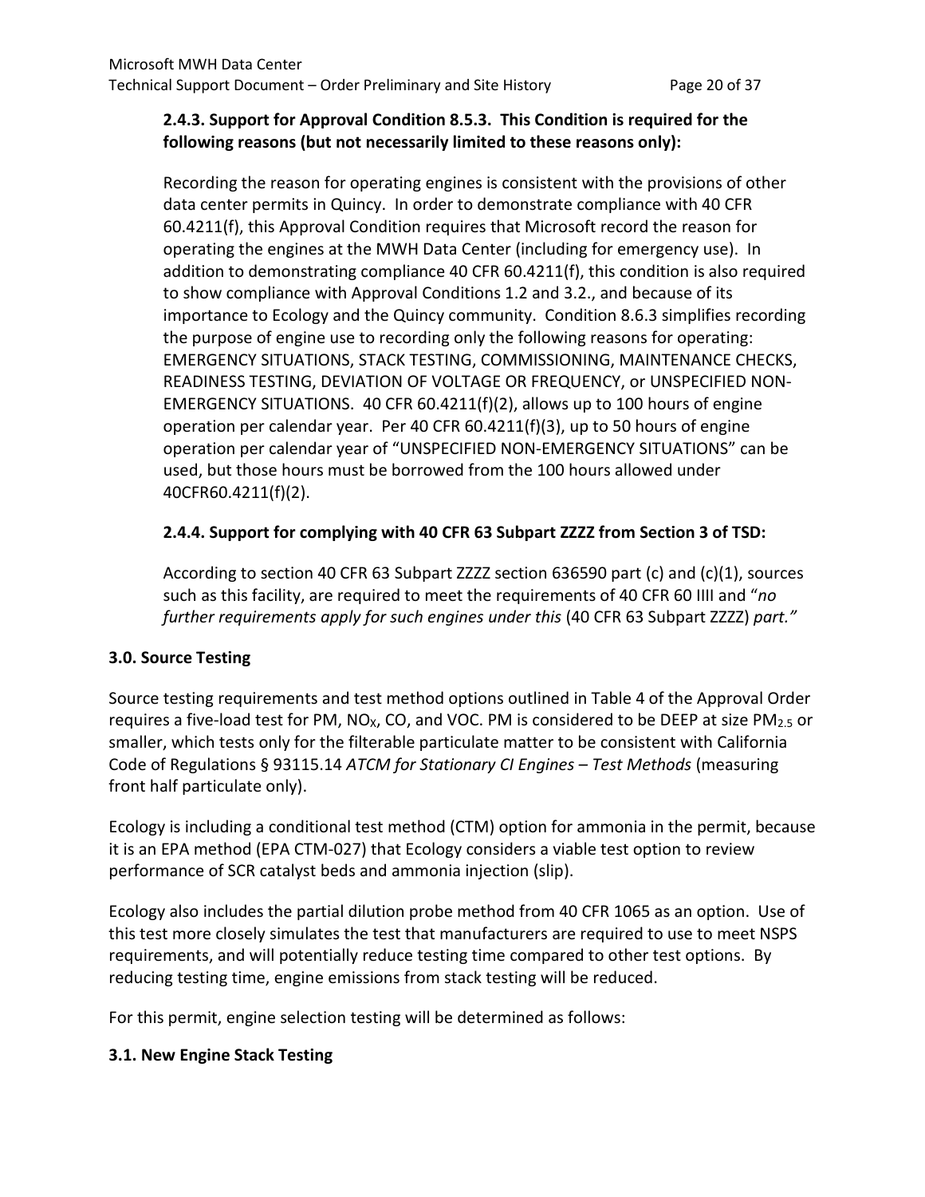### 2.4.3. Support for Approval Condition 8.5.3. This Condition is required for the following reasons (but not necessarily limited to these reasons only):

Recording the reason for operating engines is consistent with the provisions of other data center permits in Quincy. In order to demonstrate compliance with 40 CFR 60.4211(f), this Approval Condition requires that Microsoft record the reason for operating the engines at the MWH Data Center (including for emergency use). In addition to demonstrating compliance 40 CFR 60.4211(f), this condition is also required to show compliance with Approval Conditions 1.2 and 3.2., and because of its importance to Ecology and the Quincy community. Condition 8.6.3 simplifies recording the purpose of engine use to recording only the following reasons for operating: EMERGENCY SITUATIONS, STACK TESTING, COMMISSIONING, MAINTENANCE CHECKS, READINESS TESTING, DEVIATION OF VOLTAGE OR FREQUENCY, or UNSPECIFIED NON-EMERGENCY SITUATIONS. 40 CFR 60.4211(f)(2), allows up to 100 hours of engine operation per calendar year. Per 40 CFR 60.4211(f)(3), up to 50 hours of engine operation per calendar year of "UNSPECIFIED NON-EMERGENCY SITUATIONS" can be used, but those hours must be borrowed from the 100 hours allowed under 40CFR60.4211(f)(2).

### 2.4.4. Support for complying with 40 CFR 63 Subpart ZZZZ from Section 3 of TSD:

According to section 40 CFR 63 Subpart ZZZZ section 636590 part (c) and (c)(1), sources such as this facility, are required to meet the requirements of 40 CFR 60 IIII and "*no further requirements apply for such engines under this* (40 CFR 63 Subpart ZZZZ) *part."*

## 3.0. Source Testing

Source testing requirements and test method options outlined in Table 4 of the Approval Order requires a five-load test for PM, $NO_X$, CO, and VOC. PM is considered to be DEEP at size $PM_{2.5}$ or smaller, which tests only for the filterable particulate matter to be consistent with California Code of Regulations § 93115.14 *ATCM for Stationary CI Engines – Test Methods* (measuring front half particulate only).

Ecology is including a conditional test method (CTM) option for ammonia in the permit, because it is an EPA method (EPA CTM-027) that Ecology considers a viable test option to review performance of SCR catalyst beds and ammonia injection (slip).

Ecology also includes the partial dilution probe method from 40 CFR 1065 as an option. Use of this test more closely simulates the test that manufacturers are required to use to meet NSPS requirements, and will potentially reduce testing time compared to other test options. By reducing testing time, engine emissions from stack testing will be reduced.

For this permit, engine selection testing will be determined as follows:

### 3.1. New Engine Stack Testing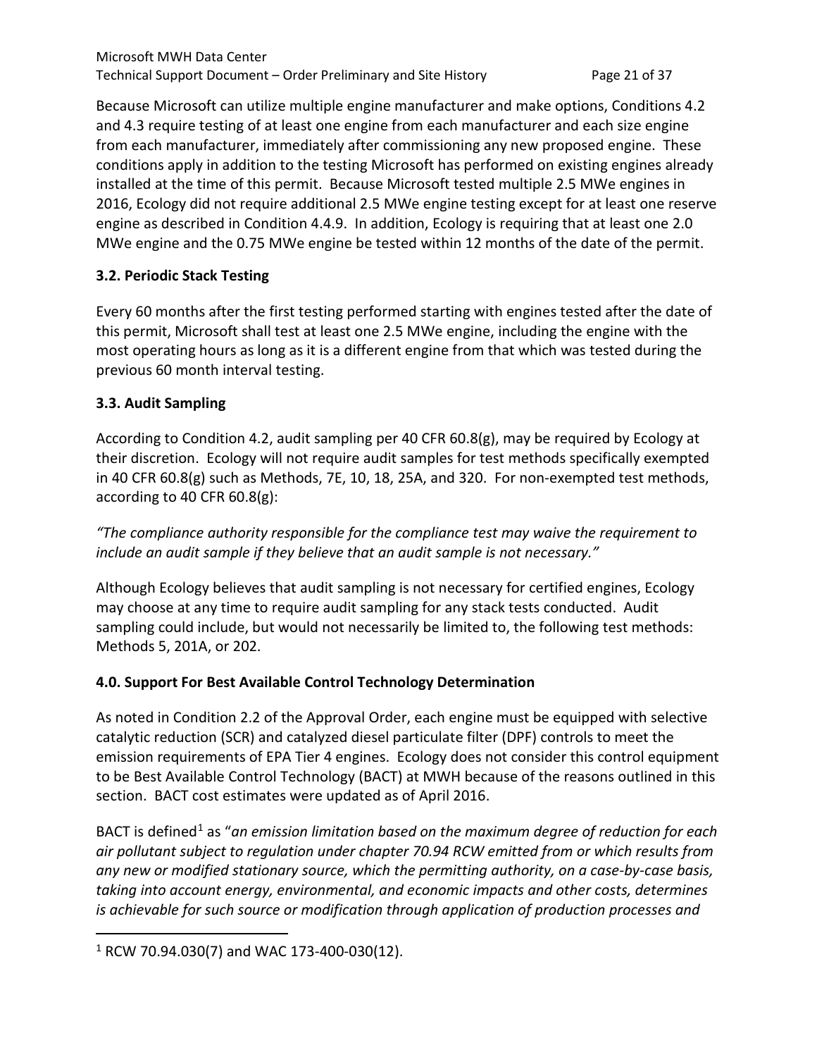Because Microsoft can utilize multiple engine manufacturer and make options, Conditions 4.2 and 4.3 require testing of at least one engine from each manufacturer and each size engine from each manufacturer, immediately after commissioning any new proposed engine. These conditions apply in addition to the testing Microsoft has performed on existing engines already installed at the time of this permit. Because Microsoft tested multiple 2.5 MWe engines in 2016, Ecology did not require additional 2.5 MWe engine testing except for at least one reserve engine as described in Condition 4.4.9. In addition, Ecology is requiring that at least one 2.0 MWe engine and the 0.75 MWe engine be tested within 12 months of the date of the permit.

### 3.2. Periodic Stack Testing

Every 60 months after the first testing performed starting with engines tested after the date of this permit, Microsoft shall test at least one 2.5 MWe engine, including the engine with the most operating hours as long as it is a different engine from that which was tested during the previous 60 month interval testing.

### 3.3. Audit Sampling

According to Condition 4.2, audit sampling per 40 CFR 60.8(g), may be required by Ecology at their discretion. Ecology will not require audit samples for test methods specifically exempted in 40 CFR 60.8(g) such as Methods, 7E, 10, 18, 25A, and 320. For non-exempted test methods, according to 40 CFR 60.8(g):

*"The compliance authority responsible for the compliance test may waive the requirement to include an audit sample if they believe that an audit sample is not necessary."*

Although Ecology believes that audit sampling is not necessary for certified engines, Ecology may choose at any time to require audit sampling for any stack tests conducted. Audit sampling could include, but would not necessarily be limited to, the following test methods: Methods 5, 201A, or 202.

## 4.0. Support For Best Available Control Technology Determination

As noted in Condition 2.2 of the Approval Order, each engine must be equipped with selective catalytic reduction (SCR) and catalyzed diesel particulate filter (DPF) controls to meet the emission requirements of EPA Tier 4 engines. Ecology does not consider this control equipment to be Best Available Control Technology (BACT) at MWH because of the reasons outlined in this section. BACT cost estimates were updated as of April 2016.

BACT is defined[1] as "*an emission limitation based on the maximum degree of reduction for each air pollutant subject to regulation under chapter 70.94 RCW emitted from or which results from any new or modified stationary source, which the permitting authority, on a case-by-case basis, taking into account energy, environmental, and economic impacts and other costs, determines is achievable for such source or modification through application of production processes and*

[1] RCW 70.94.030(7) and WAC 173-400-030(12).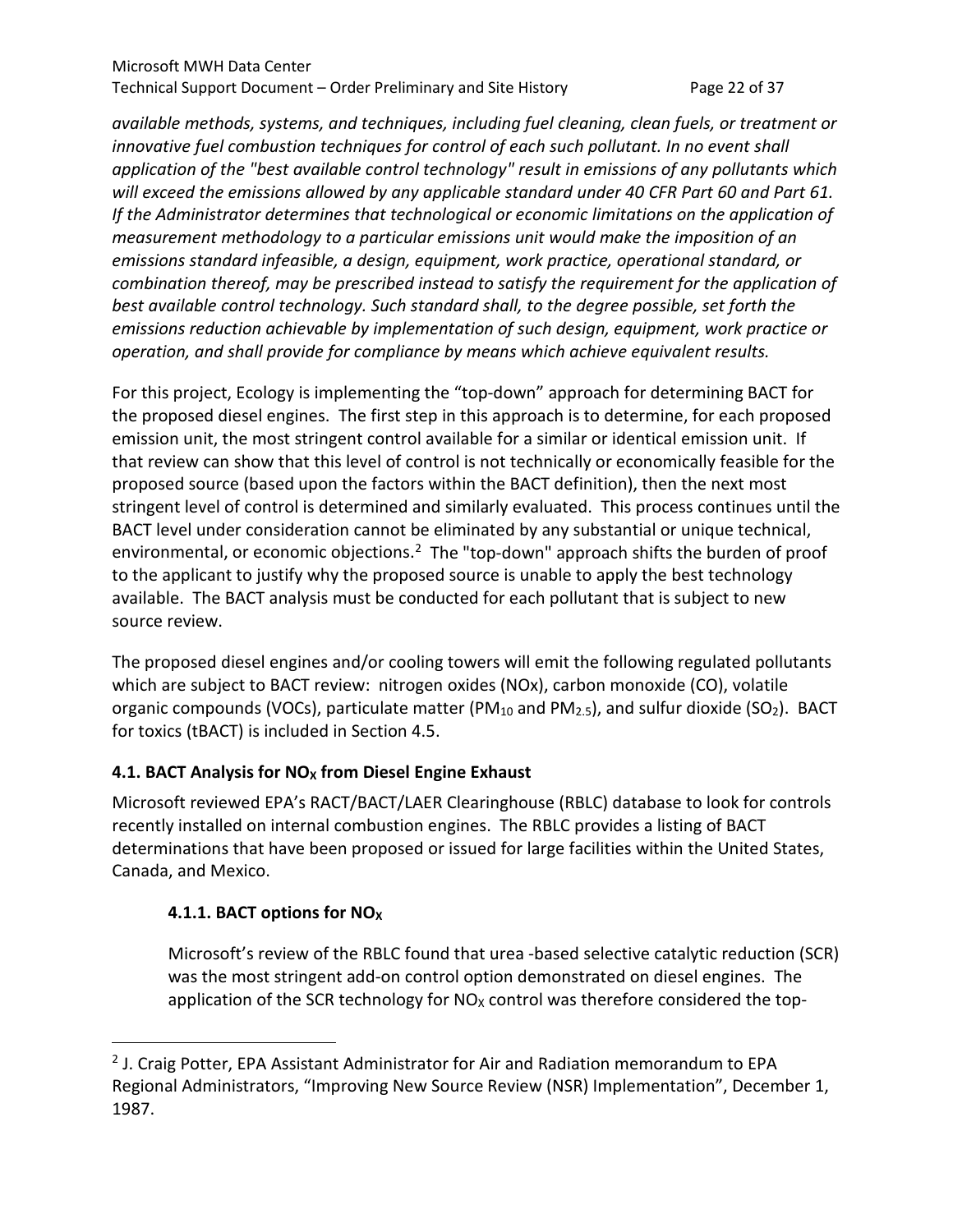*available methods, systems, and techniques, including fuel cleaning, clean fuels, or treatment or innovative fuel combustion techniques for control of each such pollutant. In no event shall application of the "best available control technology" result in emissions of any pollutants which will exceed the emissions allowed by any applicable standard under 40 CFR Part 60 and Part 61. If the Administrator determines that technological or economic limitations on the application of measurement methodology to a particular emissions unit would make the imposition of an emissions standard infeasible, a design, equipment, work practice, operational standard, or combination thereof, may be prescribed instead to satisfy the requirement for the application of best available control technology. Such standard shall, to the degree possible, set forth the emissions reduction achievable by implementation of such design, equipment, work practice or operation, and shall provide for compliance by means which achieve equivalent results.*

For this project, Ecology is implementing the "top-down" approach for determining BACT for the proposed diesel engines. The first step in this approach is to determine, for each proposed emission unit, the most stringent control available for a similar or identical emission unit. If that review can show that this level of control is not technically or economically feasible for the proposed source (based upon the factors within the BACT definition), then the next most stringent level of control is determined and similarly evaluated. This process continues until the BACT level under consideration cannot be eliminated by any substantial or unique technical, environmental, or economic objections.[2] The "top-down" approach shifts the burden of proof to the applicant to justify why the proposed source is unable to apply the best technology available. The BACT analysis must be conducted for each pollutant that is subject to new source review.

The proposed diesel engines and/or cooling towers will emit the following regulated pollutants which are subject to BACT review: nitrogen oxides (NOx), carbon monoxide (CO), volatile organic compounds (VOCs), particulate matter ($PM_{10}$ and $PM_{2.5}$), and sulfur dioxide ($SO_2$). BACT for toxics (tBACT) is included in Section 4.5.

### 4.1. BACT Analysis for $NO_X$ from Diesel Engine Exhaust

Microsoft reviewed EPA's RACT/BACT/LAER Clearinghouse (RBLC) database to look for controls recently installed on internal combustion engines. The RBLC provides a listing of BACT determinations that have been proposed or issued for large facilities within the United States, Canada, and Mexico.

#### 4.1.1. BACT options for $NO_X$

Microsoft's review of the RBLC found that urea -based selective catalytic reduction (SCR) was the most stringent add-on control option demonstrated on diesel engines. The application of the SCR technology for $NO_X$ control was therefore considered the top-

[2] J. Craig Potter, EPA Assistant Administrator for Air and Radiation memorandum to EPA Regional Administrators, "Improving New Source Review (NSR) Implementation", December 1, 1987.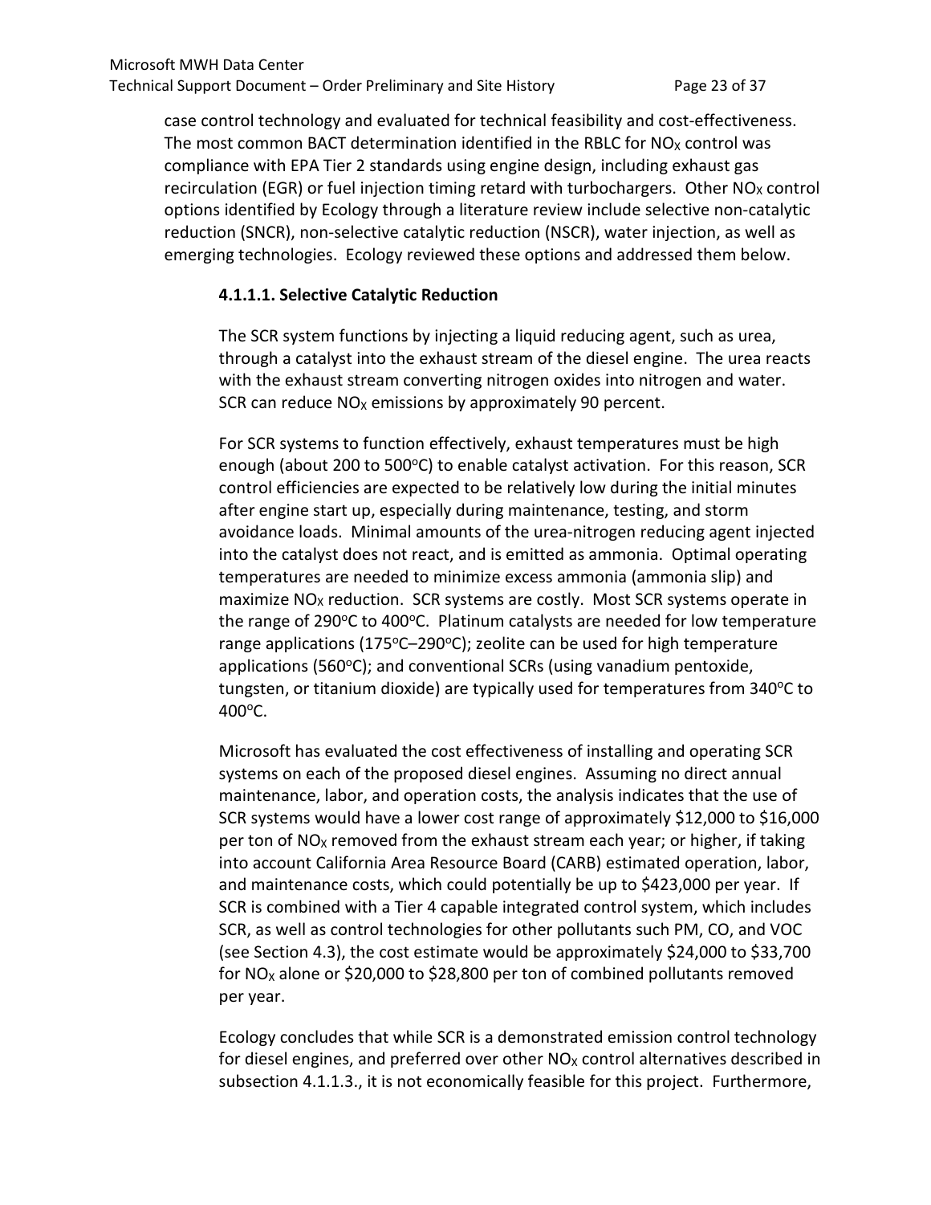case control technology and evaluated for technical feasibility and cost-effectiveness. The most common BACT determination identified in the RBLC for $NO_X$ control was compliance with EPA Tier 2 standards using engine design, including exhaust gas recirculation (EGR) or fuel injection timing retard with turbochargers. Other $NO_X$ control options identified by Ecology through a literature review include selective non-catalytic reduction (SNCR), non-selective catalytic reduction (NSCR), water injection, as well as emerging technologies. Ecology reviewed these options and addressed them below.

#### 4.1.1.1. Selective Catalytic Reduction

The SCR system functions by injecting a liquid reducing agent, such as urea, through a catalyst into the exhaust stream of the diesel engine. The urea reacts with the exhaust stream converting nitrogen oxides into nitrogen and water. SCR can reduce $NO_X$ emissions by approximately 90 percent.

For SCR systems to function effectively, exhaust temperatures must be high enough (about 200 to 500$^oC$) to enable catalyst activation. For this reason, SCR control efficiencies are expected to be relatively low during the initial minutes after engine start up, especially during maintenance, testing, and storm avoidance loads. Minimal amounts of the urea-nitrogen reducing agent injected into the catalyst does not react, and is emitted as ammonia. Optimal operating temperatures are needed to minimize excess ammonia (ammonia slip) and maximize $NO_X$ reduction. SCR systems are costly. Most SCR systems operate in the range of 290$^oC$ to 400$^oC$. Platinum catalysts are needed for low temperature range applications (175$^oC$–290$^oC$); zeolite can be used for high temperature applications (560$^oC$); and conventional SCRs (using vanadium pentoxide, tungsten, or titanium dioxide) are typically used for temperatures from 340$^oC$ to 400$^oC$.

Microsoft has evaluated the cost effectiveness of installing and operating SCR systems on each of the proposed diesel engines. Assuming no direct annual maintenance, labor, and operation costs, the analysis indicates that the use of SCR systems would have a lower cost range of approximately $12,000 to $16,000 per ton of $NO_X$ removed from the exhaust stream each year; or higher, if taking into account California Area Resource Board (CARB) estimated operation, labor, and maintenance costs, which could potentially be up to $423,000 per year. If SCR is combined with a Tier 4 capable integrated control system, which includes SCR, as well as control technologies for other pollutants such PM, CO, and VOC (see Section 4.3), the cost estimate would be approximately $24,000 to $33,700 for $NO_X$ alone or $20,000 to $28,800 per ton of combined pollutants removed per year.

Ecology concludes that while SCR is a demonstrated emission control technology for diesel engines, and preferred over other $NO_X$ control alternatives described in subsection 4.1.1.3., it is not economically feasible for this project. Furthermore,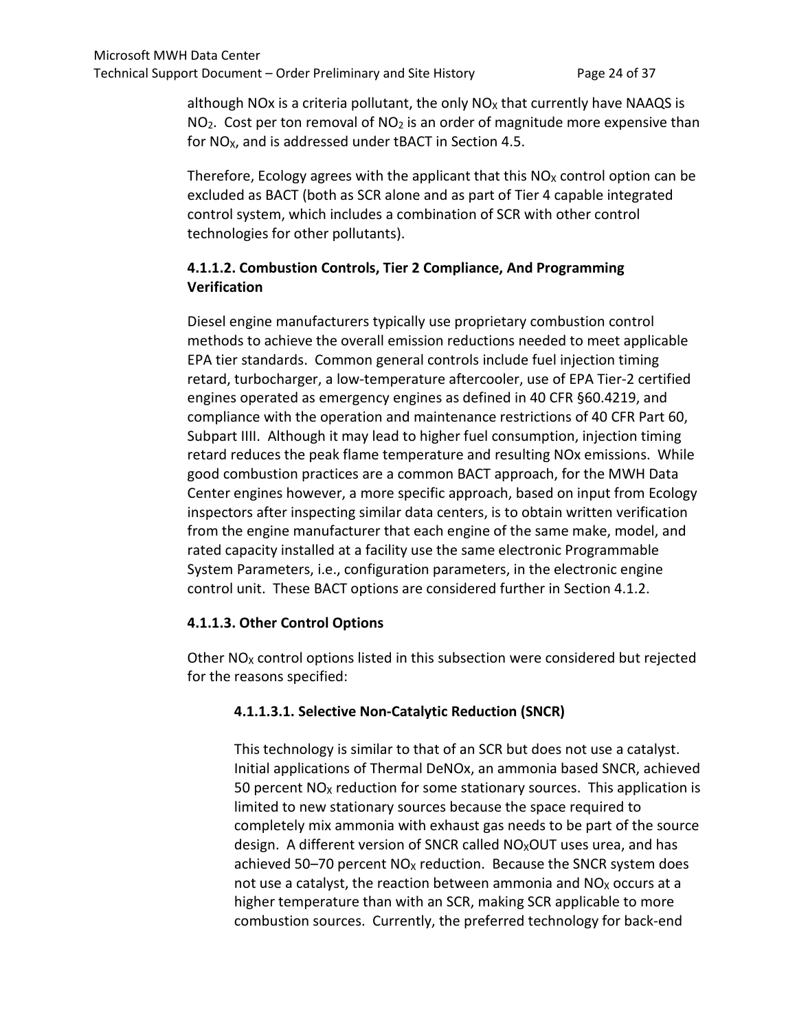although NOx is a criteria pollutant, the only $NO_X$ that currently have NAAQS is $NO_2$. Cost per ton removal of $NO_2$ is an order of magnitude more expensive than for $NO_X$, and is addressed under tBACT in Section 4.5.

Therefore, Ecology agrees with the applicant that this $NO_X$ control option can be excluded as BACT (both as SCR alone and as part of Tier 4 capable integrated control system, which includes a combination of SCR with other control technologies for other pollutants).

#### 4.1.1.2. Combustion Controls, Tier 2 Compliance, And Programming Verification

Diesel engine manufacturers typically use proprietary combustion control methods to achieve the overall emission reductions needed to meet applicable EPA tier standards. Common general controls include fuel injection timing retard, turbocharger, a low-temperature aftercooler, use of EPA Tier-2 certified engines operated as emergency engines as defined in 40 CFR §60.4219, and compliance with the operation and maintenance restrictions of 40 CFR Part 60, Subpart IIII. Although it may lead to higher fuel consumption, injection timing retard reduces the peak flame temperature and resulting NOx emissions. While good combustion practices are a common BACT approach, for the MWH Data Center engines however, a more specific approach, based on input from Ecology inspectors after inspecting similar data centers, is to obtain written verification from the engine manufacturer that each engine of the same make, model, and rated capacity installed at a facility use the same electronic Programmable System Parameters, i.e., configuration parameters, in the electronic engine control unit. These BACT options are considered further in Section 4.1.2.

#### 4.1.1.3. Other Control Options

Other $NO_X$ control options listed in this subsection were considered but rejected for the reasons specified:

##### 4.1.1.3.1. Selective Non-Catalytic Reduction (SNCR)

This technology is similar to that of an SCR but does not use a catalyst. Initial applications of Thermal DeNOx, an ammonia based SNCR, achieved 50 percent $NO_X$ reduction for some stationary sources. This application is limited to new stationary sources because the space required to completely mix ammonia with exhaust gas needs to be part of the source design. A different version of SNCR called $NO_X$OUT uses urea, and has achieved 50–70 percent $NO_X$ reduction. Because the SNCR system does not use a catalyst, the reaction between ammonia and $NO_X$ occurs at a higher temperature than with an SCR, making SCR applicable to more combustion sources. Currently, the preferred technology for back-end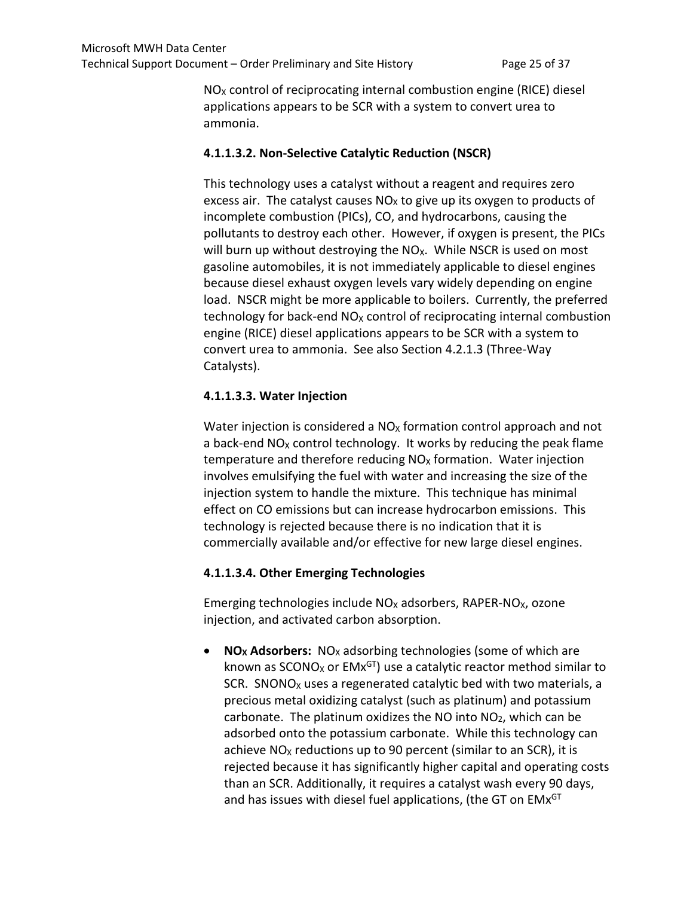$NO_X$ control of reciprocating internal combustion engine (RICE) diesel applications appears to be SCR with a system to convert urea to ammonia.

#### 4.1.1.3.2. Non-Selective Catalytic Reduction (NSCR)

This technology uses a catalyst without a reagent and requires zero excess air. The catalyst causes $NO_X$ to give up its oxygen to products of incomplete combustion (PICs), CO, and hydrocarbons, causing the pollutants to destroy each other. However, if oxygen is present, the PICs will burn up without destroying the $NO_X$. While NSCR is used on most gasoline automobiles, it is not immediately applicable to diesel engines because diesel exhaust oxygen levels vary widely depending on engine load. NSCR might be more applicable to boilers. Currently, the preferred technology for back-end $NO_X$ control of reciprocating internal combustion engine (RICE) diesel applications appears to be SCR with a system to convert urea to ammonia. See also Section 4.2.1.3 (Three-Way Catalysts).

#### 4.1.1.3.3. Water Injection

Water injection is considered a $NO_X$ formation control approach and not a back-end $NO_X$ control technology. It works by reducing the peak flame temperature and therefore reducing $NO_X$ formation. Water injection involves emulsifying the fuel with water and increasing the size of the injection system to handle the mixture. This technique has minimal effect on CO emissions but can increase hydrocarbon emissions. This technology is rejected because there is no indication that it is commercially available and/or effective for new large diesel engines.

#### 4.1.1.3.4. Other Emerging Technologies

Emerging technologies include $NO_X$ adsorbers, RAPER-$NO_X$, ozone injection, and activated carbon absorption.

- **$NO_X$ Adsorbers:** $NO_X$ adsorbing technologies (some of which are known as SCONO$_X$ or EMx$^{GT}$) use a catalytic reactor method similar to SCR. SNONO$_X$ uses a regenerated catalytic bed with two materials, a precious metal oxidizing catalyst (such as platinum) and potassium carbonate. The platinum oxidizes the NO into $NO_2$, which can be adsorbed onto the potassium carbonate. While this technology can achieve $NO_X$ reductions up to 90 percent (similar to an SCR), it is rejected because it has significantly higher capital and operating costs than an SCR. Additionally, it requires a catalyst wash every 90 days, and has issues with diesel fuel applications, (the GT on EMx$^{GT}$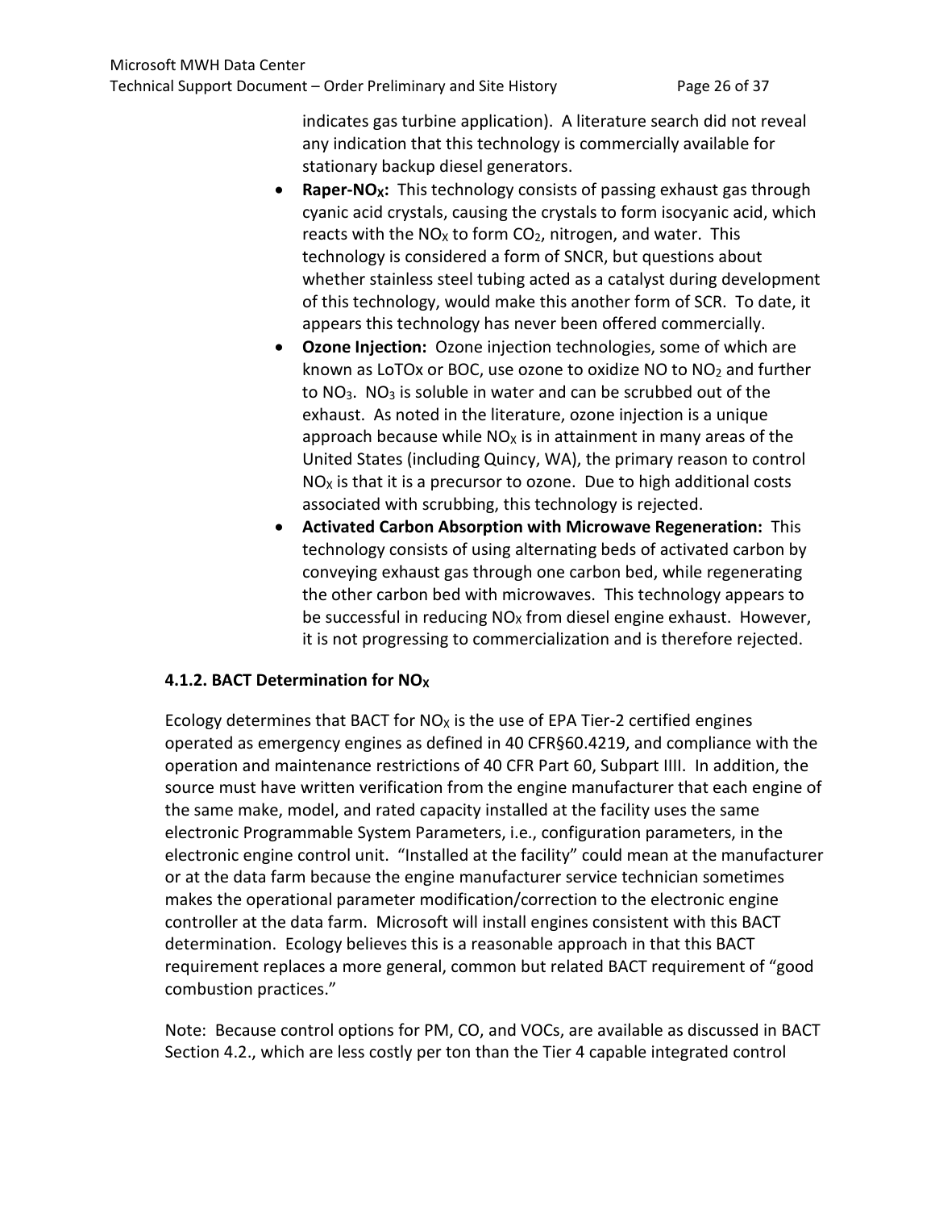indicates gas turbine application). A literature search did not reveal any indication that this technology is commercially available for stationary backup diesel generators.

- **Raper-$NO_X$:** This technology consists of passing exhaust gas through cyanic acid crystals, causing the crystals to form isocyanic acid, which reacts with the $NO_X$ to form $CO_2$, nitrogen, and water. This technology is considered a form of SNCR, but questions about whether stainless steel tubing acted as a catalyst during development of this technology, would make this another form of SCR. To date, it appears this technology has never been offered commercially.
- **Ozone Injection:** Ozone injection technologies, some of which are known as LoTOx or BOC, use ozone to oxidize NO to $NO_2$ and further to $NO_3$. $NO_3$ is soluble in water and can be scrubbed out of the exhaust. As noted in the literature, ozone injection is a unique approach because while $NO_X$ is in attainment in many areas of the United States (including Quincy, WA), the primary reason to control $NO_X$ is that it is a precursor to ozone. Due to high additional costs associated with scrubbing, this technology is rejected.
- **Activated Carbon Absorption with Microwave Regeneration:** This technology consists of using alternating beds of activated carbon by conveying exhaust gas through one carbon bed, while regenerating the other carbon bed with microwaves. This technology appears to be successful in reducing $NO_X$ from diesel engine exhaust. However, it is not progressing to commercialization and is therefore rejected.

### 4.1.2. BACT Determination for $NO_X$

Ecology determines that BACT for $NO_X$ is the use of EPA Tier-2 certified engines operated as emergency engines as defined in 40 CFR§60.4219, and compliance with the operation and maintenance restrictions of 40 CFR Part 60, Subpart IIII. In addition, the source must have written verification from the engine manufacturer that each engine of the same make, model, and rated capacity installed at the facility uses the same electronic Programmable System Parameters, i.e., configuration parameters, in the electronic engine control unit. "Installed at the facility" could mean at the manufacturer or at the data farm because the engine manufacturer service technician sometimes makes the operational parameter modification/correction to the electronic engine controller at the data farm. Microsoft will install engines consistent with this BACT determination. Ecology believes this is a reasonable approach in that this BACT requirement replaces a more general, common but related BACT requirement of "good combustion practices."

Note: Because control options for PM, CO, and VOCs, are available as discussed in BACT Section 4.2., which are less costly per ton than the Tier 4 capable integrated control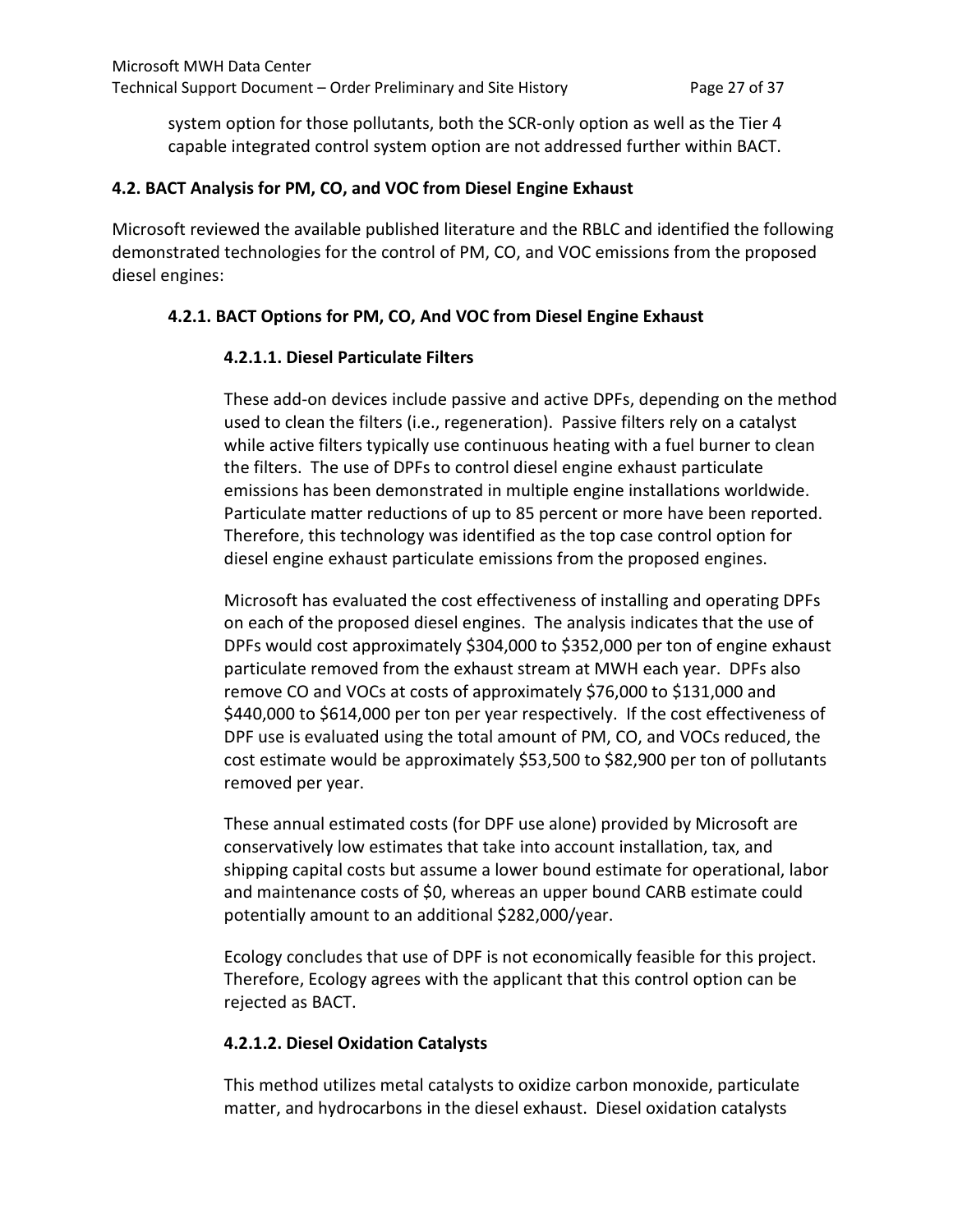system option for those pollutants, both the SCR-only option as well as the Tier 4 capable integrated control system option are not addressed further within BACT.

### 4.2. BACT Analysis for PM, CO, and VOC from Diesel Engine Exhaust

Microsoft reviewed the available published literature and the RBLC and identified the following demonstrated technologies for the control of PM, CO, and VOC emissions from the proposed diesel engines:

#### 4.2.1. BACT Options for PM, CO, And VOC from Diesel Engine Exhaust

##### 4.2.1.1. Diesel Particulate Filters

These add-on devices include passive and active DPFs, depending on the method used to clean the filters (i.e., regeneration). Passive filters rely on a catalyst while active filters typically use continuous heating with a fuel burner to clean the filters. The use of DPFs to control diesel engine exhaust particulate emissions has been demonstrated in multiple engine installations worldwide. Particulate matter reductions of up to 85 percent or more have been reported. Therefore, this technology was identified as the top case control option for diesel engine exhaust particulate emissions from the proposed engines.

Microsoft has evaluated the cost effectiveness of installing and operating DPFs on each of the proposed diesel engines. The analysis indicates that the use of DPFs would cost approximately $304,000 to $352,000 per ton of engine exhaust particulate removed from the exhaust stream at MWH each year. DPFs also remove CO and VOCs at costs of approximately $76,000 to $131,000 and $440,000 to $614,000 per ton per year respectively. If the cost effectiveness of DPF use is evaluated using the total amount of PM, CO, and VOCs reduced, the cost estimate would be approximately $53,500 to $82,900 per ton of pollutants removed per year.

These annual estimated costs (for DPF use alone) provided by Microsoft are conservatively low estimates that take into account installation, tax, and shipping capital costs but assume a lower bound estimate for operational, labor and maintenance costs of $0, whereas an upper bound CARB estimate could potentially amount to an additional $282,000/year.

Ecology concludes that use of DPF is not economically feasible for this project. Therefore, Ecology agrees with the applicant that this control option can be rejected as BACT.

##### 4.2.1.2. Diesel Oxidation Catalysts

This method utilizes metal catalysts to oxidize carbon monoxide, particulate matter, and hydrocarbons in the diesel exhaust. Diesel oxidation catalysts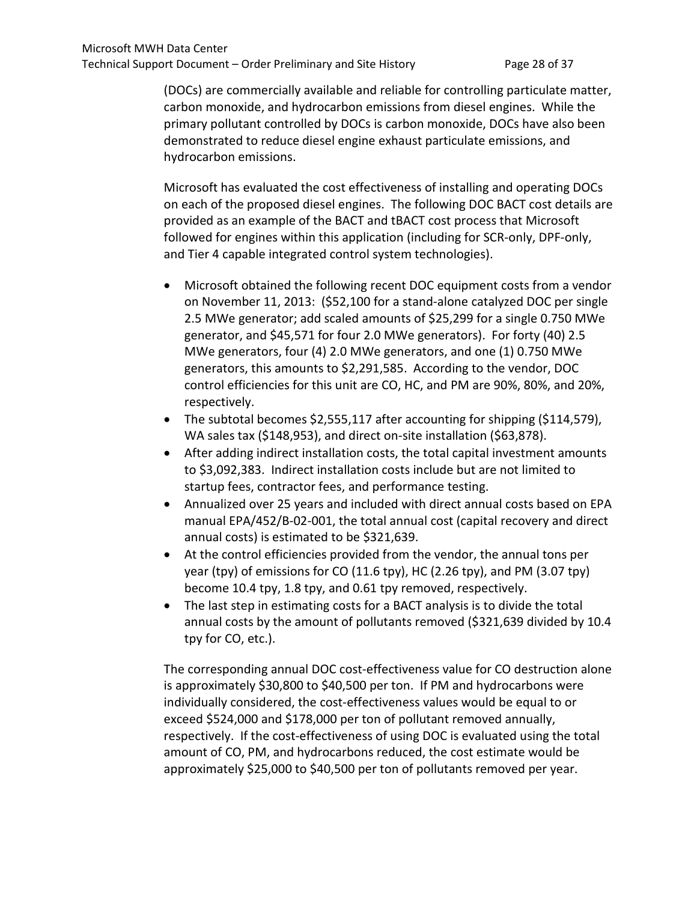(DOCs) are commercially available and reliable for controlling particulate matter, carbon monoxide, and hydrocarbon emissions from diesel engines. While the primary pollutant controlled by DOCs is carbon monoxide, DOCs have also been demonstrated to reduce diesel engine exhaust particulate emissions, and hydrocarbon emissions.

Microsoft has evaluated the cost effectiveness of installing and operating DOCs on each of the proposed diesel engines. The following DOC BACT cost details are provided as an example of the BACT and tBACT cost process that Microsoft followed for engines within this application (including for SCR-only, DPF-only, and Tier 4 capable integrated control system technologies).

- Microsoft obtained the following recent DOC equipment costs from a vendor on November 11, 2013: ($52,100 for a stand-alone catalyzed DOC per single 2.5 MWe generator; add scaled amounts of $25,299 for a single 0.750 MWe generator, and $45,571 for four 2.0 MWe generators). For forty (40) 2.5 MWe generators, four (4) 2.0 MWe generators, and one (1) 0.750 MWe generators, this amounts to $2,291,585. According to the vendor, DOC control efficiencies for this unit are CO, HC, and PM are 90%, 80%, and 20%, respectively.
- The subtotal becomes $2,555,117 after accounting for shipping ($114,579), WA sales tax ($148,953), and direct on-site installation ($63,878).
- After adding indirect installation costs, the total capital investment amounts to $3,092,383. Indirect installation costs include but are not limited to startup fees, contractor fees, and performance testing.
- Annualized over 25 years and included with direct annual costs based on EPA manual EPA/452/B-02-001, the total annual cost (capital recovery and direct annual costs) is estimated to be $321,639.
- At the control efficiencies provided from the vendor, the annual tons per year (tpy) of emissions for CO (11.6 tpy), HC (2.26 tpy), and PM (3.07 tpy) become 10.4 tpy, 1.8 tpy, and 0.61 tpy removed, respectively.
- The last step in estimating costs for a BACT analysis is to divide the total annual costs by the amount of pollutants removed ($321,639 divided by 10.4 tpy for CO, etc.).

The corresponding annual DOC cost-effectiveness value for CO destruction alone is approximately $30,800 to $40,500 per ton. If PM and hydrocarbons were individually considered, the cost-effectiveness values would be equal to or exceed $524,000 and $178,000 per ton of pollutant removed annually, respectively. If the cost-effectiveness of using DOC is evaluated using the total amount of CO, PM, and hydrocarbons reduced, the cost estimate would be approximately $25,000 to $40,500 per ton of pollutants removed per year.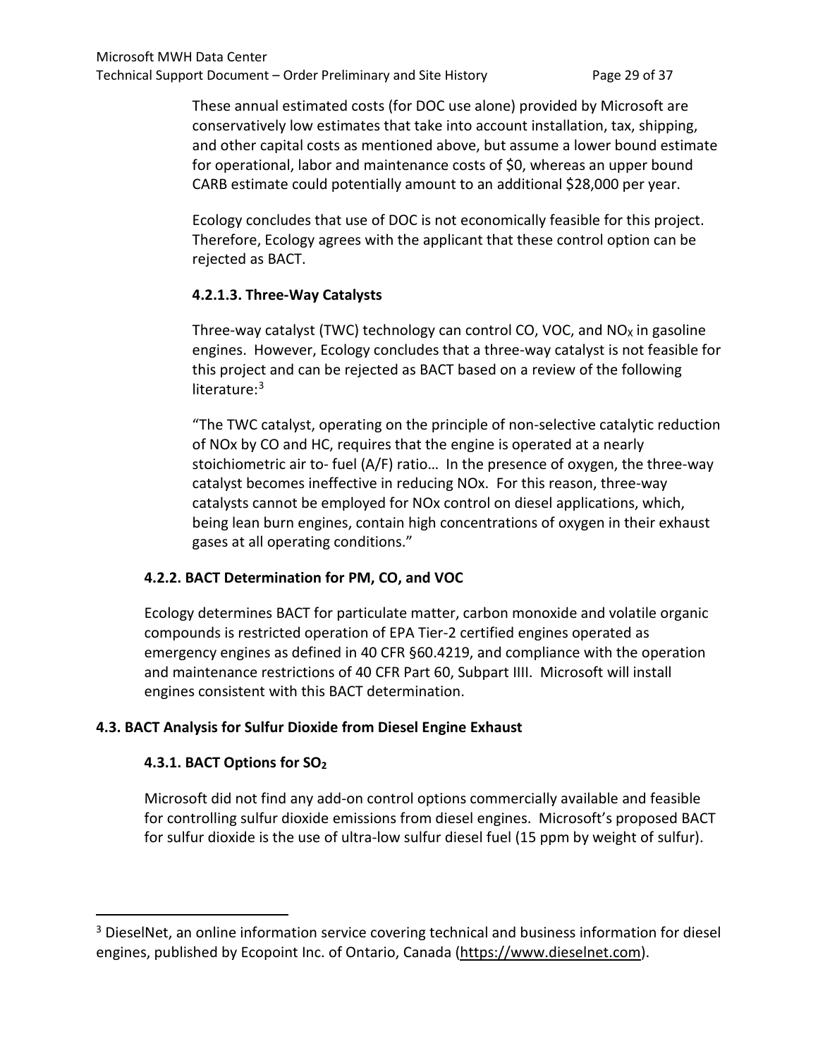These annual estimated costs (for DOC use alone) provided by Microsoft are conservatively low estimates that take into account installation, tax, shipping, and other capital costs as mentioned above, but assume a lower bound estimate for operational, labor and maintenance costs of $0, whereas an upper bound CARB estimate could potentially amount to an additional $28,000 per year.

Ecology concludes that use of DOC is not economically feasible for this project. Therefore, Ecology agrees with the applicant that these control option can be rejected as BACT.

#### 4.2.1.3. Three-Way Catalysts

Three-way catalyst (TWC) technology can control CO, VOC, and $NO_X$ in gasoline engines. However, Ecology concludes that a three-way catalyst is not feasible for this project and can be rejected as BACT based on a review of the following literature:[3]

"The TWC catalyst, operating on the principle of non-selective catalytic reduction of NOx by CO and HC, requires that the engine is operated at a nearly stoichiometric air to- fuel (A/F) ratio… In the presence of oxygen, the three-way catalyst becomes ineffective in reducing NOx. For this reason, three-way catalysts cannot be employed for NOx control on diesel applications, which, being lean burn engines, contain high concentrations of oxygen in their exhaust gases at all operating conditions."

### 4.2.2. BACT Determination for PM, CO, and VOC

Ecology determines BACT for particulate matter, carbon monoxide and volatile organic compounds is restricted operation of EPA Tier-2 certified engines operated as emergency engines as defined in 40 CFR §60.4219, and compliance with the operation and maintenance restrictions of 40 CFR Part 60, Subpart IIII. Microsoft will install engines consistent with this BACT determination.

## 4.3. BACT Analysis for Sulfur Dioxide from Diesel Engine Exhaust

### 4.3.1. BACT Options for $SO_2$

Microsoft did not find any add-on control options commercially available and feasible for controlling sulfur dioxide emissions from diesel engines. Microsoft's proposed BACT for sulfur dioxide is the use of ultra-low sulfur diesel fuel (15 ppm by weight of sulfur).

[3] DieselNet, an online information service covering technical and business information for diesel engines, published by Ecopoint Inc. of Ontario, Canada (https://www.dieselnet.com).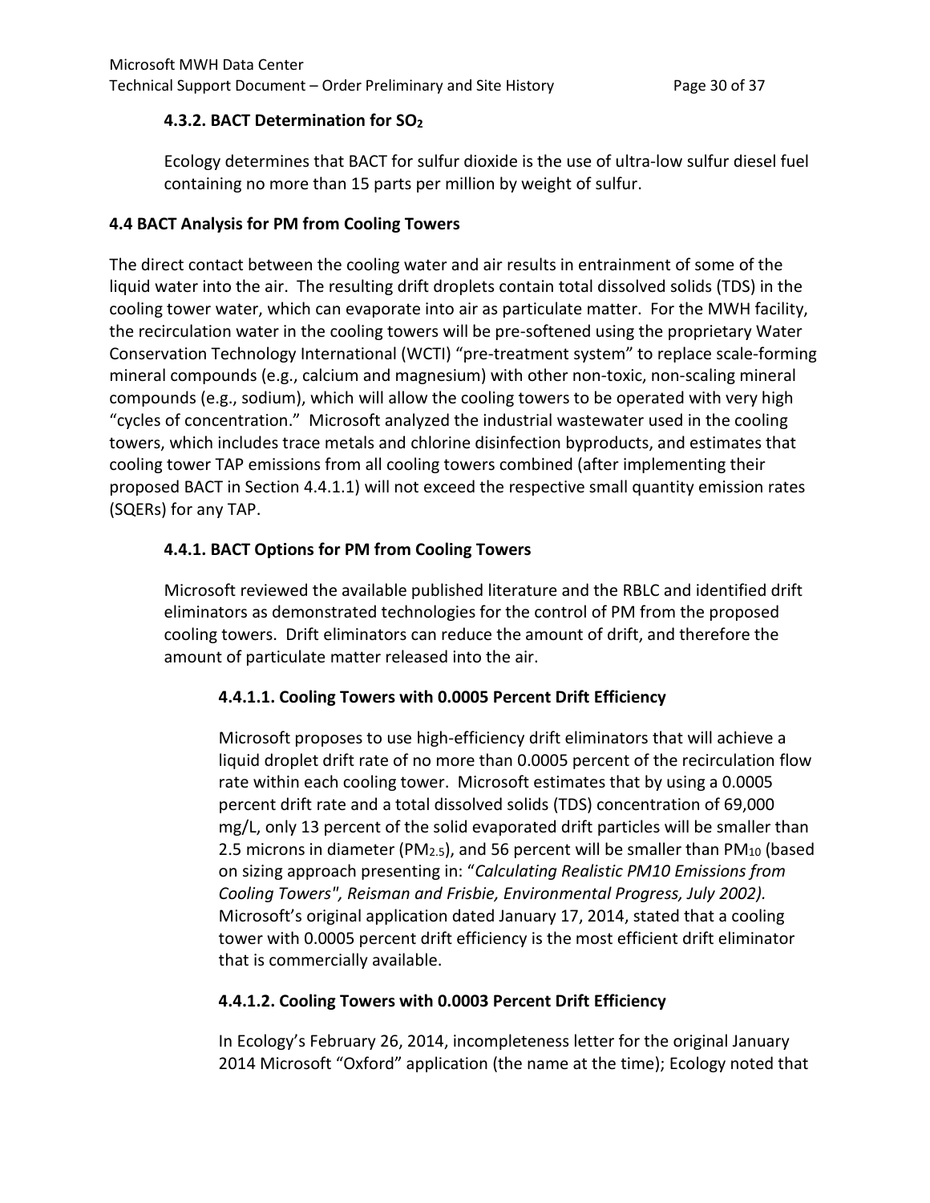#### 4.3.2. BACT Determination for $SO_2$

Ecology determines that BACT for sulfur dioxide is the use of ultra-low sulfur diesel fuel containing no more than 15 parts per million by weight of sulfur.

### 4.4 BACT Analysis for PM from Cooling Towers

The direct contact between the cooling water and air results in entrainment of some of the liquid water into the air. The resulting drift droplets contain total dissolved solids (TDS) in the cooling tower water, which can evaporate into air as particulate matter. For the MWH facility, the recirculation water in the cooling towers will be pre-softened using the proprietary Water Conservation Technology International (WCTI) "pre-treatment system" to replace scale-forming mineral compounds (e.g., calcium and magnesium) with other non-toxic, non-scaling mineral compounds (e.g., sodium), which will allow the cooling towers to be operated with very high "cycles of concentration." Microsoft analyzed the industrial wastewater used in the cooling towers, which includes trace metals and chlorine disinfection byproducts, and estimates that cooling tower TAP emissions from all cooling towers combined (after implementing their proposed BACT in Section 4.4.1.1) will not exceed the respective small quantity emission rates (SQERs) for any TAP.

#### 4.4.1. BACT Options for PM from Cooling Towers

Microsoft reviewed the available published literature and the RBLC and identified drift eliminators as demonstrated technologies for the control of PM from the proposed cooling towers. Drift eliminators can reduce the amount of drift, and therefore the amount of particulate matter released into the air.

##### 4.4.1.1. Cooling Towers with 0.0005 Percent Drift Efficiency

Microsoft proposes to use high-efficiency drift eliminators that will achieve a liquid droplet drift rate of no more than 0.0005 percent of the recirculation flow rate within each cooling tower. Microsoft estimates that by using a 0.0005 percent drift rate and a total dissolved solids (TDS) concentration of 69,000 mg/L, only 13 percent of the solid evaporated drift particles will be smaller than 2.5 microns in diameter ($PM_{2.5}$), and 56 percent will be smaller than $PM_{10}$ (based on sizing approach presenting in: "*Calculating Realistic PM10 Emissions from Cooling Towers", Reisman and Frisbie, Environmental Progress, July 2002).* Microsoft's original application dated January 17, 2014, stated that a cooling tower with 0.0005 percent drift efficiency is the most efficient drift eliminator that is commercially available.

##### 4.4.1.2. Cooling Towers with 0.0003 Percent Drift Efficiency

In Ecology's February 26, 2014, incompleteness letter for the original January 2014 Microsoft "Oxford" application (the name at the time); Ecology noted that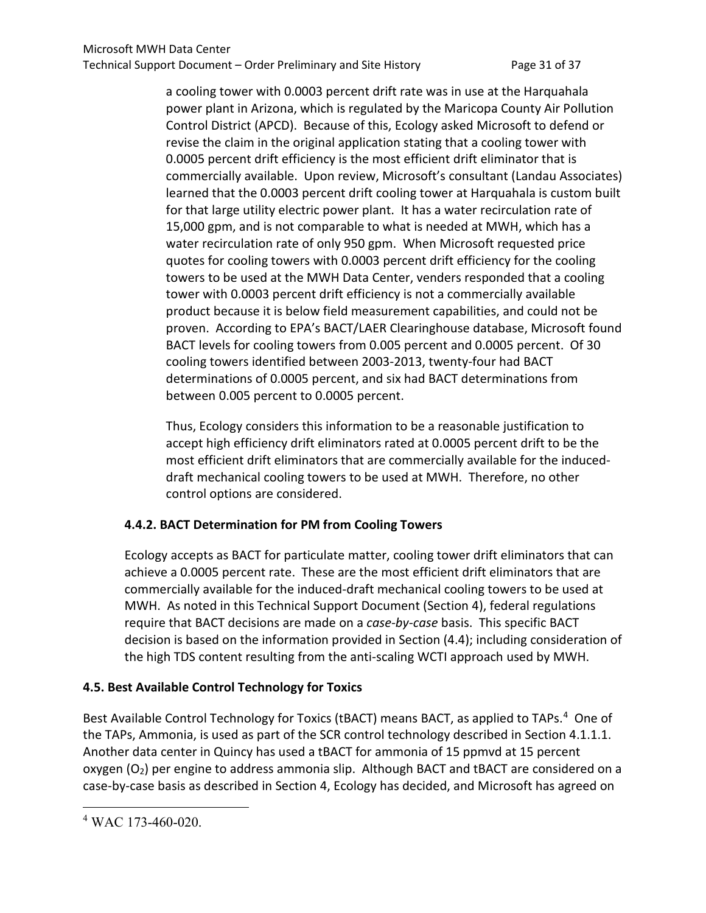a cooling tower with 0.0003 percent drift rate was in use at the Harquahala power plant in Arizona, which is regulated by the Maricopa County Air Pollution Control District (APCD). Because of this, Ecology asked Microsoft to defend or revise the claim in the original application stating that a cooling tower with 0.0005 percent drift efficiency is the most efficient drift eliminator that is commercially available. Upon review, Microsoft's consultant (Landau Associates) learned that the 0.0003 percent drift cooling tower at Harquahala is custom built for that large utility electric power plant. It has a water recirculation rate of 15,000 gpm, and is not comparable to what is needed at MWH, which has a water recirculation rate of only 950 gpm. When Microsoft requested price quotes for cooling towers with 0.0003 percent drift efficiency for the cooling towers to be used at the MWH Data Center, venders responded that a cooling tower with 0.0003 percent drift efficiency is not a commercially available product because it is below field measurement capabilities, and could not be proven. According to EPA's BACT/LAER Clearinghouse database, Microsoft found BACT levels for cooling towers from 0.005 percent and 0.0005 percent. Of 30 cooling towers identified between 2003-2013, twenty-four had BACT determinations of 0.0005 percent, and six had BACT determinations from between 0.005 percent to 0.0005 percent.

Thus, Ecology considers this information to be a reasonable justification to accept high efficiency drift eliminators rated at 0.0005 percent drift to be the most efficient drift eliminators that are commercially available for the induced-draft mechanical cooling towers to be used at MWH. Therefore, no other control options are considered.

### 4.4.2. BACT Determination for PM from Cooling Towers

Ecology accepts as BACT for particulate matter, cooling tower drift eliminators that can achieve a 0.0005 percent rate. These are the most efficient drift eliminators that are commercially available for the induced-draft mechanical cooling towers to be used at MWH. As noted in this Technical Support Document (Section 4), federal regulations require that BACT decisions are made on a *case-by-case* basis. This specific BACT decision is based on the information provided in Section (4.4); including consideration of the high TDS content resulting from the anti-scaling WCTI approach used by MWH.

## 4.5. Best Available Control Technology for Toxics

Best Available Control Technology for Toxics (tBACT) means BACT, as applied to TAPs.[4] One of the TAPs, Ammonia, is used as part of the SCR control technology described in Section 4.1.1.1. Another data center in Quincy has used a tBACT for ammonia of 15 ppmvd at 15 percent oxygen ($O_2$) per engine to address ammonia slip. Although BACT and tBACT are considered on a case-by-case basis as described in Section 4, Ecology has decided, and Microsoft has agreed on

[4] WAC 173-460-020.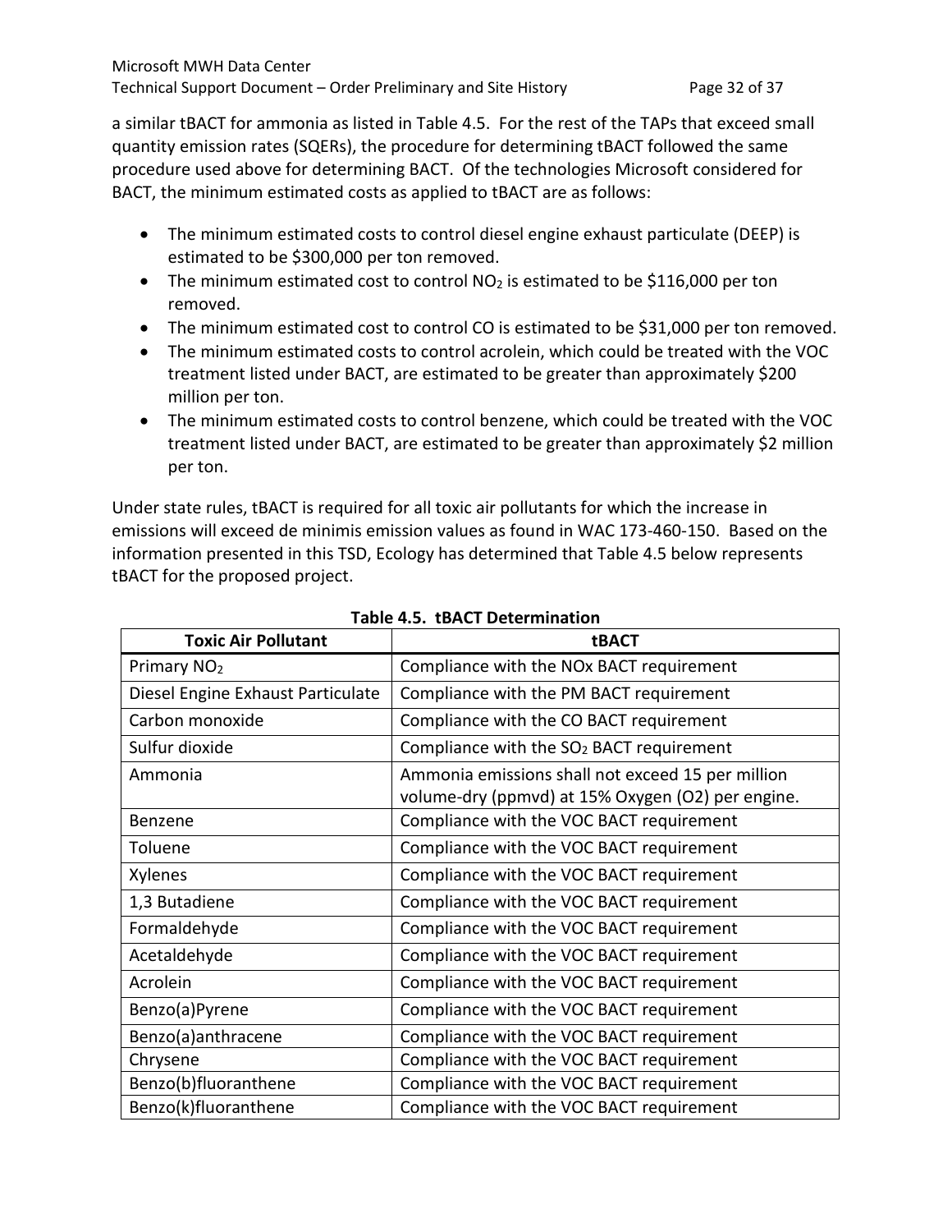a similar tBACT for ammonia as listed in Table 4.5. For the rest of the TAPs that exceed small quantity emission rates (SQERs), the procedure for determining tBACT followed the same procedure used above for determining BACT. Of the technologies Microsoft considered for BACT, the minimum estimated costs as applied to tBACT are as follows:

- The minimum estimated costs to control diesel engine exhaust particulate (DEEP) is estimated to be $300,000 per ton removed.
- The minimum estimated cost to control $NO_2$ is estimated to be $116,000 per ton removed.
- The minimum estimated cost to control CO is estimated to be $31,000 per ton removed.
- The minimum estimated costs to control acrolein, which could be treated with the VOC treatment listed under BACT, are estimated to be greater than approximately $200 million per ton.
- The minimum estimated costs to control benzene, which could be treated with the VOC treatment listed under BACT, are estimated to be greater than approximately $2 million per ton.

Under state rules, tBACT is required for all toxic air pollutants for which the increase in emissions will exceed de minimis emission values as found in WAC 173-460-150. Based on the information presented in this TSD, Ecology has determined that Table 4.5 below represents tBACT for the proposed project.

**Table 4.5. tBACT Determination**

| Toxic Air Pollutant | tBACT |
|---|---|
| Primary $NO_2$ | Compliance with the NOx BACT requirement |
| Diesel Engine Exhaust Particulate | Compliance with the PM BACT requirement |
| Carbon monoxide | Compliance with the CO BACT requirement |
| Sulfur dioxide | Compliance with the $SO_2$ BACT requirement |
| Ammonia | Ammonia emissions shall not exceed 15 per million volume-dry (ppmvd) at 15% Oxygen (O2) per engine. |
| Benzene | Compliance with the VOC BACT requirement |
| Toluene | Compliance with the VOC BACT requirement |
| Xylenes | Compliance with the VOC BACT requirement |
| 1,3 Butadiene | Compliance with the VOC BACT requirement |
| Formaldehyde | Compliance with the VOC BACT requirement |
| Acetaldehyde | Compliance with the VOC BACT requirement |
| Acrolein | Compliance with the VOC BACT requirement |
| Benzo(a)Pyrene | Compliance with the VOC BACT requirement |
| Benzo(a)anthracene | Compliance with the VOC BACT requirement |
| Chrysene | Compliance with the VOC BACT requirement |
| Benzo(b)fluoranthene | Compliance with the VOC BACT requirement |
| Benzo(k)fluoranthene | Compliance with the VOC BACT requirement |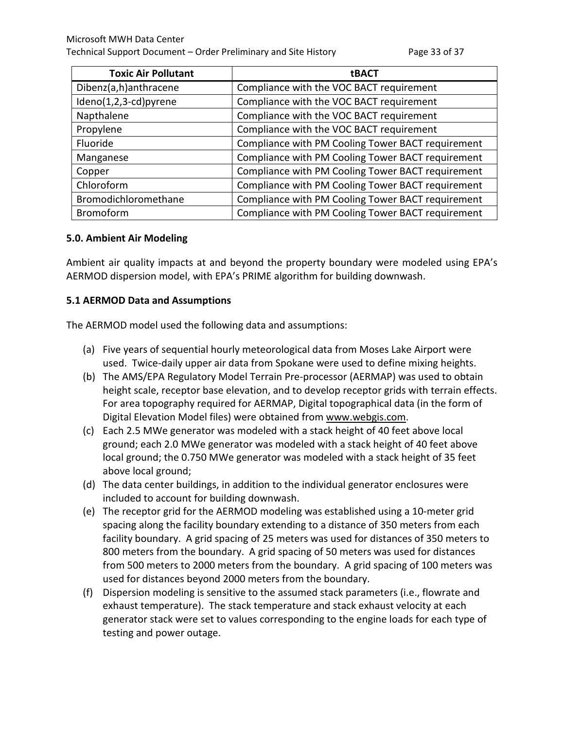| Toxic Air Pollutant | tBACT |
|---|---|
| Dibenz(a,h)anthracene | Compliance with the VOC BACT requirement |
| Ideno(1,2,3-cd)pyrene | Compliance with the VOC BACT requirement |
| Napthalene | Compliance with the VOC BACT requirement |
| Propylene | Compliance with the VOC BACT requirement |
| Fluoride | Compliance with PM Cooling Tower BACT requirement |
| Manganese | Compliance with PM Cooling Tower BACT requirement |
| Copper | Compliance with PM Cooling Tower BACT requirement |
| Chloroform | Compliance with PM Cooling Tower BACT requirement |
| Bromodichloromethane | Compliance with PM Cooling Tower BACT requirement |
| Bromoform | Compliance with PM Cooling Tower BACT requirement |

## 5.0. Ambient Air Modeling

Ambient air quality impacts at and beyond the property boundary were modeled using EPA's AERMOD dispersion model, with EPA's PRIME algorithm for building downwash.

### 5.1 AERMOD Data and Assumptions

The AERMOD model used the following data and assumptions:

(a) Five years of sequential hourly meteorological data from Moses Lake Airport were used. Twice-daily upper air data from Spokane were used to define mixing heights.

(b) The AMS/EPA Regulatory Model Terrain Pre-processor (AERMAP) was used to obtain height scale, receptor base elevation, and to develop receptor grids with terrain effects. For area topography required for AERMAP, Digital topographical data (in the form of Digital Elevation Model files) were obtained from www.webgis.com.

(c) Each 2.5 MWe generator was modeled with a stack height of 40 feet above local ground; each 2.0 MWe generator was modeled with a stack height of 40 feet above local ground; the 0.750 MWe generator was modeled with a stack height of 35 feet above local ground;

(d) The data center buildings, in addition to the individual generator enclosures were included to account for building downwash.

(e) The receptor grid for the AERMOD modeling was established using a 10-meter grid spacing along the facility boundary extending to a distance of 350 meters from each facility boundary. A grid spacing of 25 meters was used for distances of 350 meters to 800 meters from the boundary. A grid spacing of 50 meters was used for distances from 500 meters to 2000 meters from the boundary. A grid spacing of 100 meters was used for distances beyond 2000 meters from the boundary.

(f) Dispersion modeling is sensitive to the assumed stack parameters (i.e., flowrate and exhaust temperature). The stack temperature and stack exhaust velocity at each generator stack were set to values corresponding to the engine loads for each type of testing and power outage.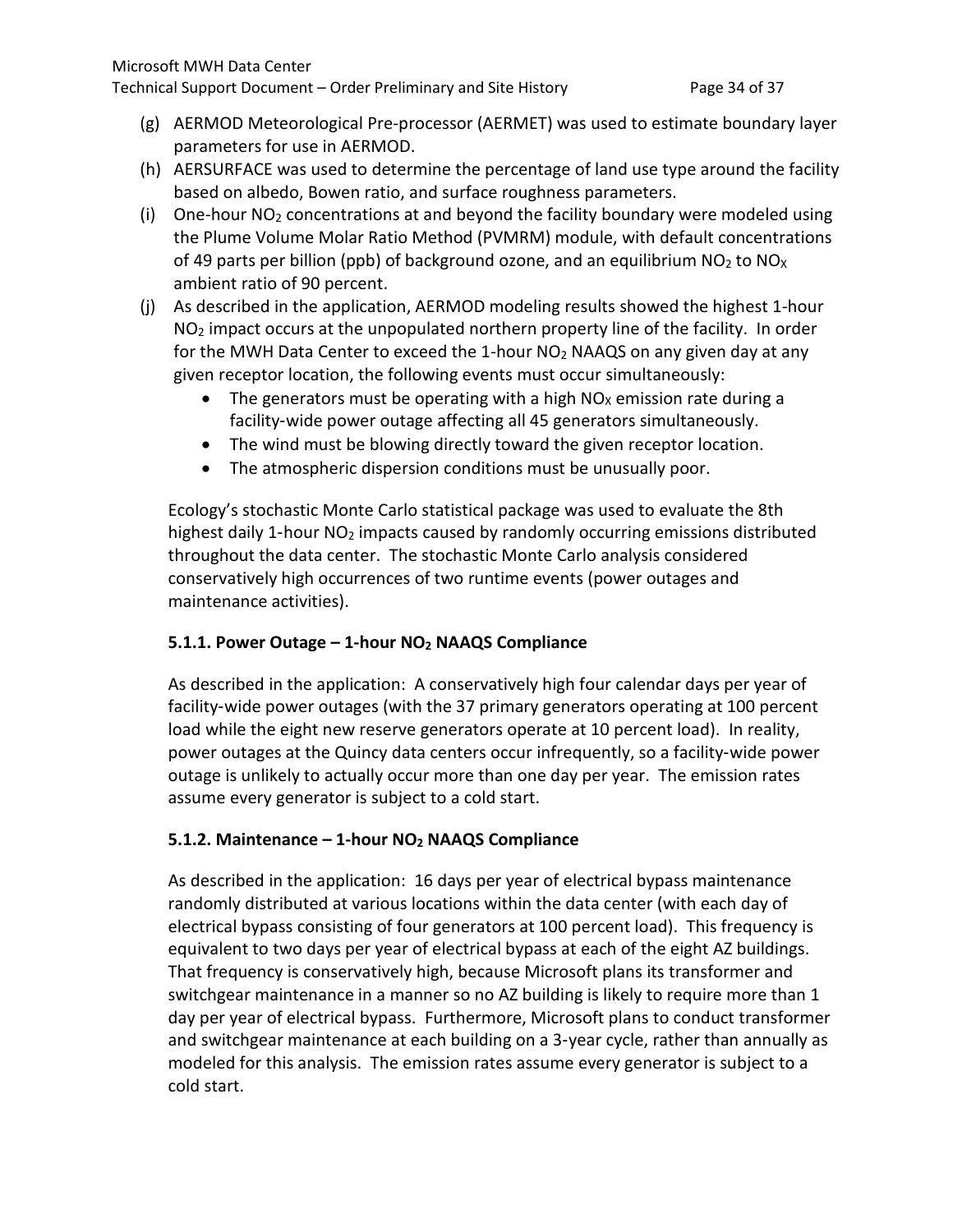(g) AERMOD Meteorological Pre-processor (AERMET) was used to estimate boundary layer parameters for use in AERMOD.

(h) AERSURFACE was used to determine the percentage of land use type around the facility based on albedo, Bowen ratio, and surface roughness parameters.

(i) One-hour $NO_2$ concentrations at and beyond the facility boundary were modeled using the Plume Volume Molar Ratio Method (PVMRM) module, with default concentrations of 49 parts per billion (ppb) of background ozone, and an equilibrium $NO_2$ to $NO_X$ ambient ratio of 90 percent.

(j) As described in the application, AERMOD modeling results showed the highest 1-hour $NO_2$ impact occurs at the unpopulated northern property line of the facility. In order for the MWH Data Center to exceed the 1-hour $NO_2$ NAAQS on any given day at any given receptor location, the following events must occur simultaneously:

- The generators must be operating with a high $NO_X$ emission rate during a facility-wide power outage affecting all 45 generators simultaneously.
- The wind must be blowing directly toward the given receptor location.
- The atmospheric dispersion conditions must be unusually poor.

Ecology's stochastic Monte Carlo statistical package was used to evaluate the 8th highest daily 1-hour $NO_2$ impacts caused by randomly occurring emissions distributed throughout the data center. The stochastic Monte Carlo analysis considered conservatively high occurrences of two runtime events (power outages and maintenance activities).

### 5.1.1. Power Outage – 1-hour $NO_2$ NAAQS Compliance

As described in the application: A conservatively high four calendar days per year of facility-wide power outages (with the 37 primary generators operating at 100 percent load while the eight new reserve generators operate at 10 percent load). In reality, power outages at the Quincy data centers occur infrequently, so a facility-wide power outage is unlikely to actually occur more than one day per year. The emission rates assume every generator is subject to a cold start.

### 5.1.2. Maintenance – 1-hour $NO_2$ NAAQS Compliance

As described in the application: 16 days per year of electrical bypass maintenance randomly distributed at various locations within the data center (with each day of electrical bypass consisting of four generators at 100 percent load). This frequency is equivalent to two days per year of electrical bypass at each of the eight AZ buildings. That frequency is conservatively high, because Microsoft plans its transformer and switchgear maintenance in a manner so no AZ building is likely to require more than 1 day per year of electrical bypass. Furthermore, Microsoft plans to conduct transformer and switchgear maintenance at each building on a 3-year cycle, rather than annually as modeled for this analysis. The emission rates assume every generator is subject to a cold start.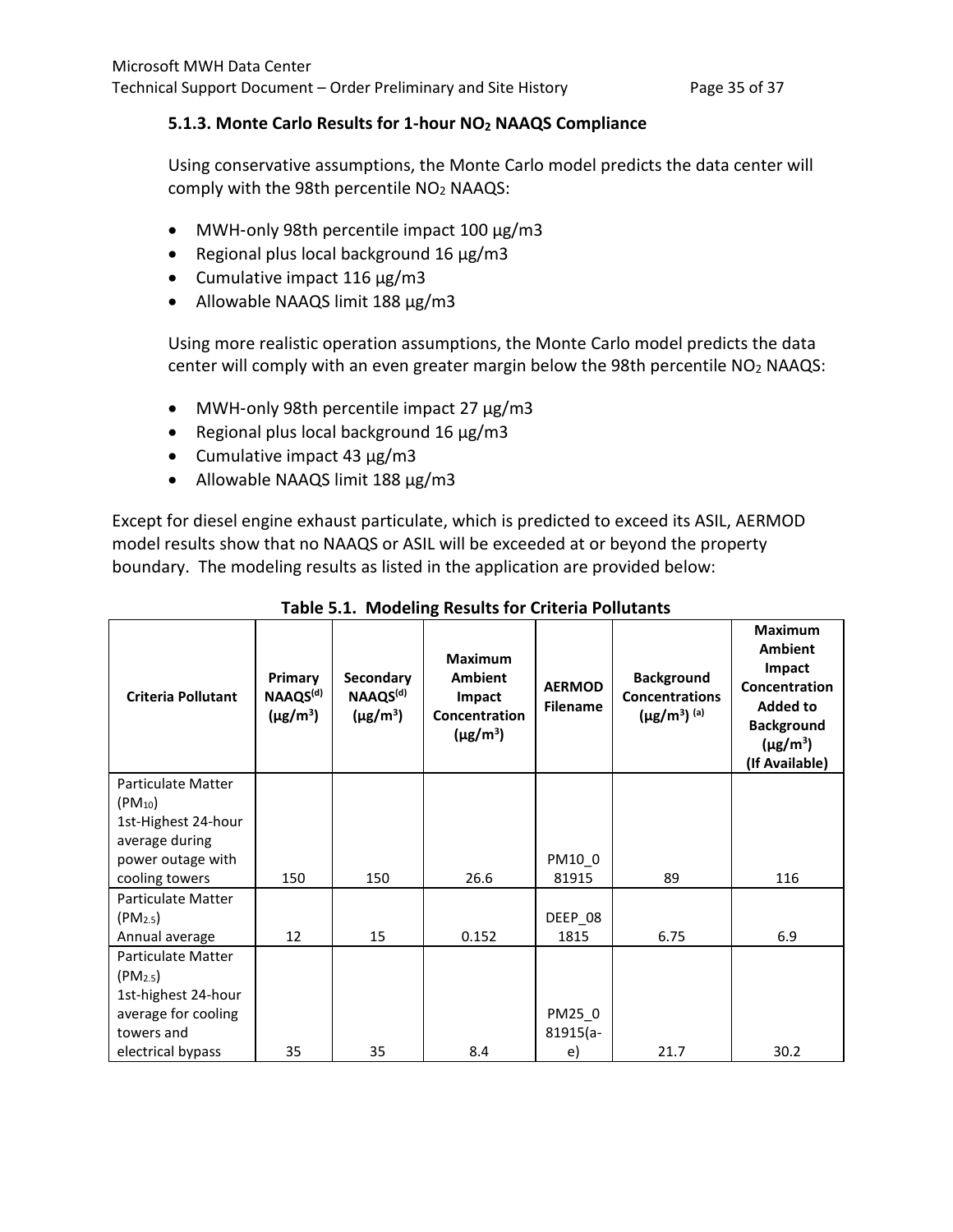### 5.1.3. Monte Carlo Results for 1-hour $NO_2$ NAAQS Compliance

Using conservative assumptions, the Monte Carlo model predicts the data center will comply with the 98th percentile $NO_2$ NAAQS:

- MWH-only 98th percentile impact 100 µg/m3
- Regional plus local background 16 µg/m3
- Cumulative impact 116 µg/m3
- Allowable NAAQS limit 188 µg/m3

Using more realistic operation assumptions, the Monte Carlo model predicts the data center will comply with an even greater margin below the 98th percentile $NO_2$ NAAQS:

- MWH-only 98th percentile impact 27 µg/m3
- Regional plus local background 16 µg/m3
- Cumulative impact 43 µg/m3
- Allowable NAAQS limit 188 µg/m3

Except for diesel engine exhaust particulate, which is predicted to exceed its ASIL, AERMOD model results show that no NAAQS or ASIL will be exceeded at or beyond the property boundary. The modeling results as listed in the application are provided below:

**Table 5.1. Modeling Results for Criteria Pollutants**

| Criteria Pollutant | Primary NAAQS[d] (µg/m$^3$) | Secondary NAAQS[d] (µg/m$^3$) | Maximum Ambient Impact Concentration (µg/m$^3$) | AERMOD Filename | Background Concentrations (µg/m$^3$) [a] | Maximum Ambient Impact Concentration Added to Background (µg/m$^3$) (If Available) |
|---|---|---|---|---|---|---|
| Particulate Matter ($PM_{10}$) 1st-Highest 24-hour average during power outage with cooling towers | 150 | 150 | 26.6 | PM10_081915 | 89 | 116 |
| Particulate Matter ($PM_{2.5}$) Annual average | 12 | 15 | 0.152 | DEEP_081815 | 6.75 | 6.9 |
| Particulate Matter ($PM_{2.5}$) 1st-highest 24-hour average for cooling towers and electrical bypass | 35 | 35 | 8.4 | PM25_081915(a-e) | 21.7 | 30.2 |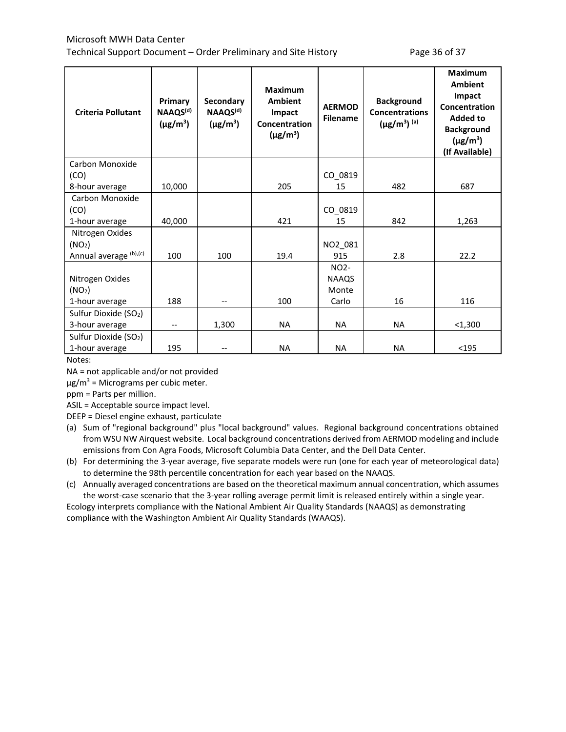| Criteria Pollutant | Primary NAAQS[d] ($\mu g/m^3$) | Secondary NAAQS[d] ($\mu g/m^3$) | Maximum Ambient Impact Concentration ($\mu g/m^3$) | AERMOD Filename | Background Concentrations ($\mu g/m^3$) [a] | Maximum Ambient Impact Concentration Added to Background ($\mu g/m^3$) (If Available) |
|---|---|---|---|---|---|---|
| Carbon Monoxide (CO) 8-hour average | 10,000 | | 205 | CO_081915 | 482 | 687 |
| Carbon Monoxide (CO) 1-hour average | 40,000 | | 421 | CO_081915 | 842 | 1,263 |
| Nitrogen Oxides ($NO_2$) Annual average [b],[c] | 100 | 100 | 19.4 | NO2_081915 | 2.8 | 22.2 |
| Nitrogen Oxides ($NO_2$) 1-hour average | 188 | -- | 100 | NO2-NAAQS Monte Carlo | 16 | 116 |
| Sulfur Dioxide ($SO_2$) 3-hour average | -- | 1,300 | NA | NA | NA | <1,300 |
| Sulfur Dioxide ($SO_2$) 1-hour average | 195 | -- | NA | NA | NA | <195 |

Notes:

NA = not applicable and/or not provided

$\mu g/m^3$ = Micrograms per cubic meter.

ppm = Parts per million.

ASIL = Acceptable source impact level.

DEEP = Diesel engine exhaust, particulate

(a) Sum of "regional background" plus "local background" values. Regional background concentrations obtained from WSU NW Airquest website. Local background concentrations derived from AERMOD modeling and include emissions from Con Agra Foods, Microsoft Columbia Data Center, and the Dell Data Center.

(b) For determining the 3-year average, five separate models were run (one for each year of meteorological data) to determine the 98th percentile concentration for each year based on the NAAQS.

(c) Annually averaged concentrations are based on the theoretical maximum annual concentration, which assumes the worst-case scenario that the 3-year rolling average permit limit is released entirely within a single year.

Ecology interprets compliance with the National Ambient Air Quality Standards (NAAQS) as demonstrating compliance with the Washington Ambient Air Quality Standards (WAAQS).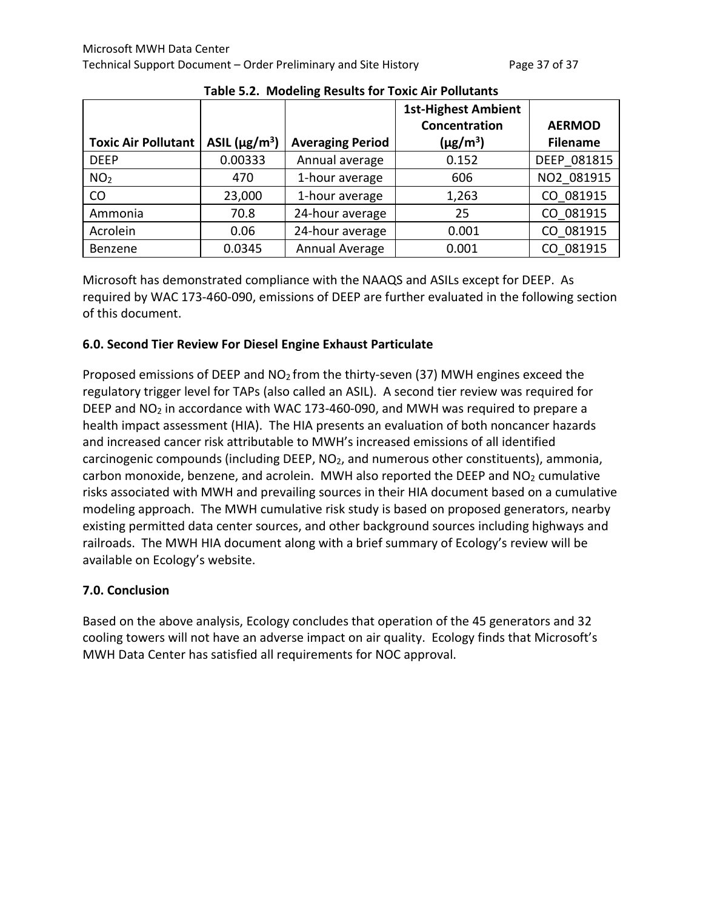**Table 5.2. Modeling Results for Toxic Air Pollutants**

| Toxic Air Pollutant | ASIL ($\mu g/m^3$) | Averaging Period | 1st-Highest Ambient Concentration ($\mu g/m^3$) | AERMOD Filename |
|---|---|---|---|---|
| DEEP | 0.00333 | Annual average | 0.152 | DEEP_081815 |
| $NO_2$ | 470 | 1-hour average | 606 | NO2_081915 |
| CO | 23,000 | 1-hour average | 1,263 | CO_081915 |
| Ammonia | 70.8 | 24-hour average | 25 | CO_081915 |
| Acrolein | 0.06 | 24-hour average | 0.001 | CO_081915 |
| Benzene | 0.0345 | Annual Average | 0.001 | CO_081915 |

Microsoft has demonstrated compliance with the NAAQS and ASILs except for DEEP. As required by WAC 173-460-090, emissions of DEEP are further evaluated in the following section of this document.

### 6.0. Second Tier Review For Diesel Engine Exhaust Particulate

Proposed emissions of DEEP and $NO_2$ from the thirty-seven (37) MWH engines exceed the regulatory trigger level for TAPs (also called an ASIL). A second tier review was required for DEEP and $NO_2$ in accordance with WAC 173-460-090, and MWH was required to prepare a health impact assessment (HIA). The HIA presents an evaluation of both noncancer hazards and increased cancer risk attributable to MWH's increased emissions of all identified carcinogenic compounds (including DEEP, $NO_2$, and numerous other constituents), ammonia, carbon monoxide, benzene, and acrolein. MWH also reported the DEEP and $NO_2$ cumulative risks associated with MWH and prevailing sources in their HIA document based on a cumulative modeling approach. The MWH cumulative risk study is based on proposed generators, nearby existing permitted data center sources, and other background sources including highways and railroads. The MWH HIA document along with a brief summary of Ecology's review will be available on Ecology's website.

### 7.0. Conclusion

Based on the above analysis, Ecology concludes that operation of the 45 generators and 32 cooling towers will not have an adverse impact on air quality. Ecology finds that Microsoft's MWH Data Center has satisfied all requirements for NOC approval.